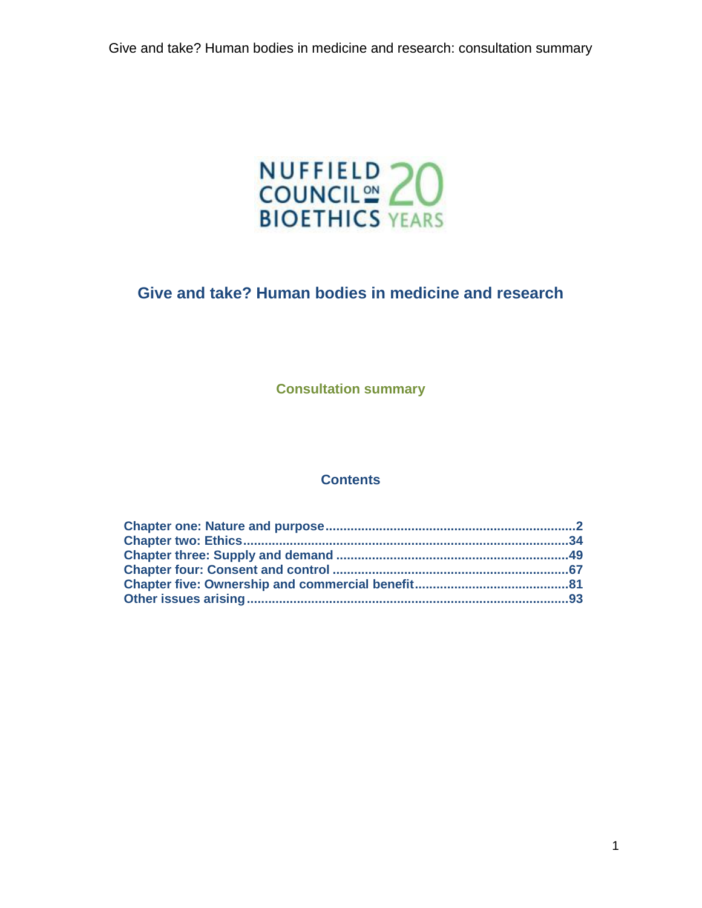# Give and take? Human bodies in medicine and research

## Consultation summary

### Contents

- Chapter one: Nature and purpose ..... 2
- Chapter two: Ethics ..... 34
- Chapter three: Supply and demand ..... 49
- Chapter four: Consent and control ..... 67
- Chapter five: Ownership and commercial benefit ..... 81
- Other issues arising ..... 93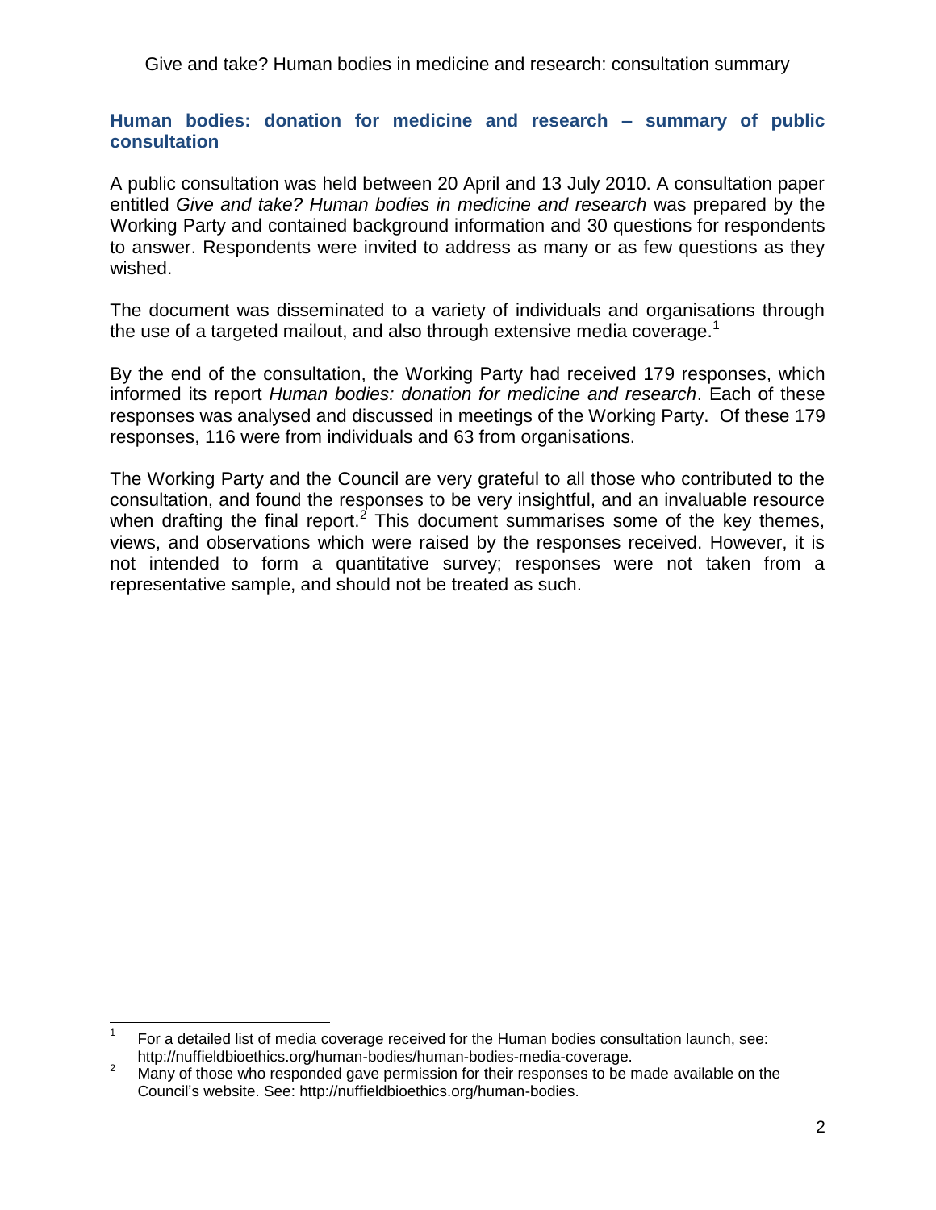## Human bodies: donation for medicine and research – summary of public consultation

A public consultation was held between 20 April and 13 July 2010. A consultation paper entitled *Give and take? Human bodies in medicine and research* was prepared by the Working Party and contained background information and 30 questions for respondents to answer. Respondents were invited to address as many or as few questions as they wished.

The document was disseminated to a variety of individuals and organisations through the use of a targeted mailout, and also through extensive media coverage.[1]

By the end of the consultation, the Working Party had received 179 responses, which informed its report *Human bodies: donation for medicine and research*. Each of these responses was analysed and discussed in meetings of the Working Party. Of these 179 responses, 116 were from individuals and 63 from organisations.

The Working Party and the Council are very grateful to all those who contributed to the consultation, and found the responses to be very insightful, and an invaluable resource when drafting the final report.[2] This document summarises some of the key themes, views, and observations which were raised by the responses received. However, it is not intended to form a quantitative survey; responses were not taken from a representative sample, and should not be treated as such.

---

[1] For a detailed list of media coverage received for the Human bodies consultation launch, see: http://nuffieldbioethics.org/human-bodies/human-bodies-media-coverage.

[2] Many of those who responded gave permission for their responses to be made available on the Council's website. See: http://nuffieldbioethics.org/human-bodies.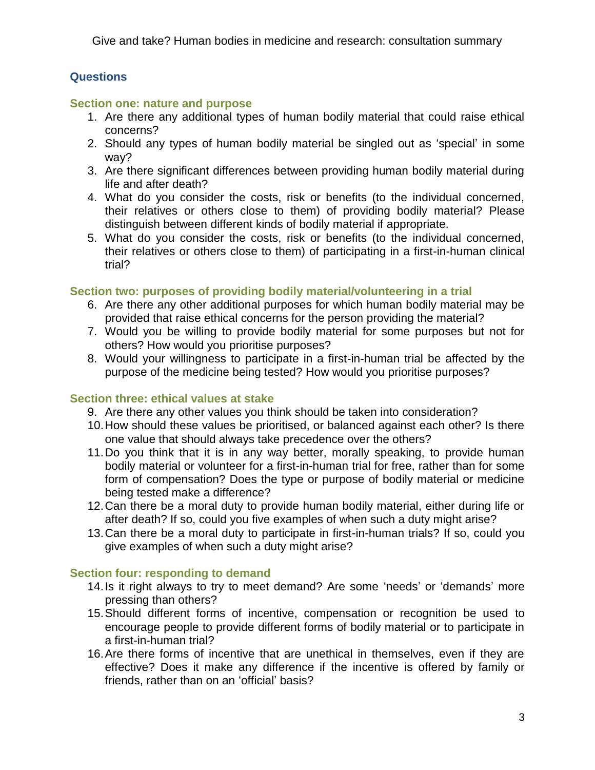## Questions

### Section one: nature and purpose

1. Are there any additional types of human bodily material that could raise ethical concerns?
2. Should any types of human bodily material be singled out as 'special' in some way?
3. Are there significant differences between providing human bodily material during life and after death?
4. What do you consider the costs, risk or benefits (to the individual concerned, their relatives or others close to them) of providing bodily material? Please distinguish between different kinds of bodily material if appropriate.
5. What do you consider the costs, risk or benefits (to the individual concerned, their relatives or others close to them) of participating in a first-in-human clinical trial?

### Section two: purposes of providing bodily material/volunteering in a trial

6. Are there any other additional purposes for which human bodily material may be provided that raise ethical concerns for the person providing the material?
7. Would you be willing to provide bodily material for some purposes but not for others? How would you prioritise purposes?
8. Would your willingness to participate in a first-in-human trial be affected by the purpose of the medicine being tested? How would you prioritise purposes?

### Section three: ethical values at stake

9. Are there any other values you think should be taken into consideration?
10. How should these values be prioritised, or balanced against each other? Is there one value that should always take precedence over the others?
11. Do you think that it is in any way better, morally speaking, to provide human bodily material or volunteer for a first-in-human trial for free, rather than for some form of compensation? Does the type or purpose of bodily material or medicine being tested make a difference?
12. Can there be a moral duty to provide human bodily material, either during life or after death? If so, could you five examples of when such a duty might arise?
13. Can there be a moral duty to participate in first-in-human trials? If so, could you give examples of when such a duty might arise?

### Section four: responding to demand

14. Is it right always to try to meet demand? Are some 'needs' or 'demands' more pressing than others?
15. Should different forms of incentive, compensation or recognition be used to encourage people to provide different forms of bodily material or to participate in a first-in-human trial?
16. Are there forms of incentive that are unethical in themselves, even if they are effective? Does it make any difference if the incentive is offered by family or friends, rather than on an 'official' basis?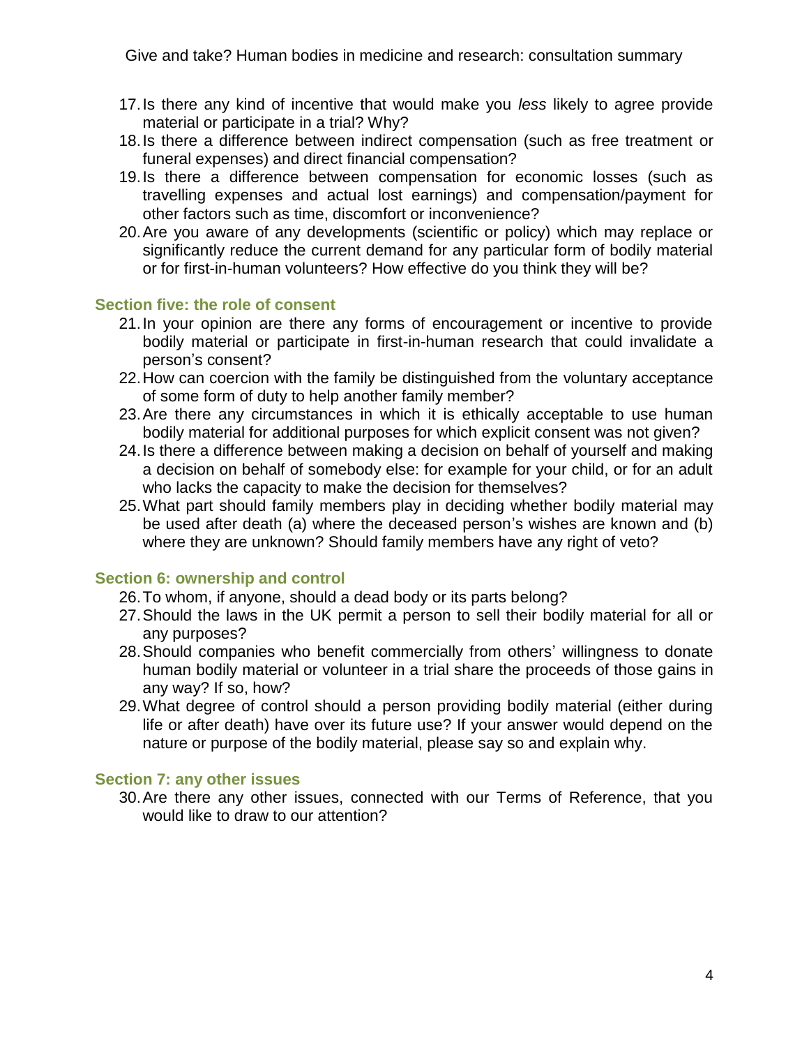17. Is there any kind of incentive that would make you *less* likely to agree provide material or participate in a trial? Why?
18. Is there a difference between indirect compensation (such as free treatment or funeral expenses) and direct financial compensation?
19. Is there a difference between compensation for economic losses (such as travelling expenses and actual lost earnings) and compensation/payment for other factors such as time, discomfort or inconvenience?
20. Are you aware of any developments (scientific or policy) which may replace or significantly reduce the current demand for any particular form of bodily material or for first-in-human volunteers? How effective do you think they will be?

### Section five: the role of consent

21. In your opinion are there any forms of encouragement or incentive to provide bodily material or participate in first-in-human research that could invalidate a person's consent?
22. How can coercion with the family be distinguished from the voluntary acceptance of some form of duty to help another family member?
23. Are there any circumstances in which it is ethically acceptable to use human bodily material for additional purposes for which explicit consent was not given?
24. Is there a difference between making a decision on behalf of yourself and making a decision on behalf of somebody else: for example for your child, or for an adult who lacks the capacity to make the decision for themselves?
25. What part should family members play in deciding whether bodily material may be used after death (a) where the deceased person's wishes are known and (b) where they are unknown? Should family members have any right of veto?

### Section 6: ownership and control

26. To whom, if anyone, should a dead body or its parts belong?
27. Should the laws in the UK permit a person to sell their bodily material for all or any purposes?
28. Should companies who benefit commercially from others' willingness to donate human bodily material or volunteer in a trial share the proceeds of those gains in any way? If so, how?
29. What degree of control should a person providing bodily material (either during life or after death) have over its future use? If your answer would depend on the nature or purpose of the bodily material, please say so and explain why.

### Section 7: any other issues

30. Are there any other issues, connected with our Terms of Reference, that you would like to draw to our attention?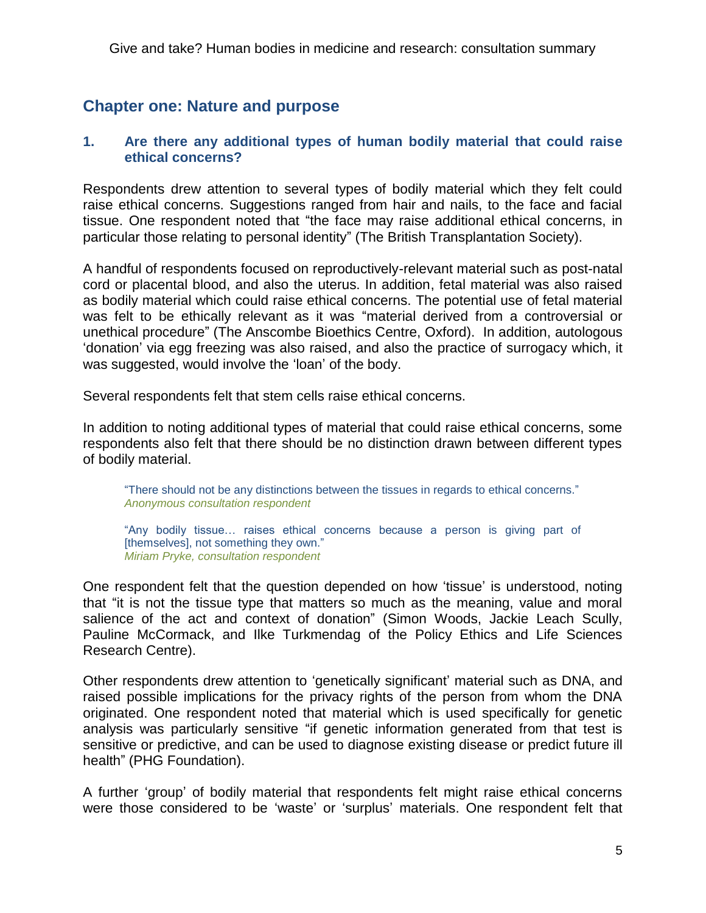## Chapter one: Nature and purpose

### 1. Are there any additional types of human bodily material that could raise ethical concerns?

Respondents drew attention to several types of bodily material which they felt could raise ethical concerns. Suggestions ranged from hair and nails, to the face and facial tissue. One respondent noted that “the face may raise additional ethical concerns, in particular those relating to personal identity” (The British Transplantation Society).

A handful of respondents focused on reproductively-relevant material such as post-natal cord or placental blood, and also the uterus. In addition, fetal material was also raised as bodily material which could raise ethical concerns. The potential use of fetal material was felt to be ethically relevant as it was “material derived from a controversial or unethical procedure” (The Anscombe Bioethics Centre, Oxford). In addition, autologous ‘donation’ via egg freezing was also raised, and also the practice of surrogacy which, it was suggested, would involve the ‘loan’ of the body.

Several respondents felt that stem cells raise ethical concerns.

In addition to noting additional types of material that could raise ethical concerns, some respondents also felt that there should be no distinction drawn between different types of bodily material.

> “There should not be any distinctions between the tissues in regards to ethical concerns.”
> *Anonymous consultation respondent*

> “Any bodily tissue… raises ethical concerns because a person is giving part of [themselves], not something they own.”
> *Miriam Pryke, consultation respondent*

One respondent felt that the question depended on how ‘tissue’ is understood, noting that “it is not the tissue type that matters so much as the meaning, value and moral salience of the act and context of donation” (Simon Woods, Jackie Leach Scully, Pauline McCormack, and Ilke Turkmendag of the Policy Ethics and Life Sciences Research Centre).

Other respondents drew attention to ‘genetically significant’ material such as DNA, and raised possible implications for the privacy rights of the person from whom the DNA originated. One respondent noted that material which is used specifically for genetic analysis was particularly sensitive “if genetic information generated from that test is sensitive or predictive, and can be used to diagnose existing disease or predict future ill health” (PHG Foundation).

A further ‘group’ of bodily material that respondents felt might raise ethical concerns were those considered to be ‘waste’ or ‘surplus’ materials. One respondent felt that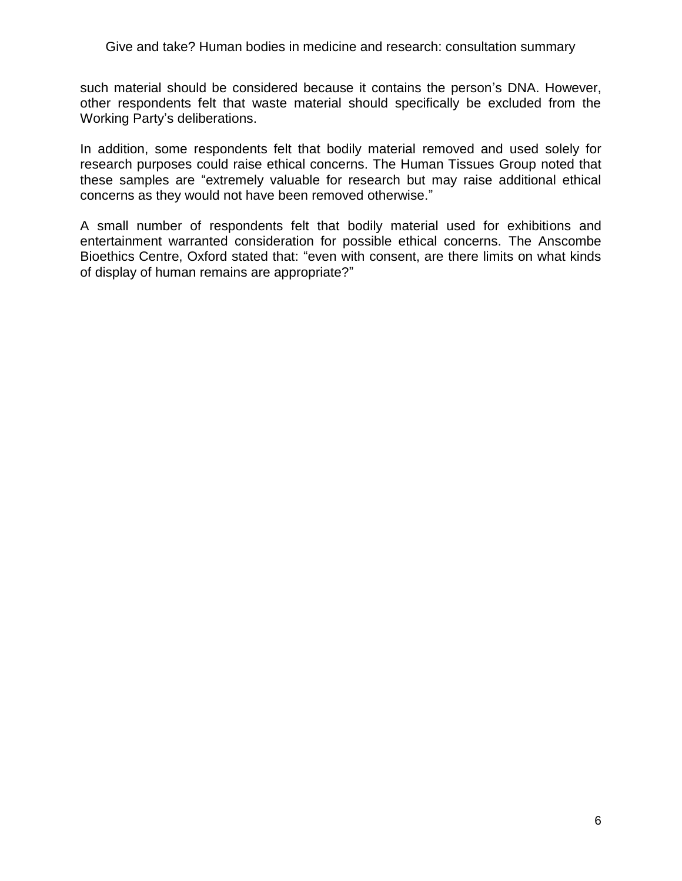such material should be considered because it contains the person’s DNA. However, other respondents felt that waste material should specifically be excluded from the Working Party’s deliberations.

In addition, some respondents felt that bodily material removed and used solely for research purposes could raise ethical concerns. The Human Tissues Group noted that these samples are “extremely valuable for research but may raise additional ethical concerns as they would not have been removed otherwise.”

A small number of respondents felt that bodily material used for exhibitions and entertainment warranted consideration for possible ethical concerns. The Anscombe Bioethics Centre, Oxford stated that: “even with consent, are there limits on what kinds of display of human remains are appropriate?”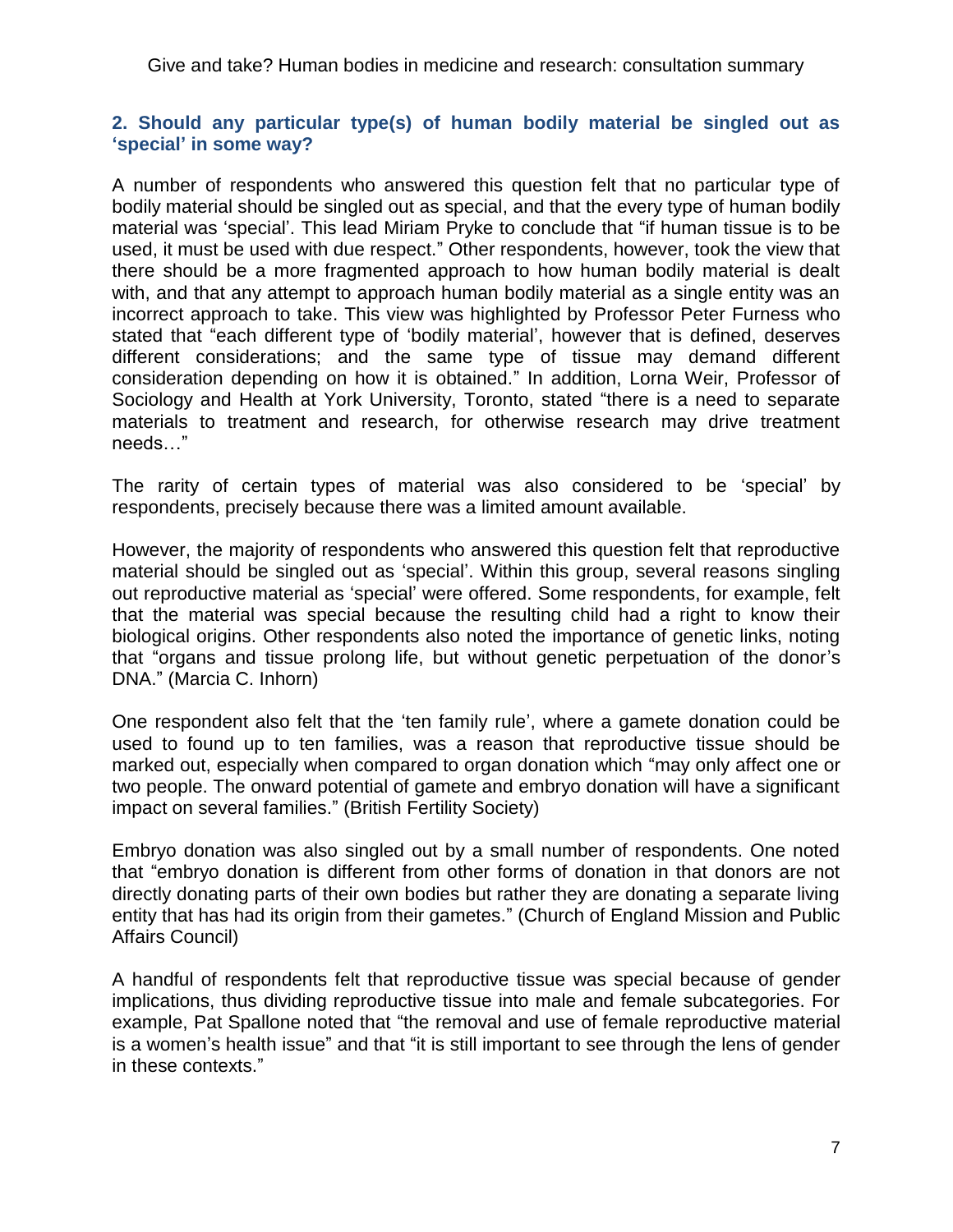## 2. Should any particular type(s) of human bodily material be singled out as 'special' in some way?

A number of respondents who answered this question felt that no particular type of bodily material should be singled out as special, and that the every type of human bodily material was 'special'. This lead Miriam Pryke to conclude that "if human tissue is to be used, it must be used with due respect." Other respondents, however, took the view that there should be a more fragmented approach to how human bodily material is dealt with, and that any attempt to approach human bodily material as a single entity was an incorrect approach to take. This view was highlighted by Professor Peter Furness who stated that "each different type of 'bodily material', however that is defined, deserves different considerations; and the same type of tissue may demand different consideration depending on how it is obtained." In addition, Lorna Weir, Professor of Sociology and Health at York University, Toronto, stated "there is a need to separate materials to treatment and research, for otherwise research may drive treatment needs…"

The rarity of certain types of material was also considered to be 'special' by respondents, precisely because there was a limited amount available.

However, the majority of respondents who answered this question felt that reproductive material should be singled out as 'special'. Within this group, several reasons singling out reproductive material as 'special' were offered. Some respondents, for example, felt that the material was special because the resulting child had a right to know their biological origins. Other respondents also noted the importance of genetic links, noting that "organs and tissue prolong life, but without genetic perpetuation of the donor's DNA." (Marcia C. Inhorn)

One respondent also felt that the 'ten family rule', where a gamete donation could be used to found up to ten families, was a reason that reproductive tissue should be marked out, especially when compared to organ donation which "may only affect one or two people. The onward potential of gamete and embryo donation will have a significant impact on several families." (British Fertility Society)

Embryo donation was also singled out by a small number of respondents. One noted that "embryo donation is different from other forms of donation in that donors are not directly donating parts of their own bodies but rather they are donating a separate living entity that has had its origin from their gametes." (Church of England Mission and Public Affairs Council)

A handful of respondents felt that reproductive tissue was special because of gender implications, thus dividing reproductive tissue into male and female subcategories. For example, Pat Spallone noted that "the removal and use of female reproductive material is a women's health issue" and that "it is still important to see through the lens of gender in these contexts."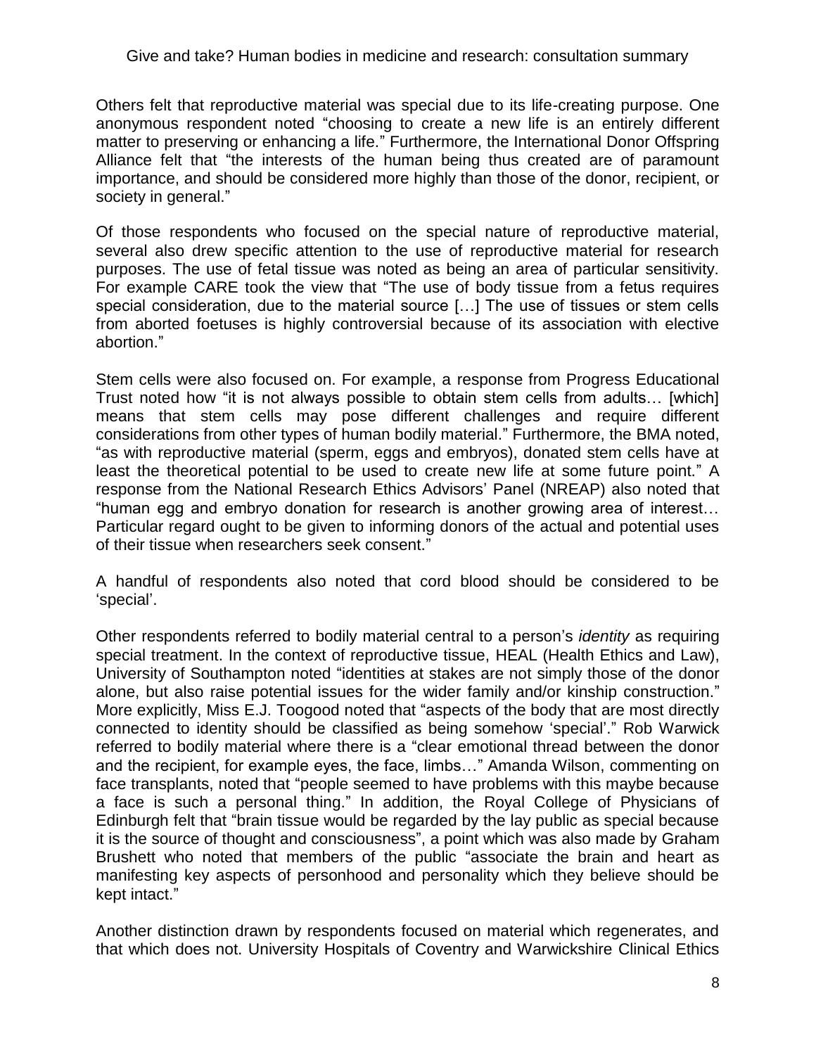Others felt that reproductive material was special due to its life-creating purpose. One anonymous respondent noted "choosing to create a new life is an entirely different matter to preserving or enhancing a life." Furthermore, the International Donor Offspring Alliance felt that "the interests of the human being thus created are of paramount importance, and should be considered more highly than those of the donor, recipient, or society in general."

Of those respondents who focused on the special nature of reproductive material, several also drew specific attention to the use of reproductive material for research purposes. The use of fetal tissue was noted as being an area of particular sensitivity. For example CARE took the view that "The use of body tissue from a fetus requires special consideration, due to the material source […] The use of tissues or stem cells from aborted foetuses is highly controversial because of its association with elective abortion."

Stem cells were also focused on. For example, a response from Progress Educational Trust noted how "it is not always possible to obtain stem cells from adults… [which] means that stem cells may pose different challenges and require different considerations from other types of human bodily material." Furthermore, the BMA noted, "as with reproductive material (sperm, eggs and embryos), donated stem cells have at least the theoretical potential to be used to create new life at some future point." A response from the National Research Ethics Advisors' Panel (NREAP) also noted that "human egg and embryo donation for research is another growing area of interest… Particular regard ought to be given to informing donors of the actual and potential uses of their tissue when researchers seek consent."

A handful of respondents also noted that cord blood should be considered to be 'special'.

Other respondents referred to bodily material central to a person's *identity* as requiring special treatment. In the context of reproductive tissue, HEAL (Health Ethics and Law), University of Southampton noted "identities at stakes are not simply those of the donor alone, but also raise potential issues for the wider family and/or kinship construction." More explicitly, Miss E.J. Toogood noted that "aspects of the body that are most directly connected to identity should be classified as being somehow 'special'." Rob Warwick referred to bodily material where there is a "clear emotional thread between the donor and the recipient, for example eyes, the face, limbs…" Amanda Wilson, commenting on face transplants, noted that "people seemed to have problems with this maybe because a face is such a personal thing." In addition, the Royal College of Physicians of Edinburgh felt that "brain tissue would be regarded by the lay public as special because it is the source of thought and consciousness", a point which was also made by Graham Brushett who noted that members of the public "associate the brain and heart as manifesting key aspects of personhood and personality which they believe should be kept intact."

Another distinction drawn by respondents focused on material which regenerates, and that which does not. University Hospitals of Coventry and Warwickshire Clinical Ethics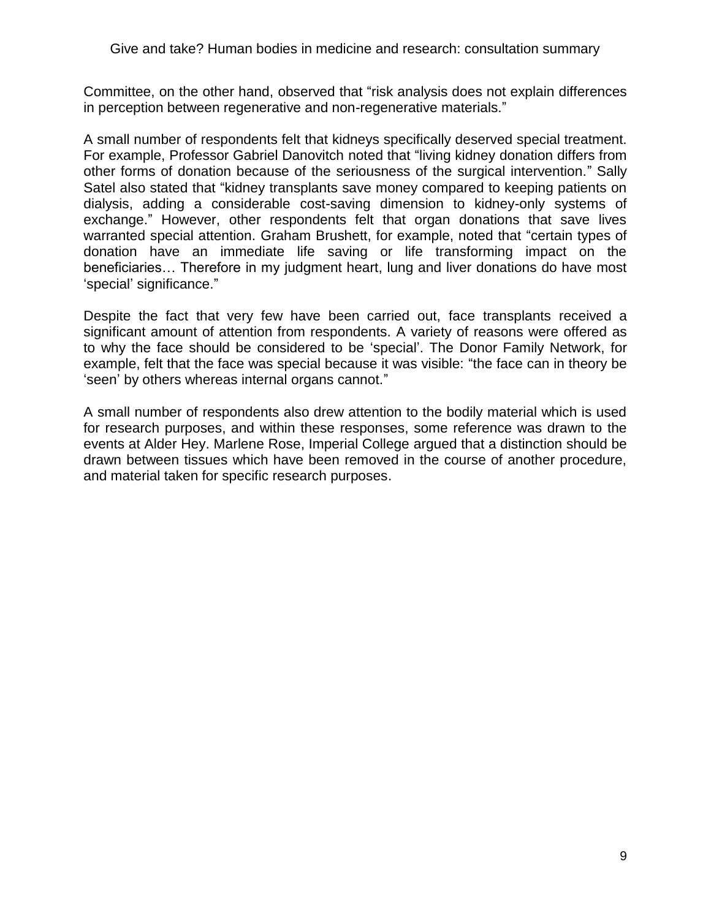Committee, on the other hand, observed that “risk analysis does not explain differences in perception between regenerative and non-regenerative materials.”

A small number of respondents felt that kidneys specifically deserved special treatment. For example, Professor Gabriel Danovitch noted that “living kidney donation differs from other forms of donation because of the seriousness of the surgical intervention.” Sally Satel also stated that “kidney transplants save money compared to keeping patients on dialysis, adding a considerable cost-saving dimension to kidney-only systems of exchange.” However, other respondents felt that organ donations that save lives warranted special attention. Graham Brushett, for example, noted that “certain types of donation have an immediate life saving or life transforming impact on the beneficiaries… Therefore in my judgment heart, lung and liver donations do have most ‘special’ significance.”

Despite the fact that very few have been carried out, face transplants received a significant amount of attention from respondents. A variety of reasons were offered as to why the face should be considered to be ‘special’. The Donor Family Network, for example, felt that the face was special because it was visible: “the face can in theory be ‘seen’ by others whereas internal organs cannot.”

A small number of respondents also drew attention to the bodily material which is used for research purposes, and within these responses, some reference was drawn to the events at Alder Hey. Marlene Rose, Imperial College argued that a distinction should be drawn between tissues which have been removed in the course of another procedure, and material taken for specific research purposes.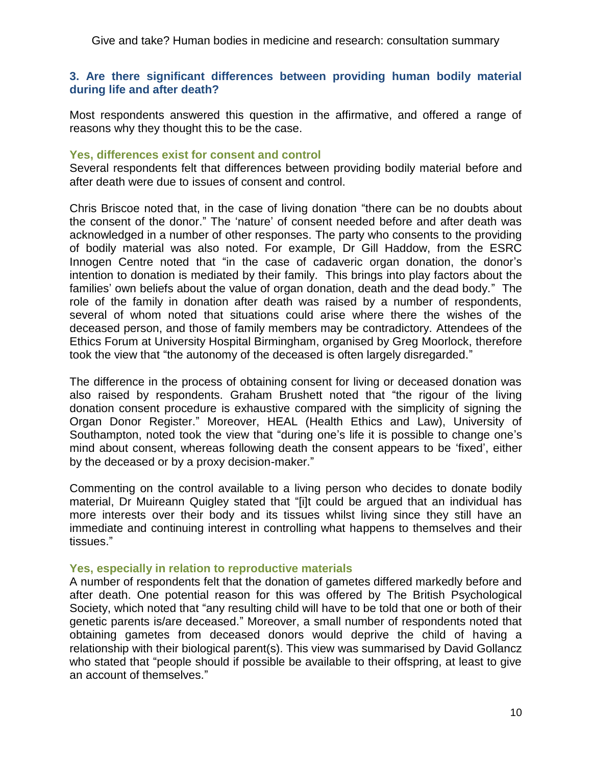## 3. Are there significant differences between providing human bodily material during life and after death?

Most respondents answered this question in the affirmative, and offered a range of reasons why they thought this to be the case.

### Yes, differences exist for consent and control

Several respondents felt that differences between providing bodily material before and after death were due to issues of consent and control.

Chris Briscoe noted that, in the case of living donation "there can be no doubts about the consent of the donor." The 'nature' of consent needed before and after death was acknowledged in a number of other responses. The party who consents to the providing of bodily material was also noted. For example, Dr Gill Haddow, from the ESRC Innogen Centre noted that "in the case of cadaveric organ donation, the donor's intention to donation is mediated by their family. This brings into play factors about the families' own beliefs about the value of organ donation, death and the dead body." The role of the family in donation after death was raised by a number of respondents, several of whom noted that situations could arise where there the wishes of the deceased person, and those of family members may be contradictory. Attendees of the Ethics Forum at University Hospital Birmingham, organised by Greg Moorlock, therefore took the view that "the autonomy of the deceased is often largely disregarded."

The difference in the process of obtaining consent for living or deceased donation was also raised by respondents. Graham Brushett noted that "the rigour of the living donation consent procedure is exhaustive compared with the simplicity of signing the Organ Donor Register." Moreover, HEAL (Health Ethics and Law), University of Southampton, noted took the view that "during one's life it is possible to change one's mind about consent, whereas following death the consent appears to be 'fixed', either by the deceased or by a proxy decision-maker."

Commenting on the control available to a living person who decides to donate bodily material, Dr Muireann Quigley stated that "[i]t could be argued that an individual has more interests over their body and its tissues whilst living since they still have an immediate and continuing interest in controlling what happens to themselves and their tissues."

### Yes, especially in relation to reproductive materials

A number of respondents felt that the donation of gametes differed markedly before and after death. One potential reason for this was offered by The British Psychological Society, which noted that "any resulting child will have to be told that one or both of their genetic parents is/are deceased." Moreover, a small number of respondents noted that obtaining gametes from deceased donors would deprive the child of having a relationship with their biological parent(s). This view was summarised by David Gollancz who stated that "people should if possible be available to their offspring, at least to give an account of themselves."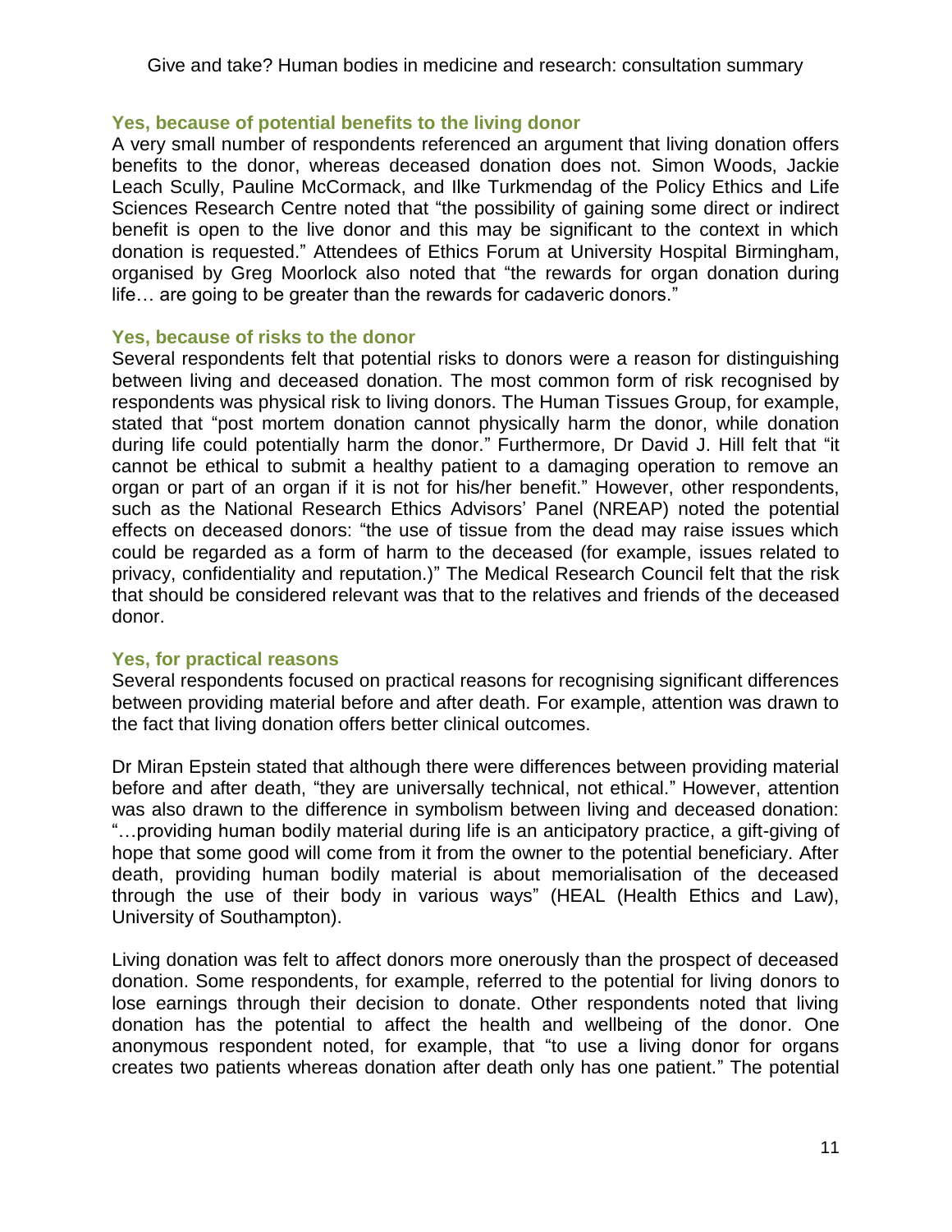### Yes, because of potential benefits to the living donor

A very small number of respondents referenced an argument that living donation offers benefits to the donor, whereas deceased donation does not. Simon Woods, Jackie Leach Scully, Pauline McCormack, and Ilke Turkmendag of the Policy Ethics and Life Sciences Research Centre noted that "the possibility of gaining some direct or indirect benefit is open to the live donor and this may be significant to the context in which donation is requested." Attendees of Ethics Forum at University Hospital Birmingham, organised by Greg Moorlock also noted that "the rewards for organ donation during life… are going to be greater than the rewards for cadaveric donors."

### Yes, because of risks to the donor

Several respondents felt that potential risks to donors were a reason for distinguishing between living and deceased donation. The most common form of risk recognised by respondents was physical risk to living donors. The Human Tissues Group, for example, stated that "post mortem donation cannot physically harm the donor, while donation during life could potentially harm the donor." Furthermore, Dr David J. Hill felt that "it cannot be ethical to submit a healthy patient to a damaging operation to remove an organ or part of an organ if it is not for his/her benefit." However, other respondents, such as the National Research Ethics Advisors' Panel (NREAP) noted the potential effects on deceased donors: "the use of tissue from the dead may raise issues which could be regarded as a form of harm to the deceased (for example, issues related to privacy, confidentiality and reputation.)" The Medical Research Council felt that the risk that should be considered relevant was that to the relatives and friends of the deceased donor.

### Yes, for practical reasons

Several respondents focused on practical reasons for recognising significant differences between providing material before and after death. For example, attention was drawn to the fact that living donation offers better clinical outcomes.

Dr Miran Epstein stated that although there were differences between providing material before and after death, "they are universally technical, not ethical." However, attention was also drawn to the difference in symbolism between living and deceased donation: "…providing human bodily material during life is an anticipatory practice, a gift-giving of hope that some good will come from it from the owner to the potential beneficiary. After death, providing human bodily material is about memorialisation of the deceased through the use of their body in various ways" (HEAL (Health Ethics and Law), University of Southampton).

Living donation was felt to affect donors more onerously than the prospect of deceased donation. Some respondents, for example, referred to the potential for living donors to lose earnings through their decision to donate. Other respondents noted that living donation has the potential to affect the health and wellbeing of the donor. One anonymous respondent noted, for example, that "to use a living donor for organs creates two patients whereas donation after death only has one patient." The potential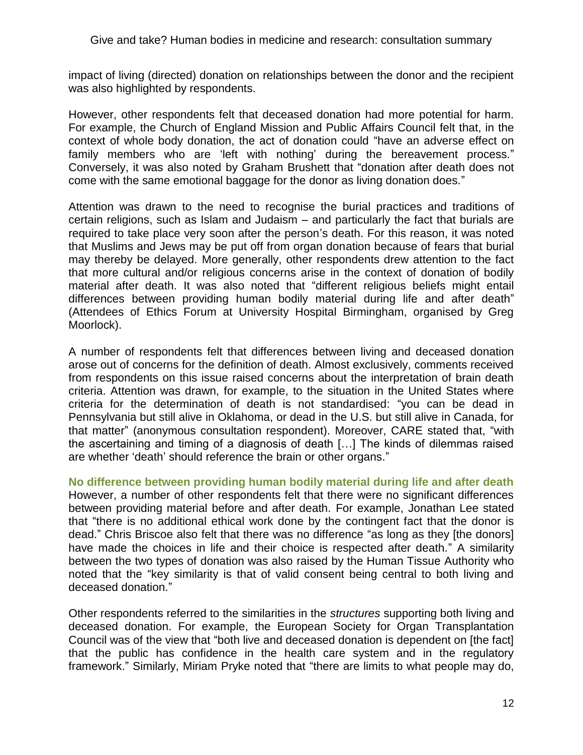impact of living (directed) donation on relationships between the donor and the recipient was also highlighted by respondents.

However, other respondents felt that deceased donation had more potential for harm. For example, the Church of England Mission and Public Affairs Council felt that, in the context of whole body donation, the act of donation could "have an adverse effect on family members who are 'left with nothing' during the bereavement process." Conversely, it was also noted by Graham Brushett that "donation after death does not come with the same emotional baggage for the donor as living donation does."

Attention was drawn to the need to recognise the burial practices and traditions of certain religions, such as Islam and Judaism – and particularly the fact that burials are required to take place very soon after the person's death. For this reason, it was noted that Muslims and Jews may be put off from organ donation because of fears that burial may thereby be delayed. More generally, other respondents drew attention to the fact that more cultural and/or religious concerns arise in the context of donation of bodily material after death. It was also noted that "different religious beliefs might entail differences between providing human bodily material during life and after death" (Attendees of Ethics Forum at University Hospital Birmingham, organised by Greg Moorlock).

A number of respondents felt that differences between living and deceased donation arose out of concerns for the definition of death. Almost exclusively, comments received from respondents on this issue raised concerns about the interpretation of brain death criteria. Attention was drawn, for example, to the situation in the United States where criteria for the determination of death is not standardised: "you can be dead in Pennsylvania but still alive in Oklahoma, or dead in the U.S. but still alive in Canada, for that matter" (anonymous consultation respondent). Moreover, CARE stated that, "with the ascertaining and timing of a diagnosis of death […] The kinds of dilemmas raised are whether 'death' should reference the brain or other organs."

### No difference between providing human bodily material during life and after death

However, a number of other respondents felt that there were no significant differences between providing material before and after death. For example, Jonathan Lee stated that "there is no additional ethical work done by the contingent fact that the donor is dead." Chris Briscoe also felt that there was no difference "as long as they [the donors] have made the choices in life and their choice is respected after death." A similarity between the two types of donation was also raised by the Human Tissue Authority who noted that the "key similarity is that of valid consent being central to both living and deceased donation."

Other respondents referred to the similarities in the *structures* supporting both living and deceased donation. For example, the European Society for Organ Transplantation Council was of the view that "both live and deceased donation is dependent on [the fact] that the public has confidence in the health care system and in the regulatory framework." Similarly, Miriam Pryke noted that "there are limits to what people may do,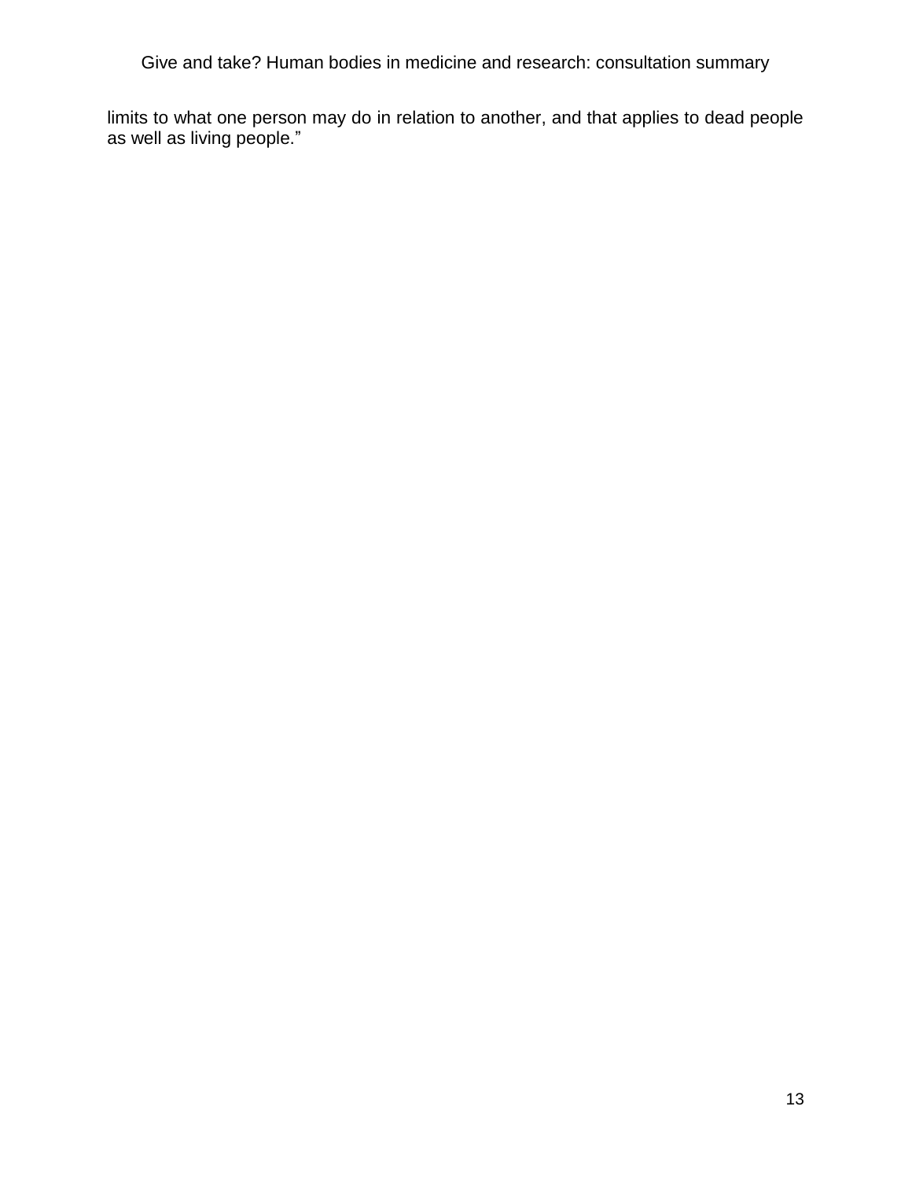limits to what one person may do in relation to another, and that applies to dead people as well as living people."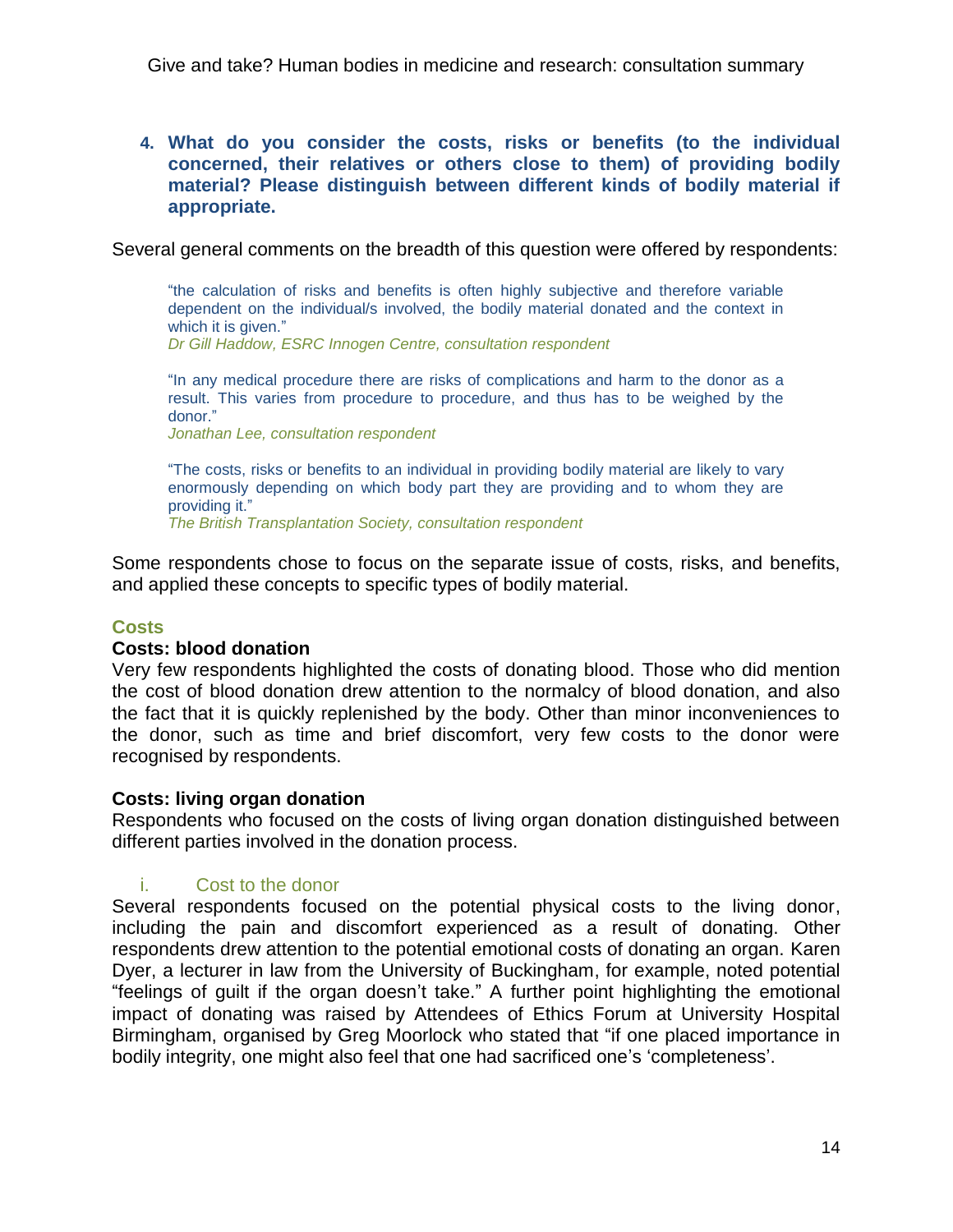**4. What do you consider the costs, risks or benefits (to the individual concerned, their relatives or others close to them) of providing bodily material? Please distinguish between different kinds of bodily material if appropriate.**

Several general comments on the breadth of this question were offered by respondents:

> "the calculation of risks and benefits is often highly subjective and therefore variable dependent on the individual/s involved, the bodily material donated and the context in which it is given."
> *Dr Gill Haddow, ESRC Innogen Centre, consultation respondent*

> "In any medical procedure there are risks of complications and harm to the donor as a result. This varies from procedure to procedure, and thus has to be weighed by the donor."
> *Jonathan Lee, consultation respondent*

> "The costs, risks or benefits to an individual in providing bodily material are likely to vary enormously depending on which body part they are providing and to whom they are providing it."
> *The British Transplantation Society, consultation respondent*

Some respondents chose to focus on the separate issue of costs, risks, and benefits, and applied these concepts to specific types of bodily material.

### Costs

**Costs: blood donation**

Very few respondents highlighted the costs of donating blood. Those who did mention the cost of blood donation drew attention to the normalcy of blood donation, and also the fact that it is quickly replenished by the body. Other than minor inconveniences to the donor, such as time and brief discomfort, very few costs to the donor were recognised by respondents.

**Costs: living organ donation**

Respondents who focused on the costs of living organ donation distinguished between different parties involved in the donation process.

i. Cost to the donor

Several respondents focused on the potential physical costs to the living donor, including the pain and discomfort experienced as a result of donating. Other respondents drew attention to the potential emotional costs of donating an organ. Karen Dyer, a lecturer in law from the University of Buckingham, for example, noted potential "feelings of guilt if the organ doesn't take." A further point highlighting the emotional impact of donating was raised by Attendees of Ethics Forum at University Hospital Birmingham, organised by Greg Moorlock who stated that "if one placed importance in bodily integrity, one might also feel that one had sacrificed one's 'completeness'.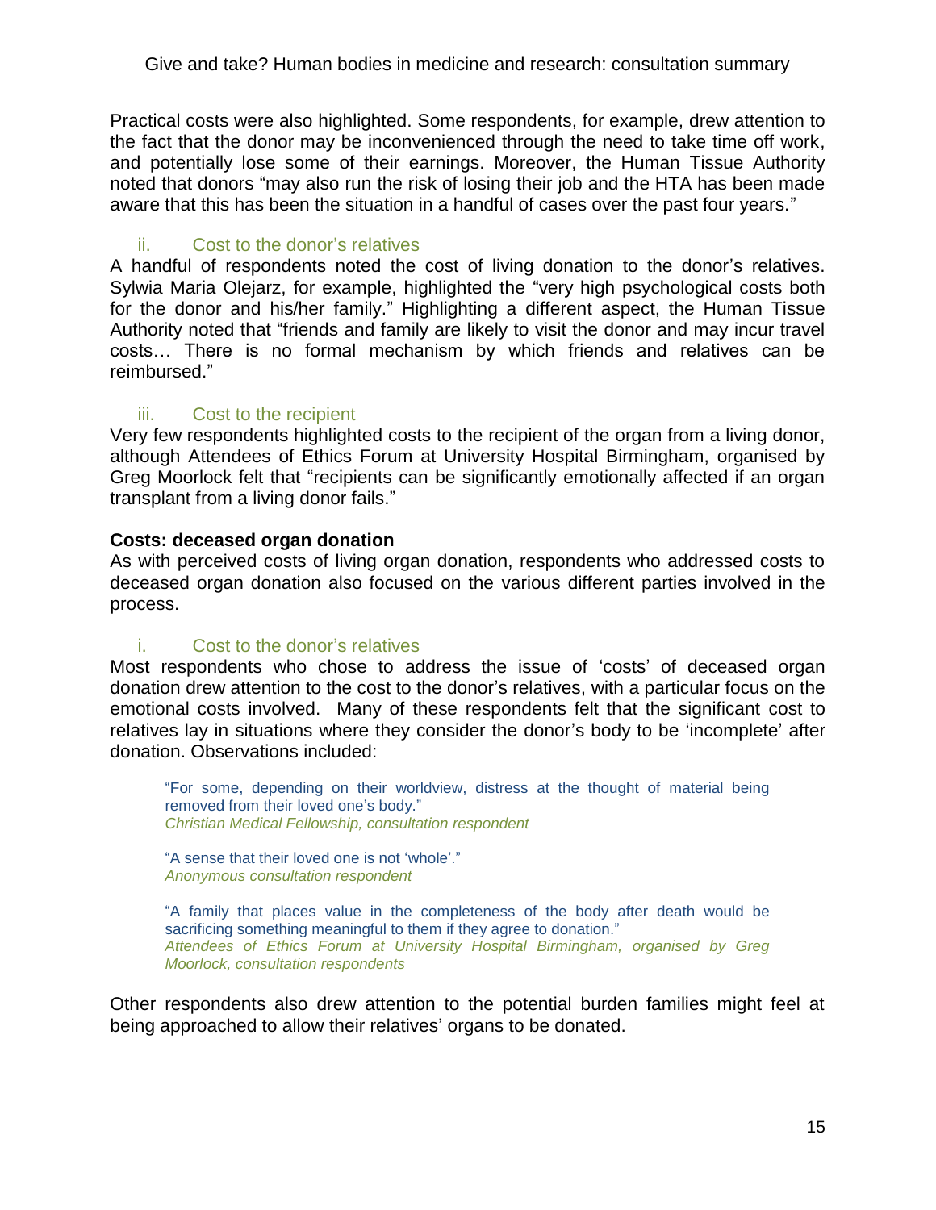Practical costs were also highlighted. Some respondents, for example, drew attention to the fact that the donor may be inconvenienced through the need to take time off work, and potentially lose some of their earnings. Moreover, the Human Tissue Authority noted that donors "may also run the risk of losing their job and the HTA has been made aware that this has been the situation in a handful of cases over the past four years."

#### ii. Cost to the donor's relatives

A handful of respondents noted the cost of living donation to the donor's relatives. Sylwia Maria Olejarz, for example, highlighted the "very high psychological costs both for the donor and his/her family." Highlighting a different aspect, the Human Tissue Authority noted that "friends and family are likely to visit the donor and may incur travel costs… There is no formal mechanism by which friends and relatives can be reimbursed."

#### iii. Cost to the recipient

Very few respondents highlighted costs to the recipient of the organ from a living donor, although Attendees of Ethics Forum at University Hospital Birmingham, organised by Greg Moorlock felt that "recipients can be significantly emotionally affected if an organ transplant from a living donor fails."

**Costs: deceased organ donation**

As with perceived costs of living organ donation, respondents who addressed costs to deceased organ donation also focused on the various different parties involved in the process.

#### i. Cost to the donor's relatives

Most respondents who chose to address the issue of 'costs' of deceased organ donation drew attention to the cost to the donor's relatives, with a particular focus on the emotional costs involved. Many of these respondents felt that the significant cost to relatives lay in situations where they consider the donor's body to be 'incomplete' after donation. Observations included:

> "For some, depending on their worldview, distress at the thought of material being removed from their loved one's body."
> *Christian Medical Fellowship, consultation respondent*

> "A sense that their loved one is not 'whole'."
> *Anonymous consultation respondent*

> "A family that places value in the completeness of the body after death would be sacrificing something meaningful to them if they agree to donation."
> *Attendees of Ethics Forum at University Hospital Birmingham, organised by Greg Moorlock, consultation respondents*

Other respondents also drew attention to the potential burden families might feel at being approached to allow their relatives' organs to be donated.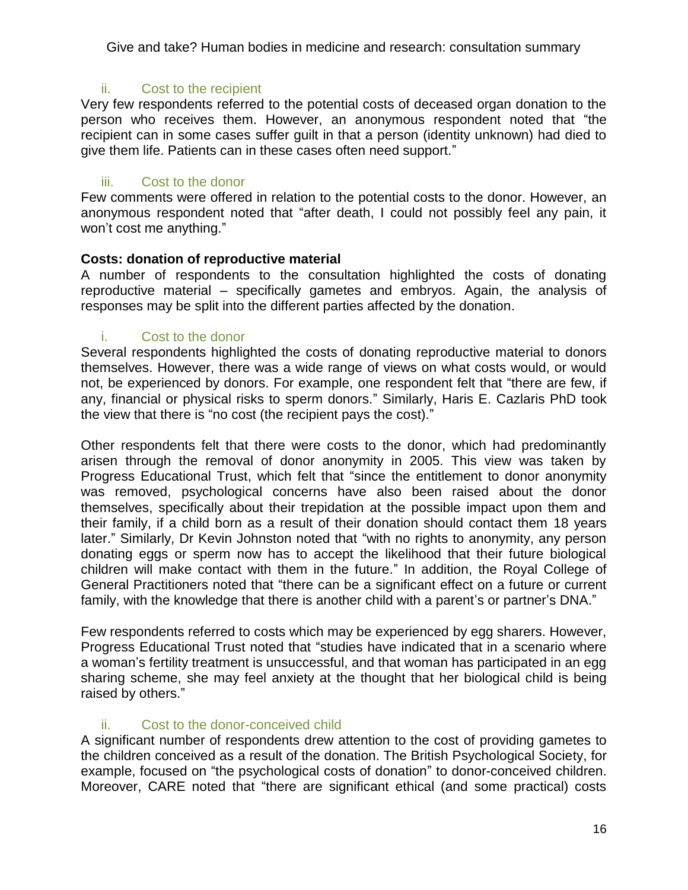#### ii. Cost to the recipient

Very few respondents referred to the potential costs of deceased organ donation to the person who receives them. However, an anonymous respondent noted that "the recipient can in some cases suffer guilt in that a person (identity unknown) had died to give them life. Patients can in these cases often need support."

#### iii. Cost to the donor

Few comments were offered in relation to the potential costs to the donor. However, an anonymous respondent noted that "after death, I could not possibly feel any pain, it won't cost me anything."

**Costs: donation of reproductive material**

A number of respondents to the consultation highlighted the costs of donating reproductive material – specifically gametes and embryos. Again, the analysis of responses may be split into the different parties affected by the donation.

#### i. Cost to the donor

Several respondents highlighted the costs of donating reproductive material to donors themselves. However, there was a wide range of views on what costs would, or would not, be experienced by donors. For example, one respondent felt that "there are few, if any, financial or physical risks to sperm donors." Similarly, Haris E. Cazlaris PhD took the view that there is "no cost (the recipient pays the cost)."

Other respondents felt that there were costs to the donor, which had predominantly arisen through the removal of donor anonymity in 2005. This view was taken by Progress Educational Trust, which felt that "since the entitlement to donor anonymity was removed, psychological concerns have also been raised about the donor themselves, specifically about their trepidation at the possible impact upon them and their family, if a child born as a result of their donation should contact them 18 years later." Similarly, Dr Kevin Johnston noted that "with no rights to anonymity, any person donating eggs or sperm now has to accept the likelihood that their future biological children will make contact with them in the future." In addition, the Royal College of General Practitioners noted that "there can be a significant effect on a future or current family, with the knowledge that there is another child with a parent's or partner's DNA."

Few respondents referred to costs which may be experienced by egg sharers. However, Progress Educational Trust noted that "studies have indicated that in a scenario where a woman's fertility treatment is unsuccessful, and that woman has participated in an egg sharing scheme, she may feel anxiety at the thought that her biological child is being raised by others."

#### ii. Cost to the donor-conceived child

A significant number of respondents drew attention to the cost of providing gametes to the children conceived as a result of the donation. The British Psychological Society, for example, focused on "the psychological costs of donation" to donor-conceived children. Moreover, CARE noted that "there are significant ethical (and some practical) costs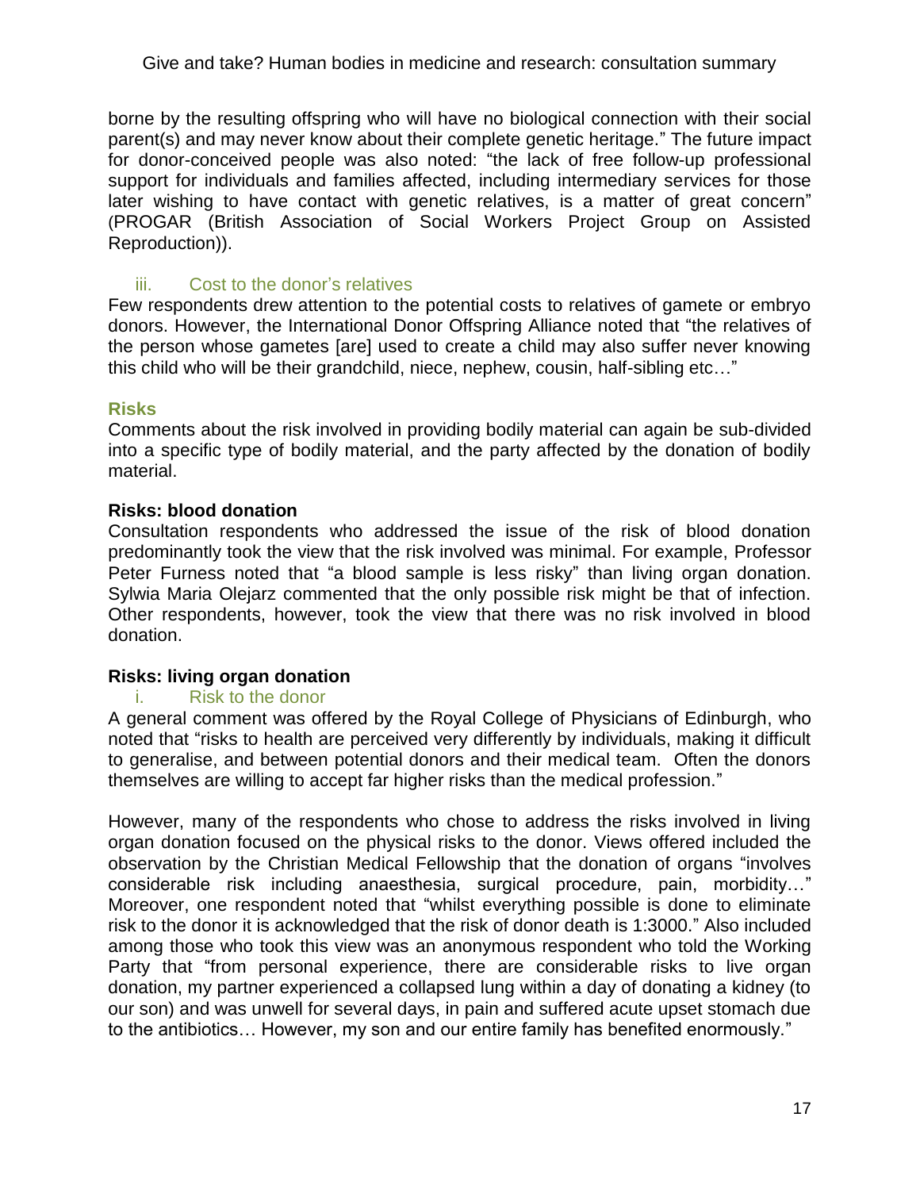borne by the resulting offspring who will have no biological connection with their social parent(s) and may never know about their complete genetic heritage." The future impact for donor-conceived people was also noted: "the lack of free follow-up professional support for individuals and families affected, including intermediary services for those later wishing to have contact with genetic relatives, is a matter of great concern" (PROGAR (British Association of Social Workers Project Group on Assisted Reproduction)).

#### iii. Cost to the donor's relatives

Few respondents drew attention to the potential costs to relatives of gamete or embryo donors. However, the International Donor Offspring Alliance noted that "the relatives of the person whose gametes [are] used to create a child may also suffer never knowing this child who will be their grandchild, niece, nephew, cousin, half-sibling etc…"

## Risks

Comments about the risk involved in providing bodily material can again be sub-divided into a specific type of bodily material, and the party affected by the donation of bodily material.

### Risks: blood donation

Consultation respondents who addressed the issue of the risk of blood donation predominantly took the view that the risk involved was minimal. For example, Professor Peter Furness noted that "a blood sample is less risky" than living organ donation. Sylwia Maria Olejarz commented that the only possible risk might be that of infection. Other respondents, however, took the view that there was no risk involved in blood donation.

### Risks: living organ donation

#### i. Risk to the donor

A general comment was offered by the Royal College of Physicians of Edinburgh, who noted that "risks to health are perceived very differently by individuals, making it difficult to generalise, and between potential donors and their medical team. Often the donors themselves are willing to accept far higher risks than the medical profession."

However, many of the respondents who chose to address the risks involved in living organ donation focused on the physical risks to the donor. Views offered included the observation by the Christian Medical Fellowship that the donation of organs "involves considerable risk including anaesthesia, surgical procedure, pain, morbidity…" Moreover, one respondent noted that "whilst everything possible is done to eliminate risk to the donor it is acknowledged that the risk of donor death is 1:3000." Also included among those who took this view was an anonymous respondent who told the Working Party that "from personal experience, there are considerable risks to live organ donation, my partner experienced a collapsed lung within a day of donating a kidney (to our son) and was unwell for several days, in pain and suffered acute upset stomach due to the antibiotics… However, my son and our entire family has benefited enormously."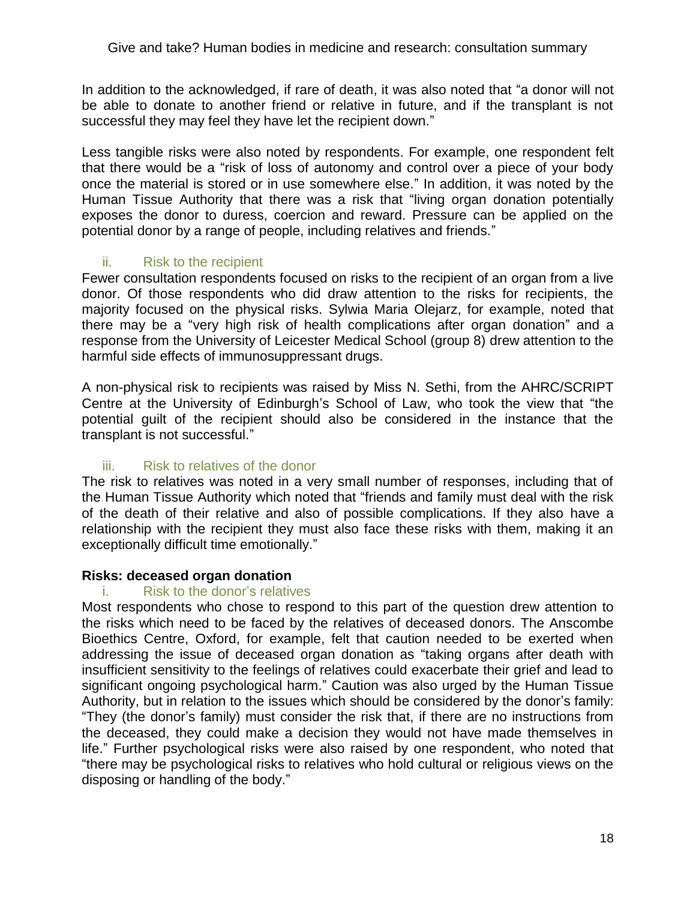In addition to the acknowledged, if rare of death, it was also noted that "a donor will not be able to donate to another friend or relative in future, and if the transplant is not successful they may feel they have let the recipient down."

Less tangible risks were also noted by respondents. For example, one respondent felt that there would be a "risk of loss of autonomy and control over a piece of your body once the material is stored or in use somewhere else." In addition, it was noted by the Human Tissue Authority that there was a risk that "living organ donation potentially exposes the donor to duress, coercion and reward. Pressure can be applied on the potential donor by a range of people, including relatives and friends."

### ii. Risk to the recipient

Fewer consultation respondents focused on risks to the recipient of an organ from a live donor. Of those respondents who did draw attention to the risks for recipients, the majority focused on the physical risks. Sylwia Maria Olejarz, for example, noted that there may be a "very high risk of health complications after organ donation" and a response from the University of Leicester Medical School (group 8) drew attention to the harmful side effects of immunosuppressant drugs.

A non-physical risk to recipients was raised by Miss N. Sethi, from the AHRC/SCRIPT Centre at the University of Edinburgh's School of Law, who took the view that "the potential guilt of the recipient should also be considered in the instance that the transplant is not successful."

### iii. Risk to relatives of the donor

The risk to relatives was noted in a very small number of responses, including that of the Human Tissue Authority which noted that "friends and family must deal with the risk of the death of their relative and also of possible complications. If they also have a relationship with the recipient they must also face these risks with them, making it an exceptionally difficult time emotionally."

## Risks: deceased organ donation

### i. Risk to the donor's relatives

Most respondents who chose to respond to this part of the question drew attention to the risks which need to be faced by the relatives of deceased donors. The Anscombe Bioethics Centre, Oxford, for example, felt that caution needed to be exerted when addressing the issue of deceased organ donation as "taking organs after death with insufficient sensitivity to the feelings of relatives could exacerbate their grief and lead to significant ongoing psychological harm." Caution was also urged by the Human Tissue Authority, but in relation to the issues which should be considered by the donor's family: "They (the donor's family) must consider the risk that, if there are no instructions from the deceased, they could make a decision they would not have made themselves in life." Further psychological risks were also raised by one respondent, who noted that "there may be psychological risks to relatives who hold cultural or religious views on the disposing or handling of the body."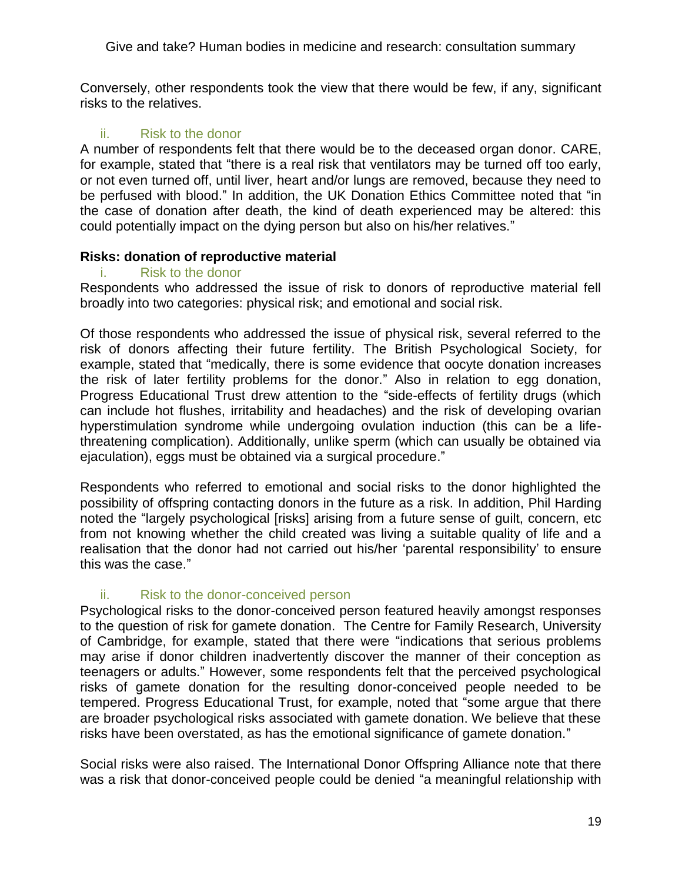Conversely, other respondents took the view that there would be few, if any, significant risks to the relatives.

#### ii. Risk to the donor

A number of respondents felt that there would be to the deceased organ donor. CARE, for example, stated that "there is a real risk that ventilators may be turned off too early, or not even turned off, until liver, heart and/or lungs are removed, because they need to be perfused with blood." In addition, the UK Donation Ethics Committee noted that "in the case of donation after death, the kind of death experienced may be altered: this could potentially impact on the dying person but also on his/her relatives."

### Risks: donation of reproductive material

#### i. Risk to the donor

Respondents who addressed the issue of risk to donors of reproductive material fell broadly into two categories: physical risk; and emotional and social risk.

Of those respondents who addressed the issue of physical risk, several referred to the risk of donors affecting their future fertility. The British Psychological Society, for example, stated that "medically, there is some evidence that oocyte donation increases the risk of later fertility problems for the donor." Also in relation to egg donation, Progress Educational Trust drew attention to the "side-effects of fertility drugs (which can include hot flushes, irritability and headaches) and the risk of developing ovarian hyperstimulation syndrome while undergoing ovulation induction (this can be a life-threatening complication). Additionally, unlike sperm (which can usually be obtained via ejaculation), eggs must be obtained via a surgical procedure."

Respondents who referred to emotional and social risks to the donor highlighted the possibility of offspring contacting donors in the future as a risk. In addition, Phil Harding noted the "largely psychological [risks] arising from a future sense of guilt, concern, etc from not knowing whether the child created was living a suitable quality of life and a realisation that the donor had not carried out his/her 'parental responsibility' to ensure this was the case."

#### ii. Risk to the donor-conceived person

Psychological risks to the donor-conceived person featured heavily amongst responses to the question of risk for gamete donation. The Centre for Family Research, University of Cambridge, for example, stated that there were "indications that serious problems may arise if donor children inadvertently discover the manner of their conception as teenagers or adults." However, some respondents felt that the perceived psychological risks of gamete donation for the resulting donor-conceived people needed to be tempered. Progress Educational Trust, for example, noted that "some argue that there are broader psychological risks associated with gamete donation. We believe that these risks have been overstated, as has the emotional significance of gamete donation."

Social risks were also raised. The International Donor Offspring Alliance note that there was a risk that donor-conceived people could be denied "a meaningful relationship with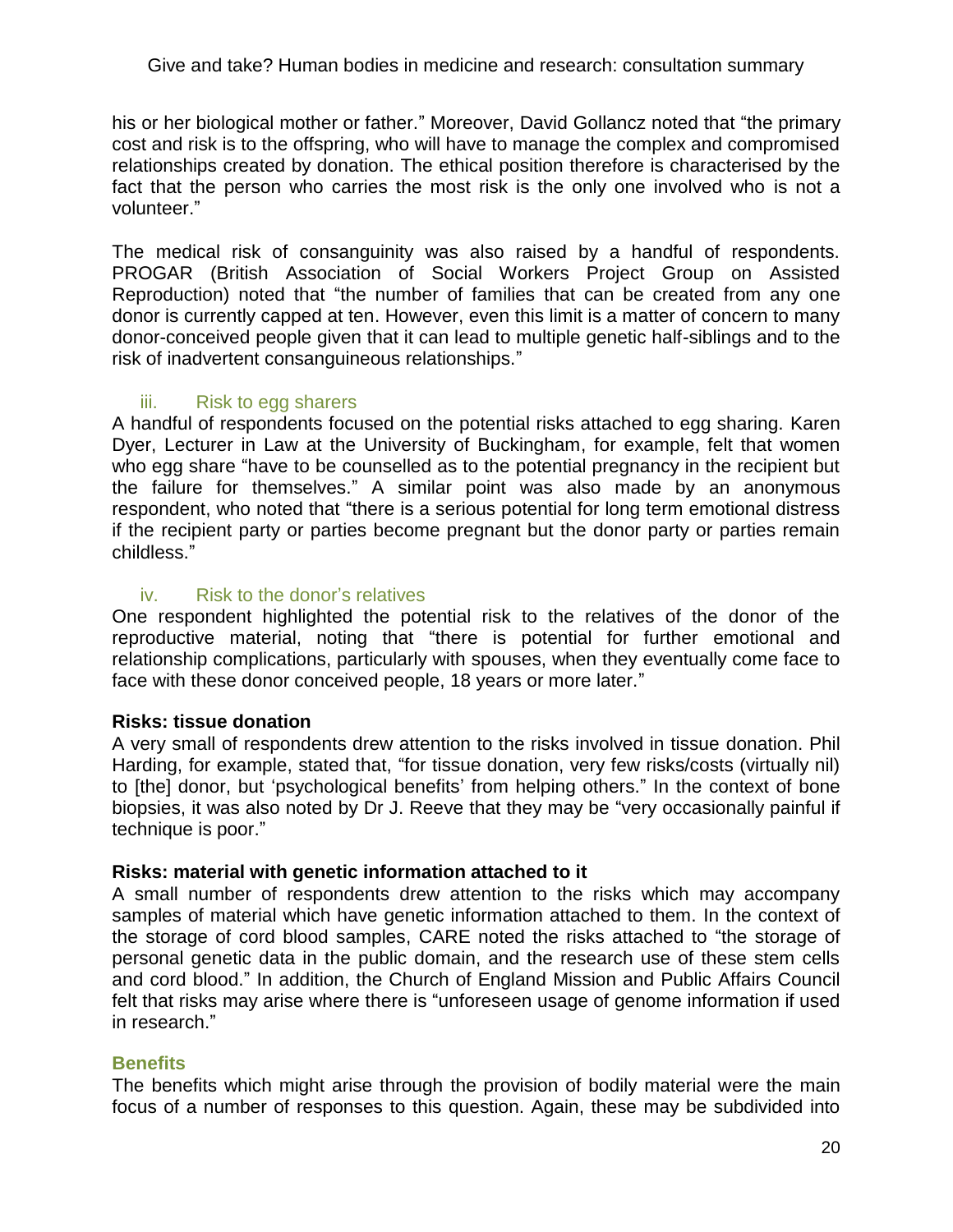his or her biological mother or father." Moreover, David Gollancz noted that "the primary cost and risk is to the offspring, who will have to manage the complex and compromised relationships created by donation. The ethical position therefore is characterised by the fact that the person who carries the most risk is the only one involved who is not a volunteer."

The medical risk of consanguinity was also raised by a handful of respondents. PROGAR (British Association of Social Workers Project Group on Assisted Reproduction) noted that "the number of families that can be created from any one donor is currently capped at ten. However, even this limit is a matter of concern to many donor-conceived people given that it can lead to multiple genetic half-siblings and to the risk of inadvertent consanguineous relationships."

#### iii. Risk to egg sharers

A handful of respondents focused on the potential risks attached to egg sharing. Karen Dyer, Lecturer in Law at the University of Buckingham, for example, felt that women who egg share "have to be counselled as to the potential pregnancy in the recipient but the failure for themselves." A similar point was also made by an anonymous respondent, who noted that "there is a serious potential for long term emotional distress if the recipient party or parties become pregnant but the donor party or parties remain childless."

#### iv. Risk to the donor's relatives

One respondent highlighted the potential risk to the relatives of the donor of the reproductive material, noting that "there is potential for further emotional and relationship complications, particularly with spouses, when they eventually come face to face with these donor conceived people, 18 years or more later."

**Risks: tissue donation**

A very small of respondents drew attention to the risks involved in tissue donation. Phil Harding, for example, stated that, "for tissue donation, very few risks/costs (virtually nil) to [the] donor, but 'psychological benefits' from helping others." In the context of bone biopsies, it was also noted by Dr J. Reeve that they may be "very occasionally painful if technique is poor."

**Risks: material with genetic information attached to it**

A small number of respondents drew attention to the risks which may accompany samples of material which have genetic information attached to them. In the context of the storage of cord blood samples, CARE noted the risks attached to "the storage of personal genetic data in the public domain, and the research use of these stem cells and cord blood." In addition, the Church of England Mission and Public Affairs Council felt that risks may arise where there is "unforeseen usage of genome information if used in research."

### Benefits

The benefits which might arise through the provision of bodily material were the main focus of a number of responses to this question. Again, these may be subdivided into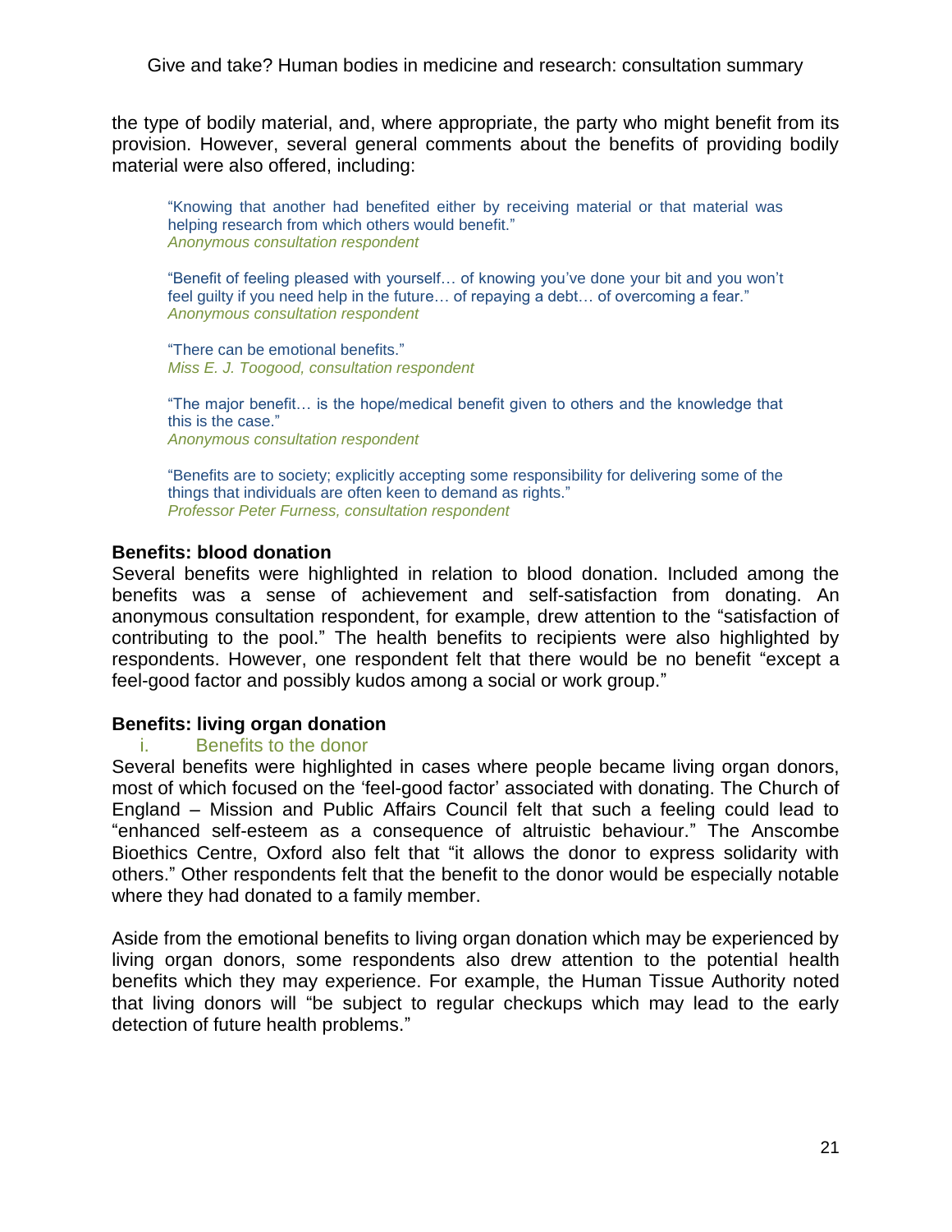the type of bodily material, and, where appropriate, the party who might benefit from its provision. However, several general comments about the benefits of providing bodily material were also offered, including:

> "Knowing that another had benefited either by receiving material or that material was helping research from which others would benefit."
> *Anonymous consultation respondent*

> "Benefit of feeling pleased with yourself… of knowing you've done your bit and you won't feel guilty if you need help in the future… of repaying a debt… of overcoming a fear."
> *Anonymous consultation respondent*

> "There can be emotional benefits."
> *Miss E. J. Toogood, consultation respondent*

> "The major benefit… is the hope/medical benefit given to others and the knowledge that this is the case."
> *Anonymous consultation respondent*

> "Benefits are to society; explicitly accepting some responsibility for delivering some of the things that individuals are often keen to demand as rights."
> *Professor Peter Furness, consultation respondent*

**Benefits: blood donation**

Several benefits were highlighted in relation to blood donation. Included among the benefits was a sense of achievement and self-satisfaction from donating. An anonymous consultation respondent, for example, drew attention to the "satisfaction of contributing to the pool." The health benefits to recipients were also highlighted by respondents. However, one respondent felt that there would be no benefit "except a feel-good factor and possibly kudos among a social or work group."

**Benefits: living organ donation**

i. Benefits to the donor

Several benefits were highlighted in cases where people became living organ donors, most of which focused on the 'feel-good factor' associated with donating. The Church of England – Mission and Public Affairs Council felt that such a feeling could lead to "enhanced self-esteem as a consequence of altruistic behaviour." The Anscombe Bioethics Centre, Oxford also felt that "it allows the donor to express solidarity with others." Other respondents felt that the benefit to the donor would be especially notable where they had donated to a family member.

Aside from the emotional benefits to living organ donation which may be experienced by living organ donors, some respondents also drew attention to the potential health benefits which they may experience. For example, the Human Tissue Authority noted that living donors will "be subject to regular checkups which may lead to the early detection of future health problems."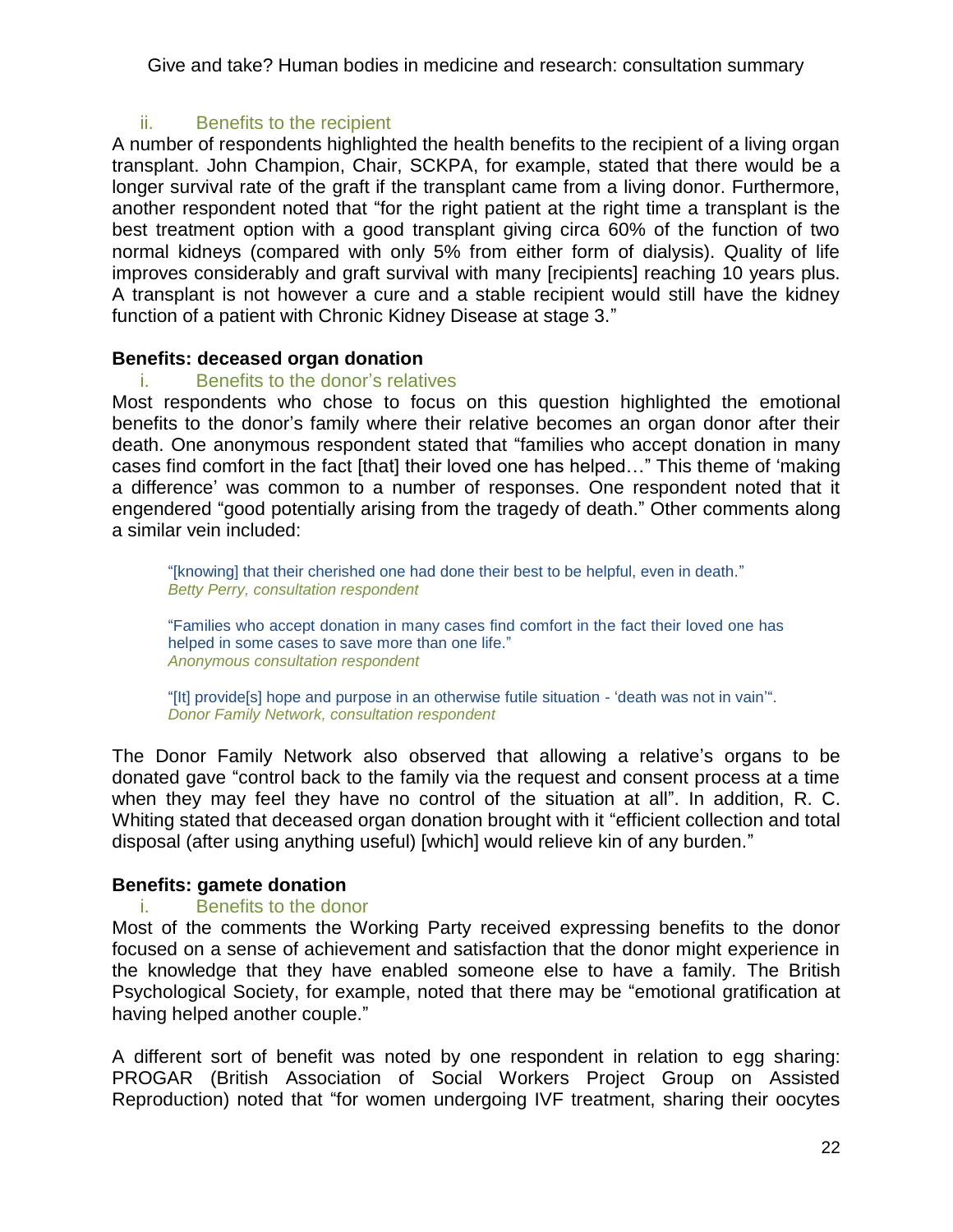### ii. Benefits to the recipient

A number of respondents highlighted the health benefits to the recipient of a living organ transplant. John Champion, Chair, SCKPA, for example, stated that there would be a longer survival rate of the graft if the transplant came from a living donor. Furthermore, another respondent noted that "for the right patient at the right time a transplant is the best treatment option with a good transplant giving circa 60% of the function of two normal kidneys (compared with only 5% from either form of dialysis). Quality of life improves considerably and graft survival with many [recipients] reaching 10 years plus. A transplant is not however a cure and a stable recipient would still have the kidney function of a patient with Chronic Kidney Disease at stage 3."

**Benefits: deceased organ donation**

### i. Benefits to the donor's relatives

Most respondents who chose to focus on this question highlighted the emotional benefits to the donor's family where their relative becomes an organ donor after their death. One anonymous respondent stated that "families who accept donation in many cases find comfort in the fact [that] their loved one has helped…" This theme of 'making a difference' was common to a number of responses. One respondent noted that it engendered "good potentially arising from the tragedy of death." Other comments along a similar vein included:

> "[knowing] that their cherished one had done their best to be helpful, even in death."
> *Betty Perry, consultation respondent*

> "Families who accept donation in many cases find comfort in the fact their loved one has helped in some cases to save more than one life."
> *Anonymous consultation respondent*

> "[It] provide[s] hope and purpose in an otherwise futile situation - 'death was not in vain'".
> *Donor Family Network, consultation respondent*

The Donor Family Network also observed that allowing a relative's organs to be donated gave "control back to the family via the request and consent process at a time when they may feel they have no control of the situation at all". In addition, R. C. Whiting stated that deceased organ donation brought with it "efficient collection and total disposal (after using anything useful) [which] would relieve kin of any burden."

**Benefits: gamete donation**

### i. Benefits to the donor

Most of the comments the Working Party received expressing benefits to the donor focused on a sense of achievement and satisfaction that the donor might experience in the knowledge that they have enabled someone else to have a family. The British Psychological Society, for example, noted that there may be "emotional gratification at having helped another couple."

A different sort of benefit was noted by one respondent in relation to egg sharing: PROGAR (British Association of Social Workers Project Group on Assisted Reproduction) noted that "for women undergoing IVF treatment, sharing their oocytes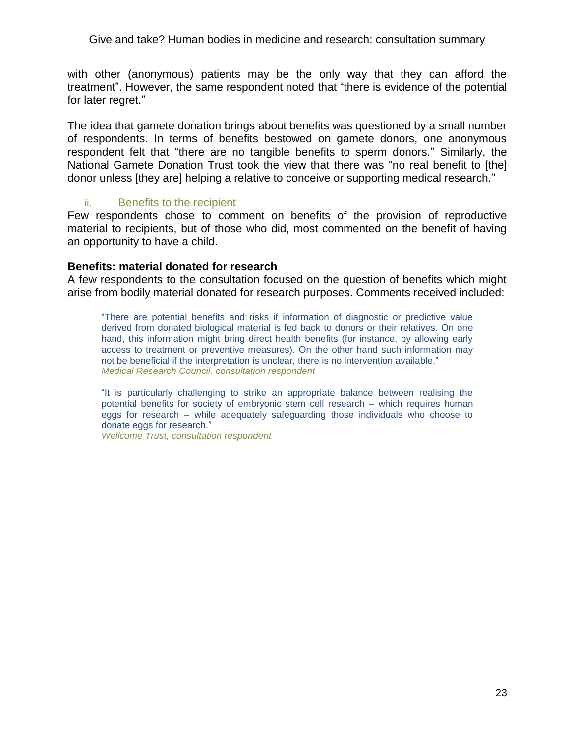with other (anonymous) patients may be the only way that they can afford the treatment". However, the same respondent noted that "there is evidence of the potential for later regret."

The idea that gamete donation brings about benefits was questioned by a small number of respondents. In terms of benefits bestowed on gamete donors, one anonymous respondent felt that "there are no tangible benefits to sperm donors." Similarly, the National Gamete Donation Trust took the view that there was "no real benefit to [the] donor unless [they are] helping a relative to conceive or supporting medical research."

### ii. Benefits to the recipient

Few respondents chose to comment on benefits of the provision of reproductive material to recipients, but of those who did, most commented on the benefit of having an opportunity to have a child.

**Benefits: material donated for research**

A few respondents to the consultation focused on the question of benefits which might arise from bodily material donated for research purposes. Comments received included:

> "There are potential benefits and risks if information of diagnostic or predictive value derived from donated biological material is fed back to donors or their relatives. On one hand, this information might bring direct health benefits (for instance, by allowing early access to treatment or preventive measures). On the other hand such information may not be beneficial if the interpretation is unclear, there is no intervention available."
> *Medical Research Council, consultation respondent*

> "It is particularly challenging to strike an appropriate balance between realising the potential benefits for society of embryonic stem cell research – which requires human eggs for research – while adequately safeguarding those individuals who choose to donate eggs for research."
> *Wellcome Trust, consultation respondent*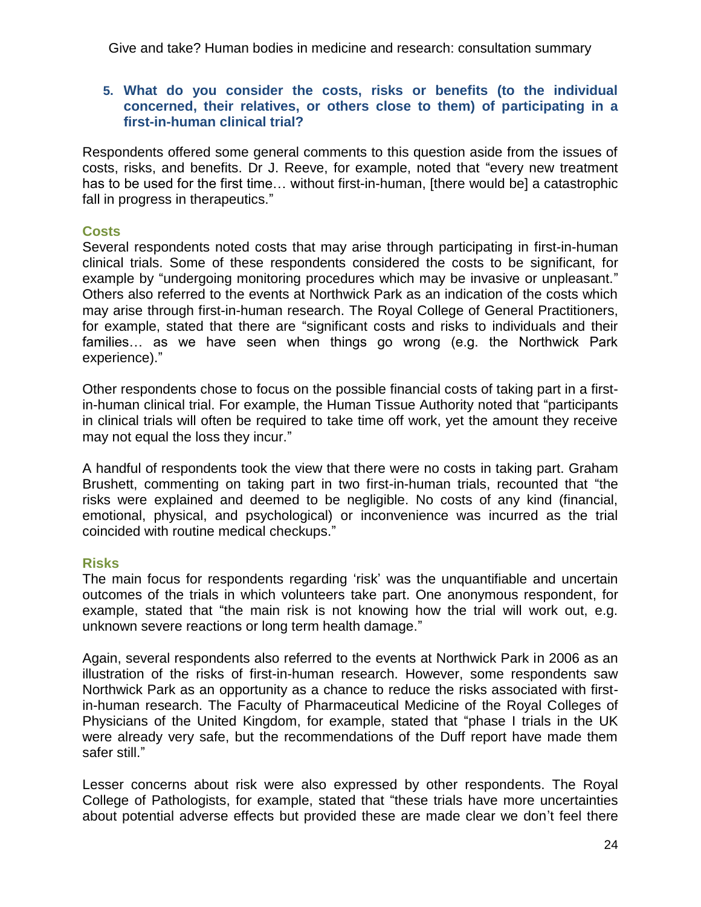**5. What do you consider the costs, risks or benefits (to the individual concerned, their relatives, or others close to them) of participating in a first-in-human clinical trial?**

Respondents offered some general comments to this question aside from the issues of costs, risks, and benefits. Dr J. Reeve, for example, noted that "every new treatment has to be used for the first time… without first-in-human, [there would be] a catastrophic fall in progress in therapeutics."

### Costs

Several respondents noted costs that may arise through participating in first-in-human clinical trials. Some of these respondents considered the costs to be significant, for example by "undergoing monitoring procedures which may be invasive or unpleasant." Others also referred to the events at Northwick Park as an indication of the costs which may arise through first-in-human research. The Royal College of General Practitioners, for example, stated that there are "significant costs and risks to individuals and their families… as we have seen when things go wrong (e.g. the Northwick Park experience)."

Other respondents chose to focus on the possible financial costs of taking part in a first-in-human clinical trial. For example, the Human Tissue Authority noted that "participants in clinical trials will often be required to take time off work, yet the amount they receive may not equal the loss they incur."

A handful of respondents took the view that there were no costs in taking part. Graham Brushett, commenting on taking part in two first-in-human trials, recounted that "the risks were explained and deemed to be negligible. No costs of any kind (financial, emotional, physical, and psychological) or inconvenience was incurred as the trial coincided with routine medical checkups."

### Risks

The main focus for respondents regarding 'risk' was the unquantifiable and uncertain outcomes of the trials in which volunteers take part. One anonymous respondent, for example, stated that "the main risk is not knowing how the trial will work out, e.g. unknown severe reactions or long term health damage."

Again, several respondents also referred to the events at Northwick Park in 2006 as an illustration of the risks of first-in-human research. However, some respondents saw Northwick Park as an opportunity as a chance to reduce the risks associated with first-in-human research. The Faculty of Pharmaceutical Medicine of the Royal Colleges of Physicians of the United Kingdom, for example, stated that "phase I trials in the UK were already very safe, but the recommendations of the Duff report have made them safer still."

Lesser concerns about risk were also expressed by other respondents. The Royal College of Pathologists, for example, stated that "these trials have more uncertainties about potential adverse effects but provided these are made clear we don't feel there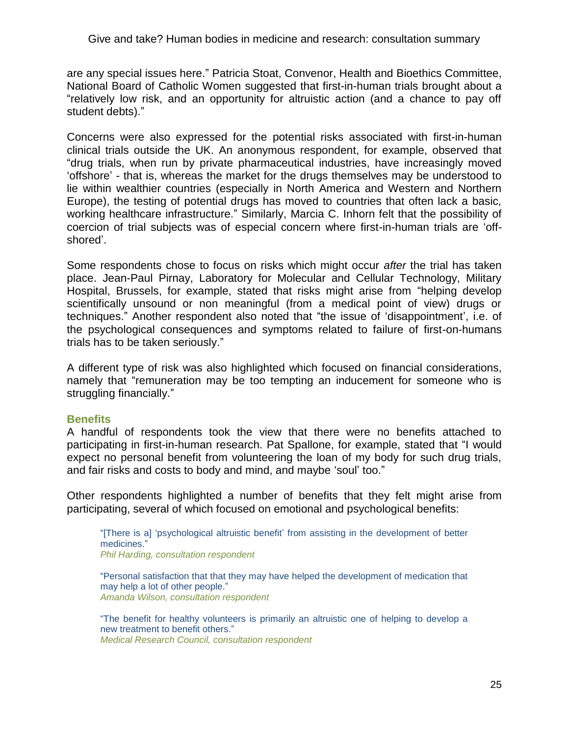are any special issues here." Patricia Stoat, Convenor, Health and Bioethics Committee, National Board of Catholic Women suggested that first-in-human trials brought about a "relatively low risk, and an opportunity for altruistic action (and a chance to pay off student debts)."

Concerns were also expressed for the potential risks associated with first-in-human clinical trials outside the UK. An anonymous respondent, for example, observed that "drug trials, when run by private pharmaceutical industries, have increasingly moved 'offshore' - that is, whereas the market for the drugs themselves may be understood to lie within wealthier countries (especially in North America and Western and Northern Europe), the testing of potential drugs has moved to countries that often lack a basic, working healthcare infrastructure." Similarly, Marcia C. Inhorn felt that the possibility of coercion of trial subjects was of especial concern where first-in-human trials are 'off-shored'.

Some respondents chose to focus on risks which might occur *after* the trial has taken place. Jean-Paul Pirnay, Laboratory for Molecular and Cellular Technology, Military Hospital, Brussels, for example, stated that risks might arise from "helping develop scientifically unsound or non meaningful (from a medical point of view) drugs or techniques." Another respondent also noted that "the issue of 'disappointment', i.e. of the psychological consequences and symptoms related to failure of first-on-humans trials has to be taken seriously."

A different type of risk was also highlighted which focused on financial considerations, namely that "remuneration may be too tempting an inducement for someone who is struggling financially."

### Benefits

A handful of respondents took the view that there were no benefits attached to participating in first-in-human research. Pat Spallone, for example, stated that "I would expect no personal benefit from volunteering the loan of my body for such drug trials, and fair risks and costs to body and mind, and maybe 'soul' too."

Other respondents highlighted a number of benefits that they felt might arise from participating, several of which focused on emotional and psychological benefits:

> "[There is a] 'psychological altruistic benefit' from assisting in the development of better medicines."
> *Phil Harding, consultation respondent*

> "Personal satisfaction that that they may have helped the development of medication that may help a lot of other people."
> *Amanda Wilson, consultation respondent*

> "The benefit for healthy volunteers is primarily an altruistic one of helping to develop a new treatment to benefit others."
> *Medical Research Council, consultation respondent*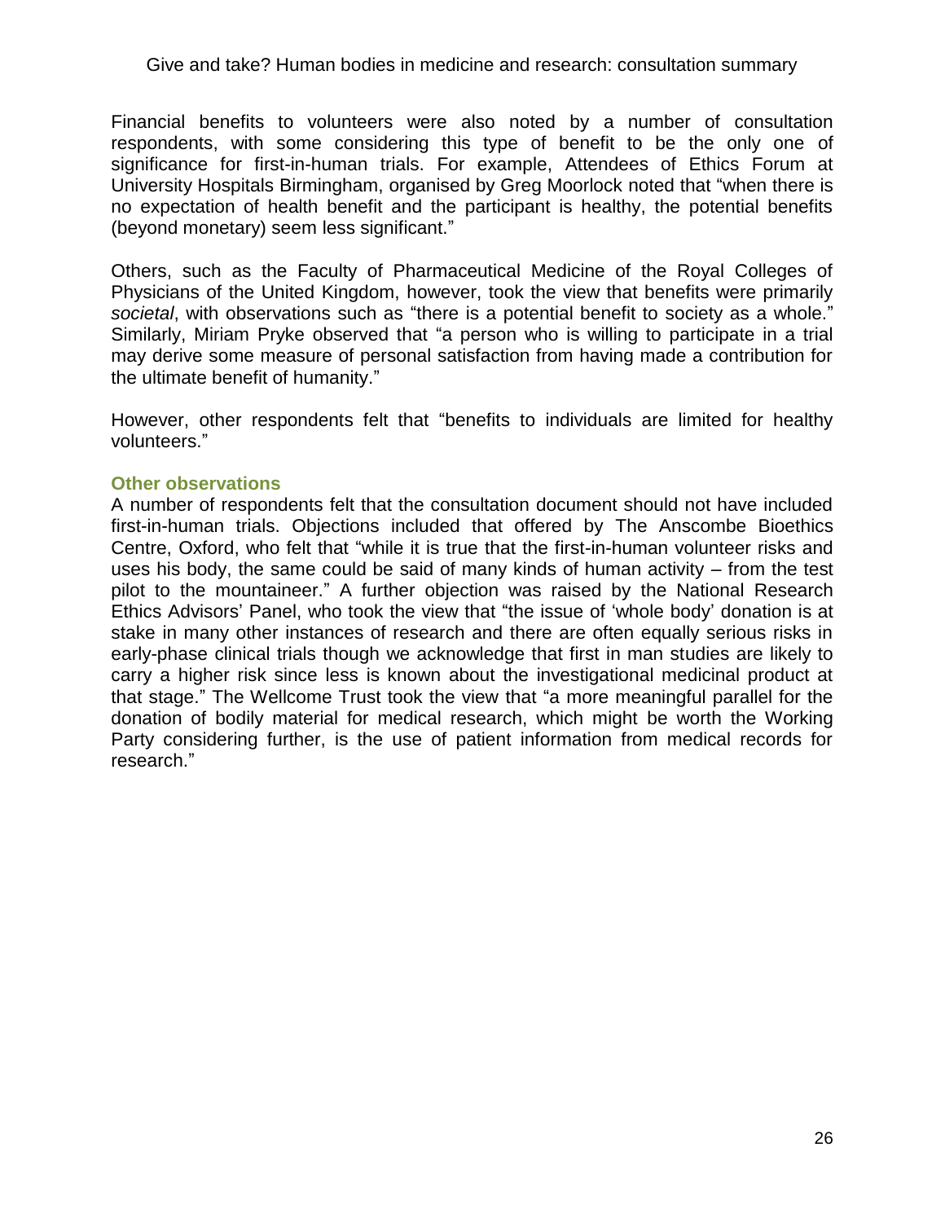Financial benefits to volunteers were also noted by a number of consultation respondents, with some considering this type of benefit to be the only one of significance for first-in-human trials. For example, Attendees of Ethics Forum at University Hospitals Birmingham, organised by Greg Moorlock noted that "when there is no expectation of health benefit and the participant is healthy, the potential benefits (beyond monetary) seem less significant."

Others, such as the Faculty of Pharmaceutical Medicine of the Royal Colleges of Physicians of the United Kingdom, however, took the view that benefits were primarily *societal*, with observations such as "there is a potential benefit to society as a whole." Similarly, Miriam Pryke observed that "a person who is willing to participate in a trial may derive some measure of personal satisfaction from having made a contribution for the ultimate benefit of humanity."

However, other respondents felt that "benefits to individuals are limited for healthy volunteers."

### Other observations

A number of respondents felt that the consultation document should not have included first-in-human trials. Objections included that offered by The Anscombe Bioethics Centre, Oxford, who felt that "while it is true that the first-in-human volunteer risks and uses his body, the same could be said of many kinds of human activity – from the test pilot to the mountaineer." A further objection was raised by the National Research Ethics Advisors' Panel, who took the view that "the issue of 'whole body' donation is at stake in many other instances of research and there are often equally serious risks in early-phase clinical trials though we acknowledge that first in man studies are likely to carry a higher risk since less is known about the investigational medicinal product at that stage." The Wellcome Trust took the view that "a more meaningful parallel for the donation of bodily material for medical research, which might be worth the Working Party considering further, is the use of patient information from medical records for research."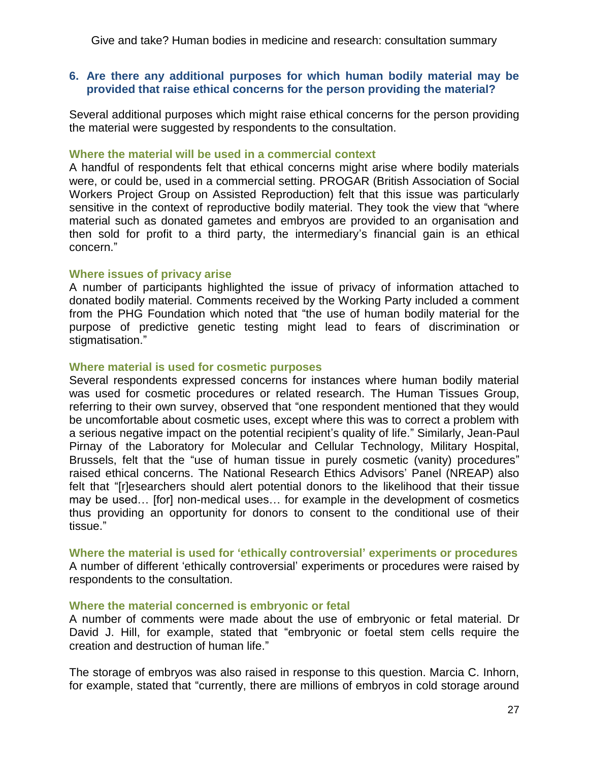### 6. Are there any additional purposes for which human bodily material may be provided that raise ethical concerns for the person providing the material?

Several additional purposes which might raise ethical concerns for the person providing the material were suggested by respondents to the consultation.

#### Where the material will be used in a commercial context

A handful of respondents felt that ethical concerns might arise where bodily materials were, or could be, used in a commercial setting. PROGAR (British Association of Social Workers Project Group on Assisted Reproduction) felt that this issue was particularly sensitive in the context of reproductive bodily material. They took the view that "where material such as donated gametes and embryos are provided to an organisation and then sold for profit to a third party, the intermediary's financial gain is an ethical concern."

#### Where issues of privacy arise

A number of participants highlighted the issue of privacy of information attached to donated bodily material. Comments received by the Working Party included a comment from the PHG Foundation which noted that "the use of human bodily material for the purpose of predictive genetic testing might lead to fears of discrimination or stigmatisation."

#### Where material is used for cosmetic purposes

Several respondents expressed concerns for instances where human bodily material was used for cosmetic procedures or related research. The Human Tissues Group, referring to their own survey, observed that "one respondent mentioned that they would be uncomfortable about cosmetic uses, except where this was to correct a problem with a serious negative impact on the potential recipient's quality of life." Similarly, Jean-Paul Pirnay of the Laboratory for Molecular and Cellular Technology, Military Hospital, Brussels, felt that the "use of human tissue in purely cosmetic (vanity) procedures" raised ethical concerns. The National Research Ethics Advisors' Panel (NREAP) also felt that "[r]esearchers should alert potential donors to the likelihood that their tissue may be used… [for] non-medical uses… for example in the development of cosmetics thus providing an opportunity for donors to consent to the conditional use of their tissue."

#### Where the material is used for 'ethically controversial' experiments or procedures

A number of different 'ethically controversial' experiments or procedures were raised by respondents to the consultation.

#### Where the material concerned is embryonic or fetal

A number of comments were made about the use of embryonic or fetal material. Dr David J. Hill, for example, stated that "embryonic or foetal stem cells require the creation and destruction of human life."

The storage of embryos was also raised in response to this question. Marcia C. Inhorn, for example, stated that "currently, there are millions of embryos in cold storage around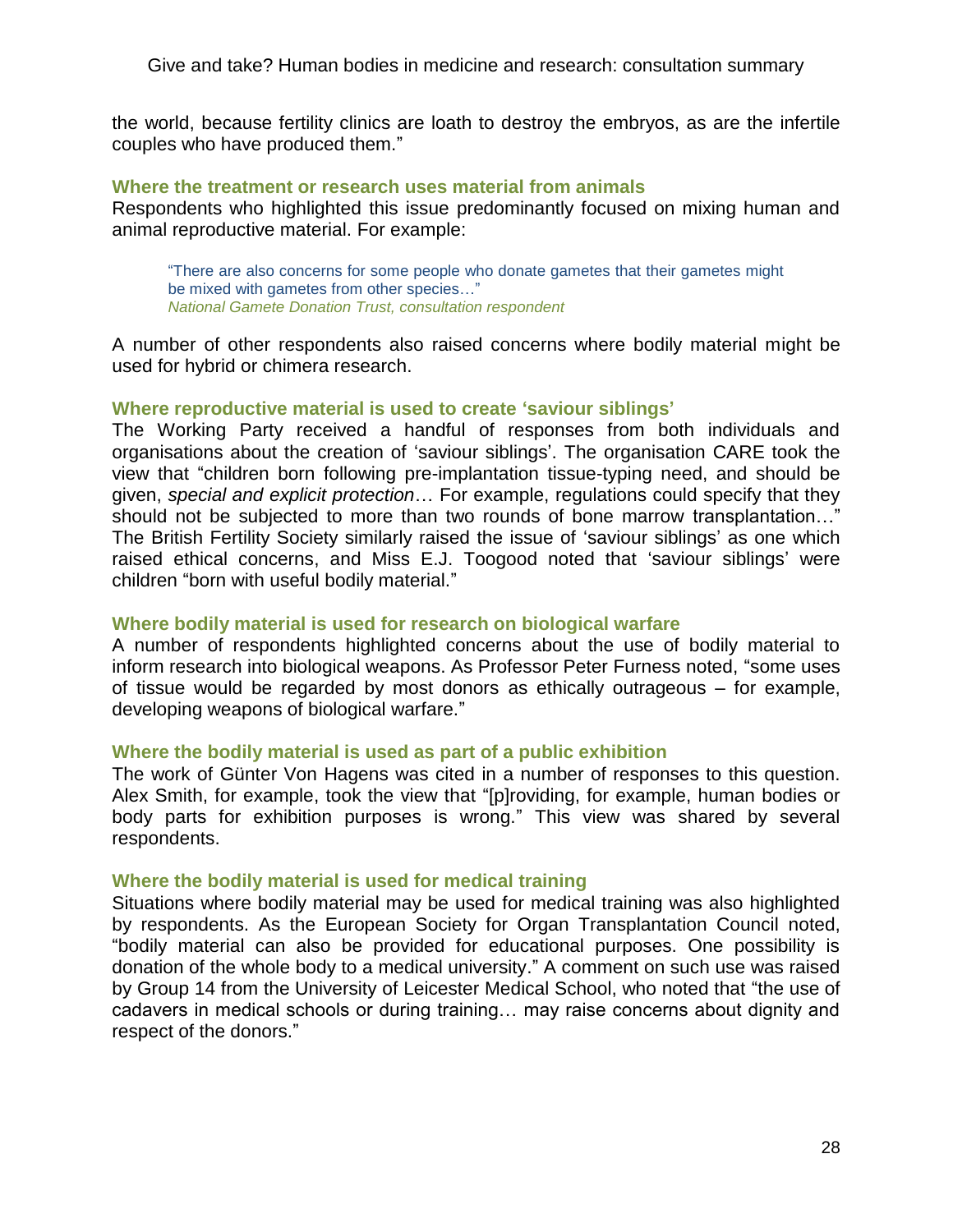the world, because fertility clinics are loath to destroy the embryos, as are the infertile couples who have produced them."

### Where the treatment or research uses material from animals

Respondents who highlighted this issue predominantly focused on mixing human and animal reproductive material. For example:

> "There are also concerns for some people who donate gametes that their gametes might be mixed with gametes from other species…"
> *National Gamete Donation Trust, consultation respondent*

A number of other respondents also raised concerns where bodily material might be used for hybrid or chimera research.

### Where reproductive material is used to create 'saviour siblings'

The Working Party received a handful of responses from both individuals and organisations about the creation of 'saviour siblings'. The organisation CARE took the view that "children born following pre-implantation tissue-typing need, and should be given, *special and explicit protection*… For example, regulations could specify that they should not be subjected to more than two rounds of bone marrow transplantation…" The British Fertility Society similarly raised the issue of 'saviour siblings' as one which raised ethical concerns, and Miss E.J. Toogood noted that 'saviour siblings' were children "born with useful bodily material."

### Where bodily material is used for research on biological warfare

A number of respondents highlighted concerns about the use of bodily material to inform research into biological weapons. As Professor Peter Furness noted, "some uses of tissue would be regarded by most donors as ethically outrageous – for example, developing weapons of biological warfare."

### Where the bodily material is used as part of a public exhibition

The work of Günter Von Hagens was cited in a number of responses to this question. Alex Smith, for example, took the view that "[p]roviding, for example, human bodies or body parts for exhibition purposes is wrong." This view was shared by several respondents.

### Where the bodily material is used for medical training

Situations where bodily material may be used for medical training was also highlighted by respondents. As the European Society for Organ Transplantation Council noted, "bodily material can also be provided for educational purposes. One possibility is donation of the whole body to a medical university." A comment on such use was raised by Group 14 from the University of Leicester Medical School, who noted that "the use of cadavers in medical schools or during training… may raise concerns about dignity and respect of the donors."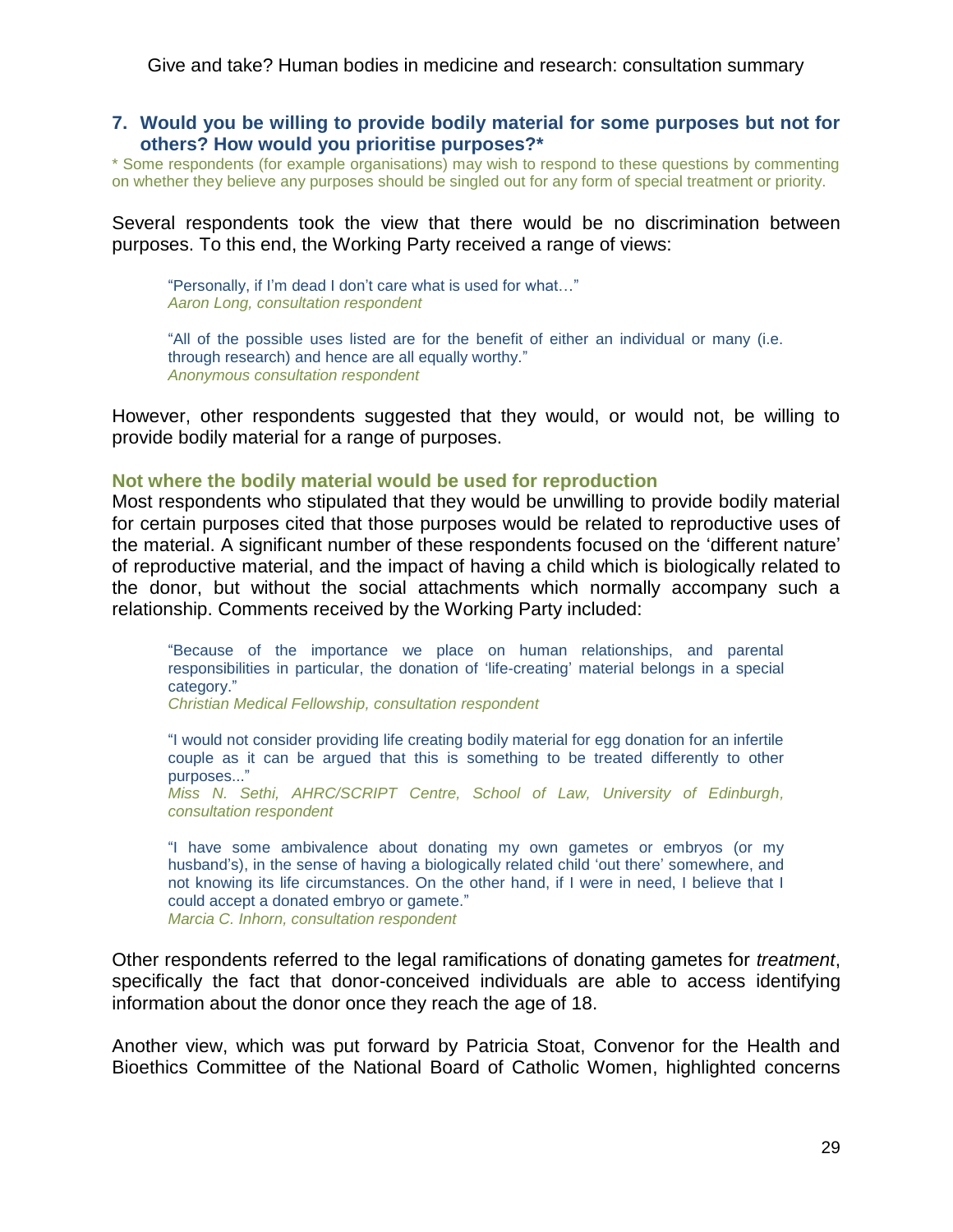### 7. Would you be willing to provide bodily material for some purposes but not for others? How would you prioritise purposes?*

\* Some respondents (for example organisations) may wish to respond to these questions by commenting on whether they believe any purposes should be singled out for any form of special treatment or priority.

Several respondents took the view that there would be no discrimination between purposes. To this end, the Working Party received a range of views:

> "Personally, if I'm dead I don't care what is used for what…"
> *Aaron Long, consultation respondent*

> "All of the possible uses listed are for the benefit of either an individual or many (i.e. through research) and hence are all equally worthy."
> *Anonymous consultation respondent*

However, other respondents suggested that they would, or would not, be willing to provide bodily material for a range of purposes.

#### Not where the bodily material would be used for reproduction

Most respondents who stipulated that they would be unwilling to provide bodily material for certain purposes cited that those purposes would be related to reproductive uses of the material. A significant number of these respondents focused on the 'different nature' of reproductive material, and the impact of having a child which is biologically related to the donor, but without the social attachments which normally accompany such a relationship. Comments received by the Working Party included:

> "Because of the importance we place on human relationships, and parental responsibilities in particular, the donation of 'life-creating' material belongs in a special category."
> *Christian Medical Fellowship, consultation respondent*

> "I would not consider providing life creating bodily material for egg donation for an infertile couple as it can be argued that this is something to be treated differently to other purposes..."
> *Miss N. Sethi, AHRC/SCRIPT Centre, School of Law, University of Edinburgh, consultation respondent*

> "I have some ambivalence about donating my own gametes or embryos (or my husband's), in the sense of having a biologically related child 'out there' somewhere, and not knowing its life circumstances. On the other hand, if I were in need, I believe that I could accept a donated embryo or gamete."
> *Marcia C. Inhorn, consultation respondent*

Other respondents referred to the legal ramifications of donating gametes for *treatment*, specifically the fact that donor-conceived individuals are able to access identifying information about the donor once they reach the age of 18.

Another view, which was put forward by Patricia Stoat, Convenor for the Health and Bioethics Committee of the National Board of Catholic Women, highlighted concerns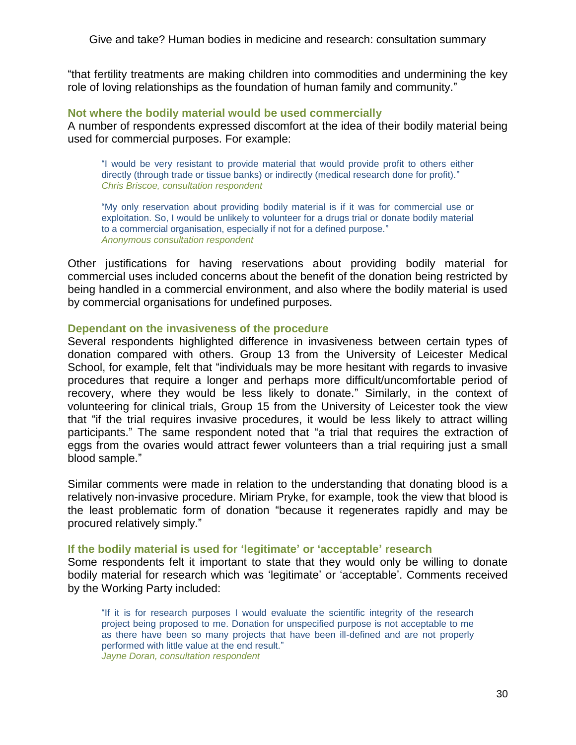"that fertility treatments are making children into commodities and undermining the key role of loving relationships as the foundation of human family and community."

### Not where the bodily material would be used commercially

A number of respondents expressed discomfort at the idea of their bodily material being used for commercial purposes. For example:

> "I would be very resistant to provide material that would provide profit to others either directly (through trade or tissue banks) or indirectly (medical research done for profit)."
> *Chris Briscoe, consultation respondent*

> "My only reservation about providing bodily material is if it was for commercial use or exploitation. So, I would be unlikely to volunteer for a drugs trial or donate bodily material to a commercial organisation, especially if not for a defined purpose."
> *Anonymous consultation respondent*

Other justifications for having reservations about providing bodily material for commercial uses included concerns about the benefit of the donation being restricted by being handled in a commercial environment, and also where the bodily material is used by commercial organisations for undefined purposes.

### Dependant on the invasiveness of the procedure

Several respondents highlighted difference in invasiveness between certain types of donation compared with others. Group 13 from the University of Leicester Medical School, for example, felt that "individuals may be more hesitant with regards to invasive procedures that require a longer and perhaps more difficult/uncomfortable period of recovery, where they would be less likely to donate." Similarly, in the context of volunteering for clinical trials, Group 15 from the University of Leicester took the view that "if the trial requires invasive procedures, it would be less likely to attract willing participants." The same respondent noted that "a trial that requires the extraction of eggs from the ovaries would attract fewer volunteers than a trial requiring just a small blood sample."

Similar comments were made in relation to the understanding that donating blood is a relatively non-invasive procedure. Miriam Pryke, for example, took the view that blood is the least problematic form of donation "because it regenerates rapidly and may be procured relatively simply."

### If the bodily material is used for 'legitimate' or 'acceptable' research

Some respondents felt it important to state that they would only be willing to donate bodily material for research which was 'legitimate' or 'acceptable'. Comments received by the Working Party included:

> "If it is for research purposes I would evaluate the scientific integrity of the research project being proposed to me. Donation for unspecified purpose is not acceptable to me as there have been so many projects that have been ill-defined and are not properly performed with little value at the end result."
> *Jayne Doran, consultation respondent*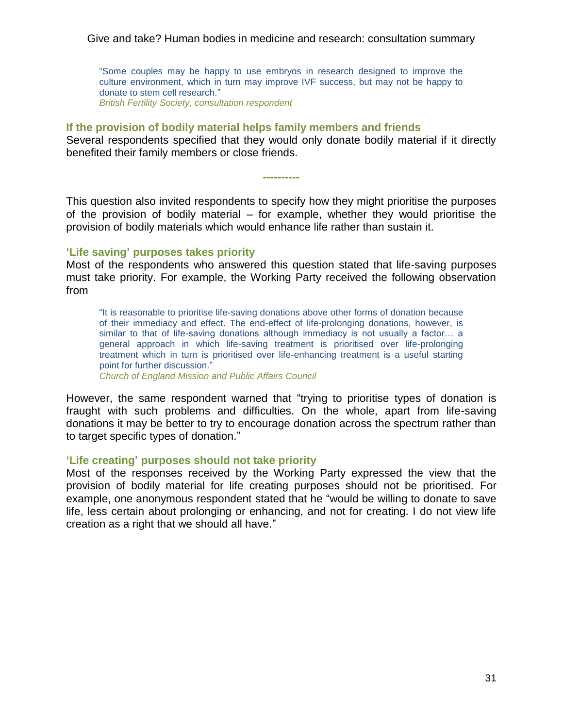> "Some couples may be happy to use embryos in research designed to improve the culture environment, which in turn may improve IVF success, but may not be happy to donate to stem cell research."
> *British Fertility Society, consultation respondent*

### If the provision of bodily material helps family members and friends

Several respondents specified that they would only donate bodily material if it directly benefited their family members or close friends.

----------

This question also invited respondents to specify how they might prioritise the purposes of the provision of bodily material – for example, whether they would prioritise the provision of bodily materials which would enhance life rather than sustain it.

### 'Life saving' purposes takes priority

Most of the respondents who answered this question stated that life-saving purposes must take priority. For example, the Working Party received the following observation from

> "It is reasonable to prioritise life-saving donations above other forms of donation because of their immediacy and effect. The end-effect of life-prolonging donations, however, is similar to that of life-saving donations although immediacy is not usually a factor… a general approach in which life-saving treatment is prioritised over life-prolonging treatment which in turn is prioritised over life-enhancing treatment is a useful starting point for further discussion."
> *Church of England Mission and Public Affairs Council*

However, the same respondent warned that "trying to prioritise types of donation is fraught with such problems and difficulties. On the whole, apart from life-saving donations it may be better to try to encourage donation across the spectrum rather than to target specific types of donation."

### 'Life creating' purposes should not take priority

Most of the responses received by the Working Party expressed the view that the provision of bodily material for life creating purposes should not be prioritised. For example, one anonymous respondent stated that he "would be willing to donate to save life, less certain about prolonging or enhancing, and not for creating. I do not view life creation as a right that we should all have."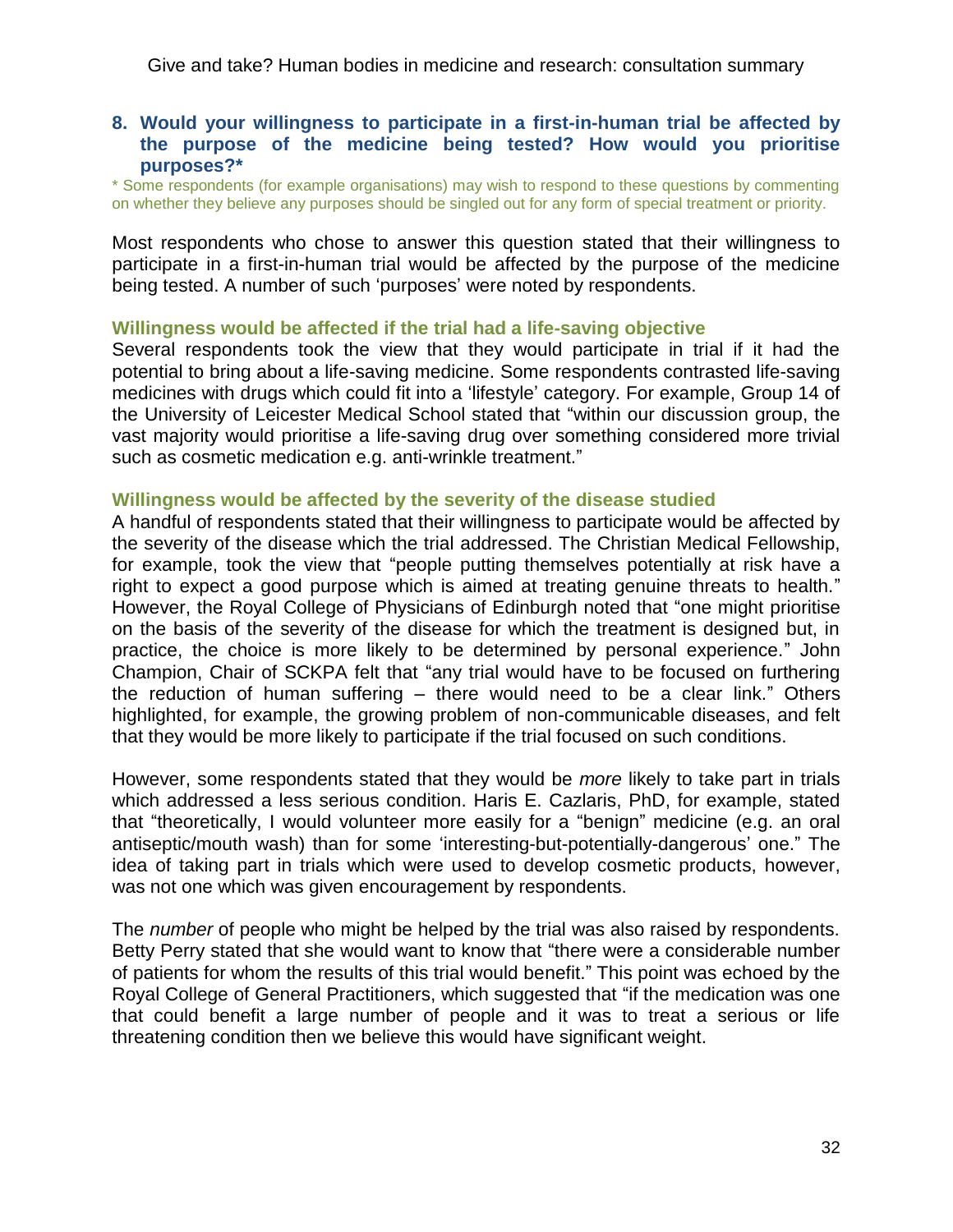### 8. Would your willingness to participate in a first-in-human trial be affected by the purpose of the medicine being tested? How would you prioritise purposes?*

\* Some respondents (for example organisations) may wish to respond to these questions by commenting on whether they believe any purposes should be singled out for any form of special treatment or priority.

Most respondents who chose to answer this question stated that their willingness to participate in a first-in-human trial would be affected by the purpose of the medicine being tested. A number of such 'purposes' were noted by respondents.

#### Willingness would be affected if the trial had a life-saving objective

Several respondents took the view that they would participate in trial if it had the potential to bring about a life-saving medicine. Some respondents contrasted life-saving medicines with drugs which could fit into a 'lifestyle' category. For example, Group 14 of the University of Leicester Medical School stated that "within our discussion group, the vast majority would prioritise a life-saving drug over something considered more trivial such as cosmetic medication e.g. anti-wrinkle treatment."

#### Willingness would be affected by the severity of the disease studied

A handful of respondents stated that their willingness to participate would be affected by the severity of the disease which the trial addressed. The Christian Medical Fellowship, for example, took the view that "people putting themselves potentially at risk have a right to expect a good purpose which is aimed at treating genuine threats to health." However, the Royal College of Physicians of Edinburgh noted that "one might prioritise on the basis of the severity of the disease for which the treatment is designed but, in practice, the choice is more likely to be determined by personal experience." John Champion, Chair of SCKPA felt that "any trial would have to be focused on furthering the reduction of human suffering – there would need to be a clear link." Others highlighted, for example, the growing problem of non-communicable diseases, and felt that they would be more likely to participate if the trial focused on such conditions.

However, some respondents stated that they would be *more* likely to take part in trials which addressed a less serious condition. Haris E. Cazlaris, PhD, for example, stated that "theoretically, I would volunteer more easily for a "benign" medicine (e.g. an oral antiseptic/mouth wash) than for some 'interesting-but-potentially-dangerous' one." The idea of taking part in trials which were used to develop cosmetic products, however, was not one which was given encouragement by respondents.

The *number* of people who might be helped by the trial was also raised by respondents. Betty Perry stated that she would want to know that "there were a considerable number of patients for whom the results of this trial would benefit." This point was echoed by the Royal College of General Practitioners, which suggested that "if the medication was one that could benefit a large number of people and it was to treat a serious or life threatening condition then we believe this would have significant weight.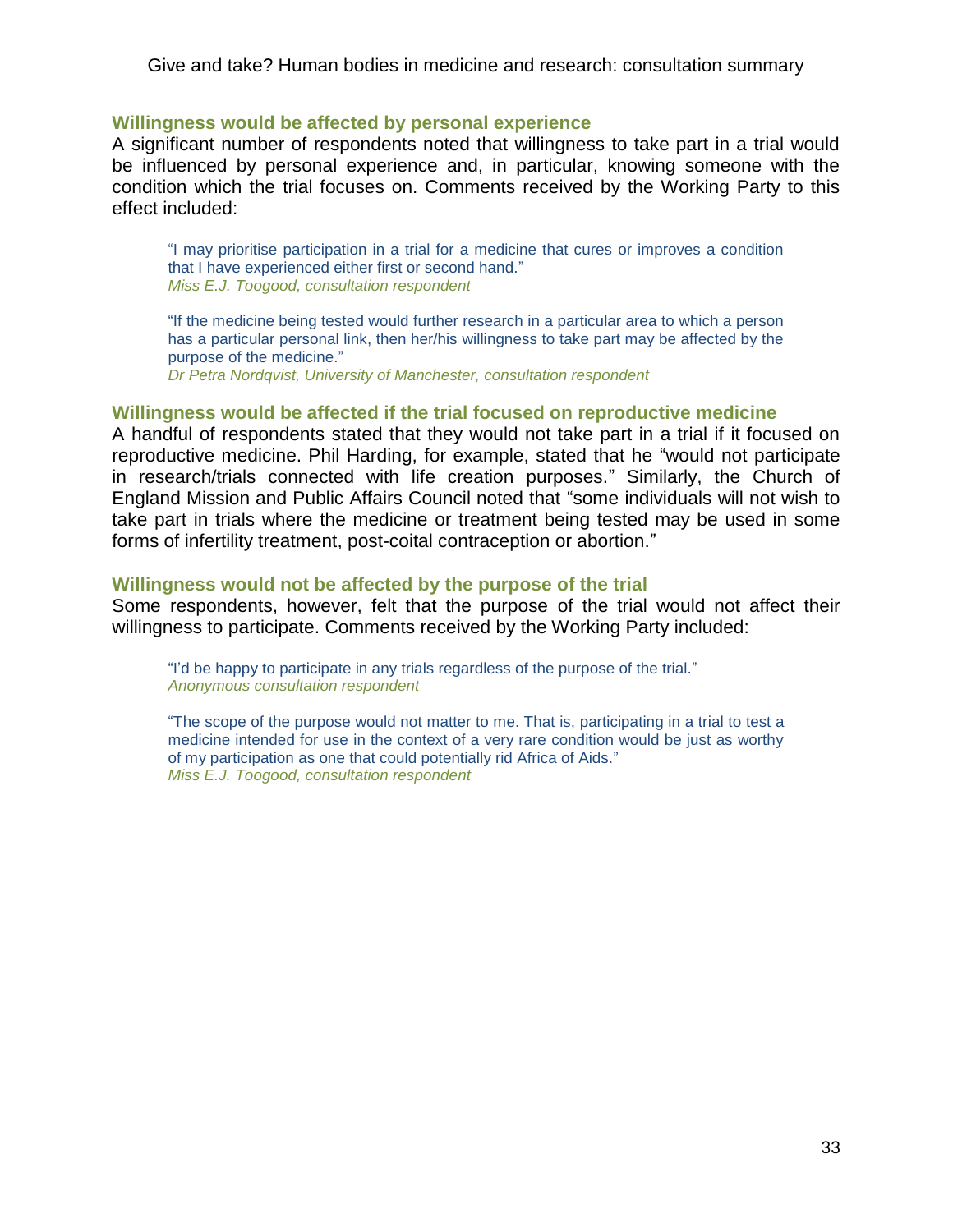### Willingness would be affected by personal experience

A significant number of respondents noted that willingness to take part in a trial would be influenced by personal experience and, in particular, knowing someone with the condition which the trial focuses on. Comments received by the Working Party to this effect included:

> "I may prioritise participation in a trial for a medicine that cures or improves a condition that I have experienced either first or second hand."
> *Miss E.J. Toogood, consultation respondent*

> "If the medicine being tested would further research in a particular area to which a person has a particular personal link, then her/his willingness to take part may be affected by the purpose of the medicine."
> *Dr Petra Nordqvist, University of Manchester, consultation respondent*

### Willingness would be affected if the trial focused on reproductive medicine

A handful of respondents stated that they would not take part in a trial if it focused on reproductive medicine. Phil Harding, for example, stated that he "would not participate in research/trials connected with life creation purposes." Similarly, the Church of England Mission and Public Affairs Council noted that "some individuals will not wish to take part in trials where the medicine or treatment being tested may be used in some forms of infertility treatment, post-coital contraception or abortion."

### Willingness would not be affected by the purpose of the trial

Some respondents, however, felt that the purpose of the trial would not affect their willingness to participate. Comments received by the Working Party included:

> "I'd be happy to participate in any trials regardless of the purpose of the trial."
> *Anonymous consultation respondent*

> "The scope of the purpose would not matter to me. That is, participating in a trial to test a medicine intended for use in the context of a very rare condition would be just as worthy of my participation as one that could potentially rid Africa of Aids."
> *Miss E.J. Toogood, consultation respondent*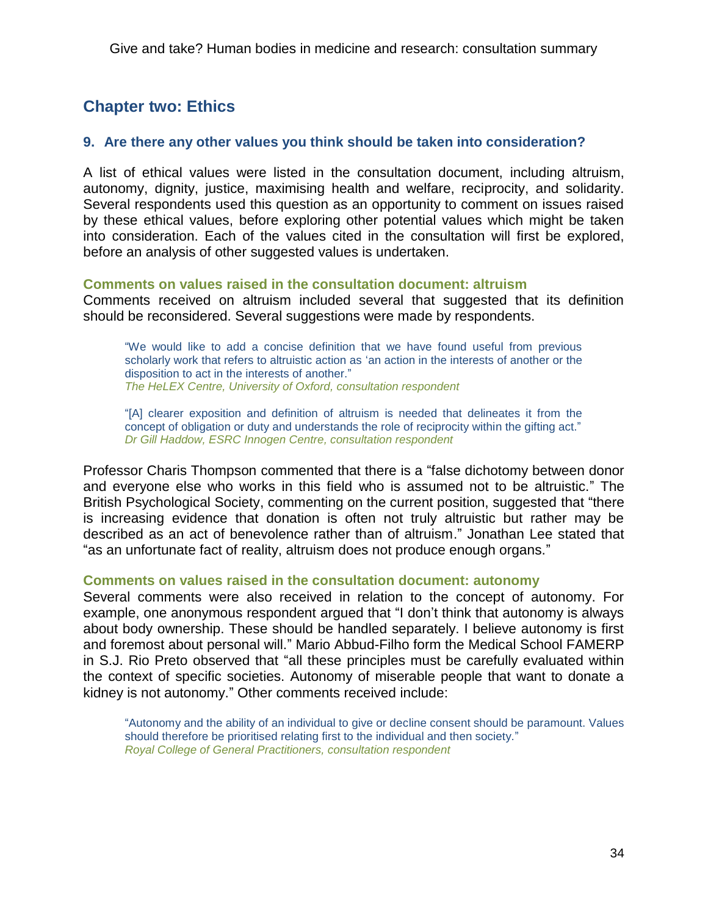## Chapter two: Ethics

### 9. Are there any other values you think should be taken into consideration?

A list of ethical values were listed in the consultation document, including altruism, autonomy, dignity, justice, maximising health and welfare, reciprocity, and solidarity. Several respondents used this question as an opportunity to comment on issues raised by these ethical values, before exploring other potential values which might be taken into consideration. Each of the values cited in the consultation will first be explored, before an analysis of other suggested values is undertaken.

#### Comments on values raised in the consultation document: altruism

Comments received on altruism included several that suggested that its definition should be reconsidered. Several suggestions were made by respondents.

> "We would like to add a concise definition that we have found useful from previous scholarly work that refers to altruistic action as 'an action in the interests of another or the disposition to act in the interests of another."
> *The HeLEX Centre, University of Oxford, consultation respondent*

> "[A] clearer exposition and definition of altruism is needed that delineates it from the concept of obligation or duty and understands the role of reciprocity within the gifting act."
> *Dr Gill Haddow, ESRC Innogen Centre, consultation respondent*

Professor Charis Thompson commented that there is a "false dichotomy between donor and everyone else who works in this field who is assumed not to be altruistic." The British Psychological Society, commenting on the current position, suggested that "there is increasing evidence that donation is often not truly altruistic but rather may be described as an act of benevolence rather than of altruism." Jonathan Lee stated that "as an unfortunate fact of reality, altruism does not produce enough organs."

#### Comments on values raised in the consultation document: autonomy

Several comments were also received in relation to the concept of autonomy. For example, one anonymous respondent argued that "I don't think that autonomy is always about body ownership. These should be handled separately. I believe autonomy is first and foremost about personal will." Mario Abbud-Filho form the Medical School FAMERP in S.J. Rio Preto observed that "all these principles must be carefully evaluated within the context of specific societies. Autonomy of miserable people that want to donate a kidney is not autonomy." Other comments received include:

> "Autonomy and the ability of an individual to give or decline consent should be paramount. Values should therefore be prioritised relating first to the individual and then society."
> *Royal College of General Practitioners, consultation respondent*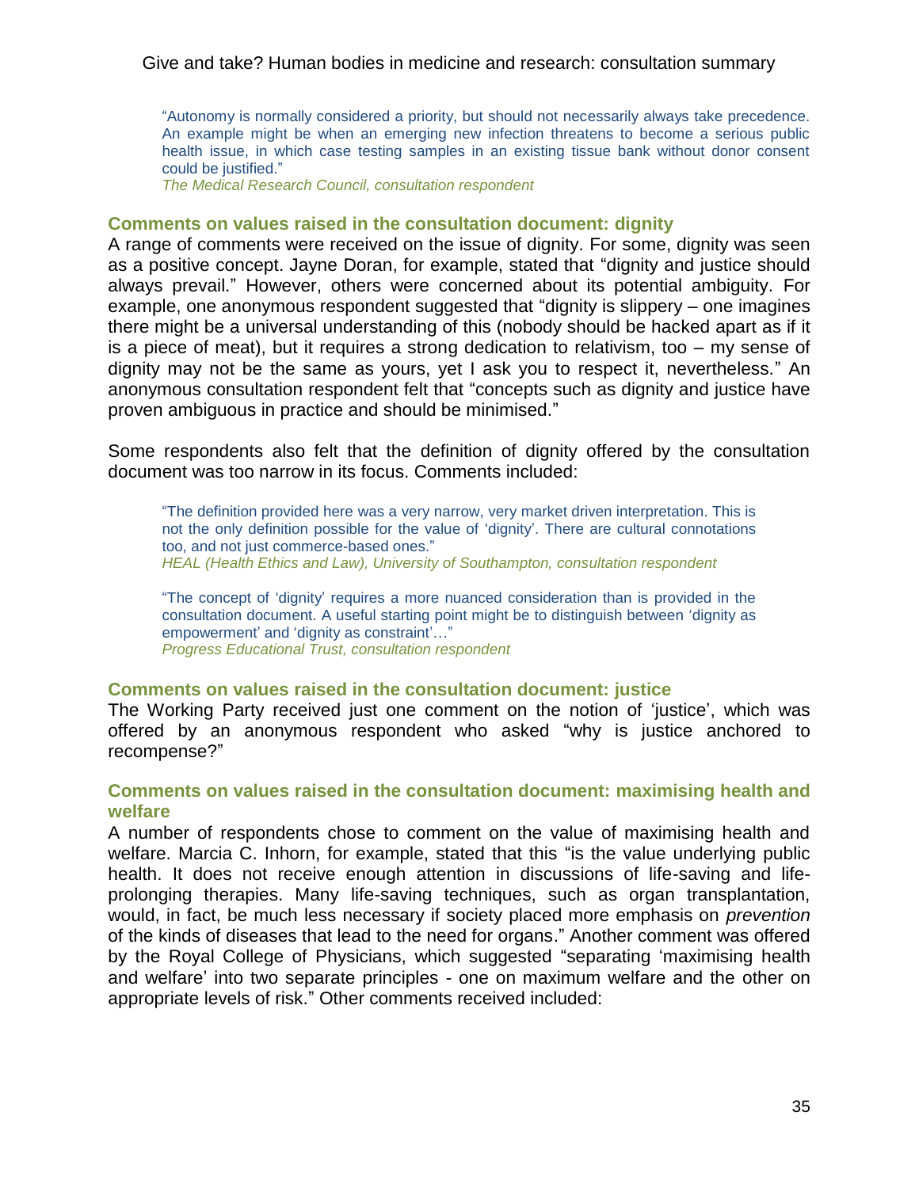> "Autonomy is normally considered a priority, but should not necessarily always take precedence. An example might be when an emerging new infection threatens to become a serious public health issue, in which case testing samples in an existing tissue bank without donor consent could be justified."
> *The Medical Research Council, consultation respondent*

### Comments on values raised in the consultation document: dignity

A range of comments were received on the issue of dignity. For some, dignity was seen as a positive concept. Jayne Doran, for example, stated that "dignity and justice should always prevail." However, others were concerned about its potential ambiguity. For example, one anonymous respondent suggested that "dignity is slippery – one imagines there might be a universal understanding of this (nobody should be hacked apart as if it is a piece of meat), but it requires a strong dedication to relativism, too – my sense of dignity may not be the same as yours, yet I ask you to respect it, nevertheless." An anonymous consultation respondent felt that "concepts such as dignity and justice have proven ambiguous in practice and should be minimised."

Some respondents also felt that the definition of dignity offered by the consultation document was too narrow in its focus. Comments included:

> "The definition provided here was a very narrow, very market driven interpretation. This is not the only definition possible for the value of 'dignity'. There are cultural connotations too, and not just commerce-based ones."
> *HEAL (Health Ethics and Law), University of Southampton, consultation respondent*

> "The concept of 'dignity' requires a more nuanced consideration than is provided in the consultation document. A useful starting point might be to distinguish between 'dignity as empowerment' and 'dignity as constraint'…"
> *Progress Educational Trust, consultation respondent*

### Comments on values raised in the consultation document: justice

The Working Party received just one comment on the notion of 'justice', which was offered by an anonymous respondent who asked "why is justice anchored to recompense?"

### Comments on values raised in the consultation document: maximising health and welfare

A number of respondents chose to comment on the value of maximising health and welfare. Marcia C. Inhorn, for example, stated that this "is the value underlying public health. It does not receive enough attention in discussions of life-saving and life-prolonging therapies. Many life-saving techniques, such as organ transplantation, would, in fact, be much less necessary if society placed more emphasis on *prevention* of the kinds of diseases that lead to the need for organs." Another comment was offered by the Royal College of Physicians, which suggested "separating 'maximising health and welfare' into two separate principles - one on maximum welfare and the other on appropriate levels of risk." Other comments received included: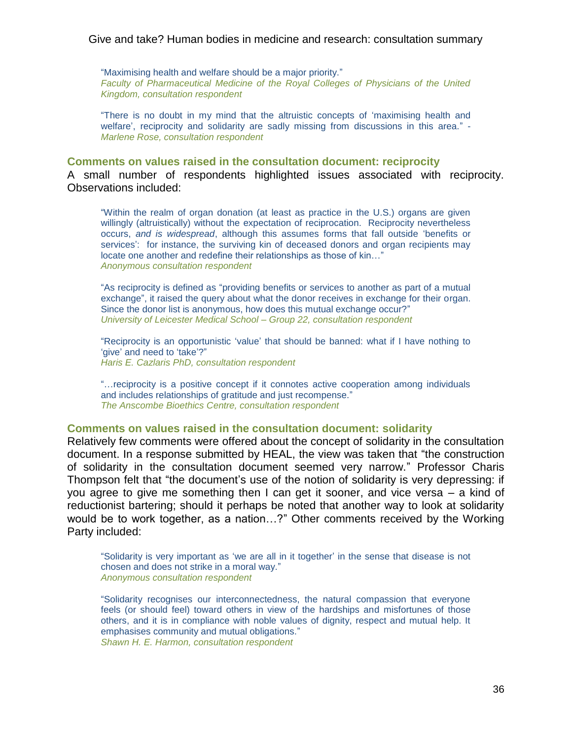> "Maximising health and welfare should be a major priority."
> *Faculty of Pharmaceutical Medicine of the Royal Colleges of Physicians of the United Kingdom, consultation respondent*

> "There is no doubt in my mind that the altruistic concepts of 'maximising health and welfare', reciprocity and solidarity are sadly missing from discussions in this area." - *Marlene Rose, consultation respondent*

### Comments on values raised in the consultation document: reciprocity

A small number of respondents highlighted issues associated with reciprocity. Observations included:

> "Within the realm of organ donation (at least as practice in the U.S.) organs are given willingly (altruistically) without the expectation of reciprocation. Reciprocity nevertheless occurs, *and is widespread*, although this assumes forms that fall outside 'benefits or services': for instance, the surviving kin of deceased donors and organ recipients may locate one another and redefine their relationships as those of kin…"
> *Anonymous consultation respondent*

> "As reciprocity is defined as "providing benefits or services to another as part of a mutual exchange", it raised the query about what the donor receives in exchange for their organ. Since the donor list is anonymous, how does this mutual exchange occur?"
> *University of Leicester Medical School – Group 22, consultation respondent*

> "Reciprocity is an opportunistic 'value' that should be banned: what if I have nothing to 'give' and need to 'take'?"
> *Haris E. Cazlaris PhD, consultation respondent*

> "…reciprocity is a positive concept if it connotes active cooperation among individuals and includes relationships of gratitude and just recompense."
> *The Anscombe Bioethics Centre, consultation respondent*

### Comments on values raised in the consultation document: solidarity

Relatively few comments were offered about the concept of solidarity in the consultation document. In a response submitted by HEAL, the view was taken that "the construction of solidarity in the consultation document seemed very narrow." Professor Charis Thompson felt that "the document's use of the notion of solidarity is very depressing: if you agree to give me something then I can get it sooner, and vice versa – a kind of reductionist bartering; should it perhaps be noted that another way to look at solidarity would be to work together, as a nation…?" Other comments received by the Working Party included:

> "Solidarity is very important as 'we are all in it together' in the sense that disease is not chosen and does not strike in a moral way."
> *Anonymous consultation respondent*

> "Solidarity recognises our interconnectedness, the natural compassion that everyone feels (or should feel) toward others in view of the hardships and misfortunes of those others, and it is in compliance with noble values of dignity, respect and mutual help. It emphasises community and mutual obligations."
> *Shawn H. E. Harmon, consultation respondent*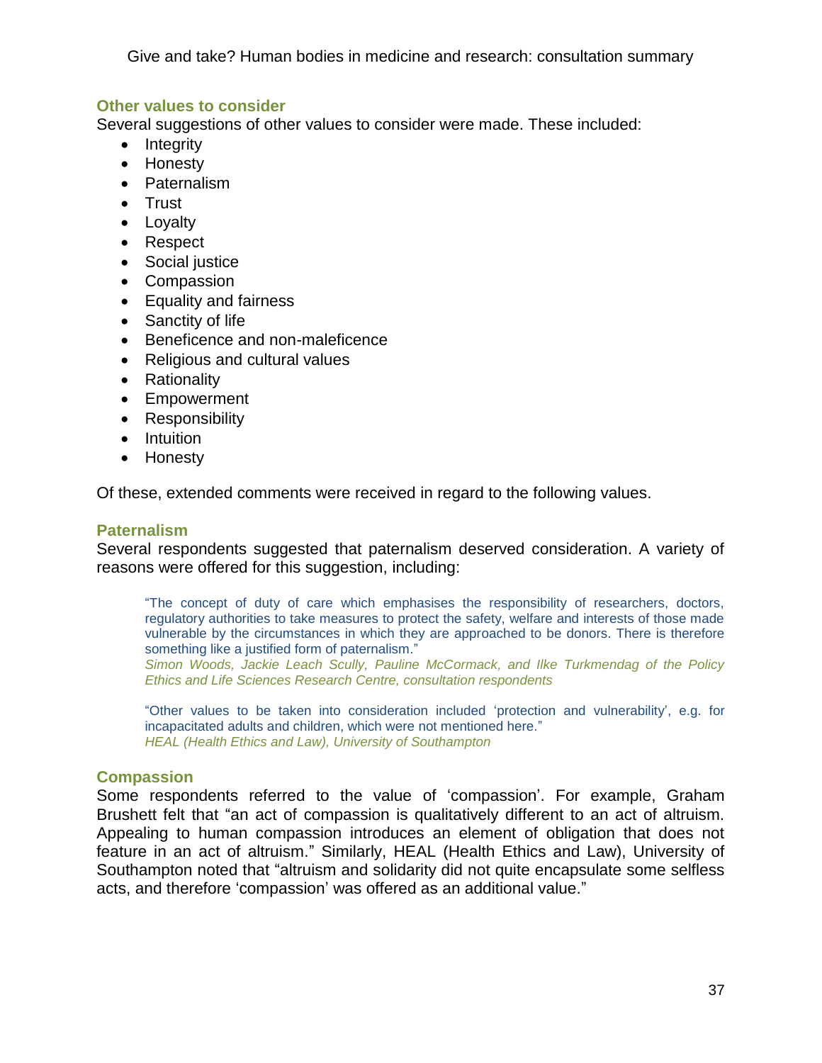### Other values to consider

Several suggestions of other values to consider were made. These included:

- Integrity
- Honesty
- Paternalism
- Trust
- Loyalty
- Respect
- Social justice
- Compassion
- Equality and fairness
- Sanctity of life
- Beneficence and non-maleficence
- Religious and cultural values
- Rationality
- Empowerment
- Responsibility
- Intuition
- Honesty

Of these, extended comments were received in regard to the following values.

### Paternalism

Several respondents suggested that paternalism deserved consideration. A variety of reasons were offered for this suggestion, including:

> "The concept of duty of care which emphasises the responsibility of researchers, doctors, regulatory authorities to take measures to protect the safety, welfare and interests of those made vulnerable by the circumstances in which they are approached to be donors. There is therefore something like a justified form of paternalism."
> *Simon Woods, Jackie Leach Scully, Pauline McCormack, and Ilke Turkmendag of the Policy Ethics and Life Sciences Research Centre, consultation respondents*

> "Other values to be taken into consideration included 'protection and vulnerability', e.g. for incapacitated adults and children, which were not mentioned here."
> *HEAL (Health Ethics and Law), University of Southampton*

### Compassion

Some respondents referred to the value of 'compassion'. For example, Graham Brushett felt that "an act of compassion is qualitatively different to an act of altruism. Appealing to human compassion introduces an element of obligation that does not feature in an act of altruism." Similarly, HEAL (Health Ethics and Law), University of Southampton noted that "altruism and solidarity did not quite encapsulate some selfless acts, and therefore 'compassion' was offered as an additional value."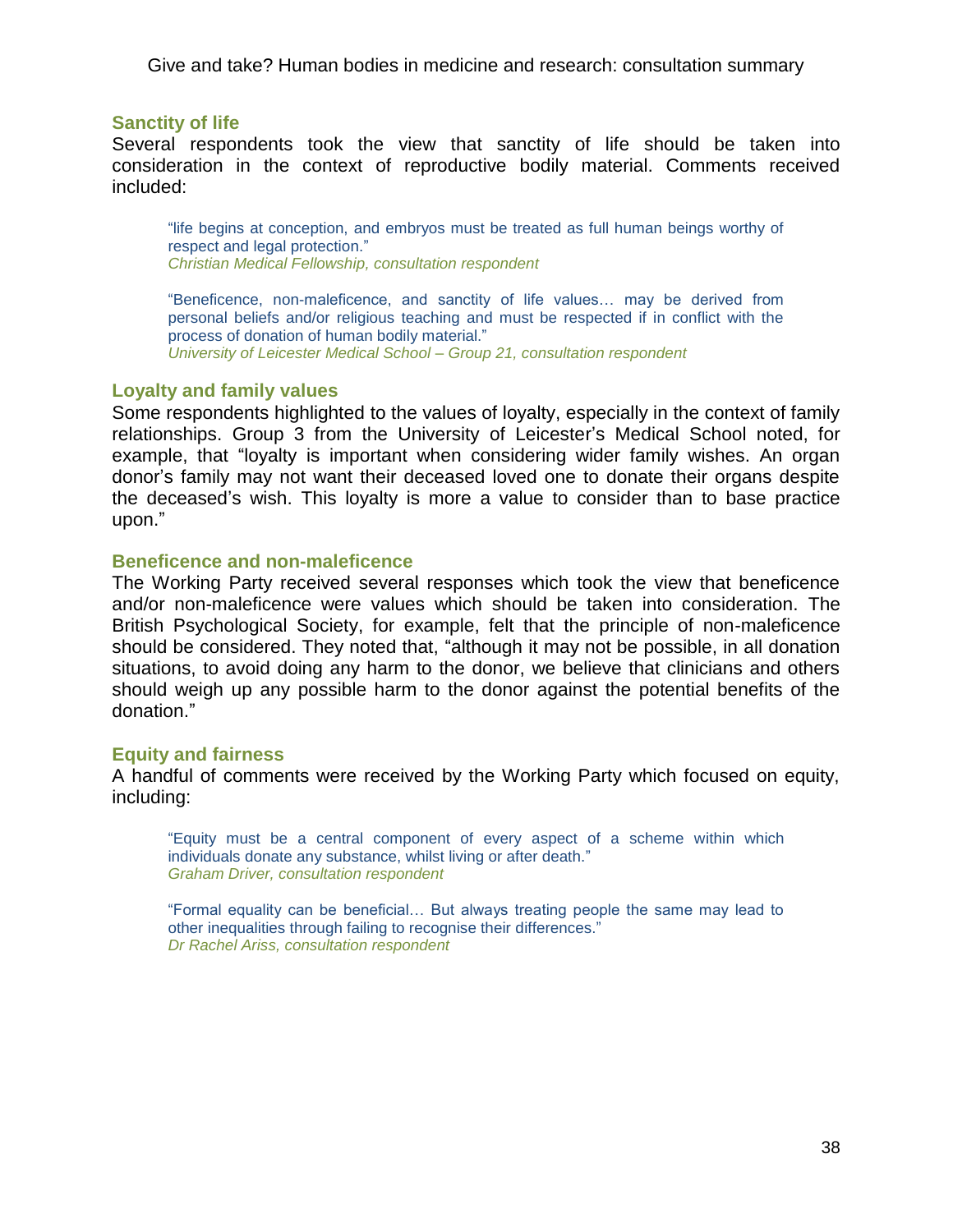### Sanctity of life

Several respondents took the view that sanctity of life should be taken into consideration in the context of reproductive bodily material. Comments received included:

> "life begins at conception, and embryos must be treated as full human beings worthy of respect and legal protection."
> *Christian Medical Fellowship, consultation respondent*

> "Beneficence, non-maleficence, and sanctity of life values… may be derived from personal beliefs and/or religious teaching and must be respected if in conflict with the process of donation of human bodily material."
> *University of Leicester Medical School – Group 21, consultation respondent*

### Loyalty and family values

Some respondents highlighted to the values of loyalty, especially in the context of family relationships. Group 3 from the University of Leicester's Medical School noted, for example, that "loyalty is important when considering wider family wishes. An organ donor's family may not want their deceased loved one to donate their organs despite the deceased's wish. This loyalty is more a value to consider than to base practice upon."

### Beneficence and non-maleficence

The Working Party received several responses which took the view that beneficence and/or non-maleficence were values which should be taken into consideration. The British Psychological Society, for example, felt that the principle of non-maleficence should be considered. They noted that, "although it may not be possible, in all donation situations, to avoid doing any harm to the donor, we believe that clinicians and others should weigh up any possible harm to the donor against the potential benefits of the donation."

### Equity and fairness

A handful of comments were received by the Working Party which focused on equity, including:

> "Equity must be a central component of every aspect of a scheme within which individuals donate any substance, whilst living or after death."
> *Graham Driver, consultation respondent*

> "Formal equality can be beneficial… But always treating people the same may lead to other inequalities through failing to recognise their differences."
> *Dr Rachel Ariss, consultation respondent*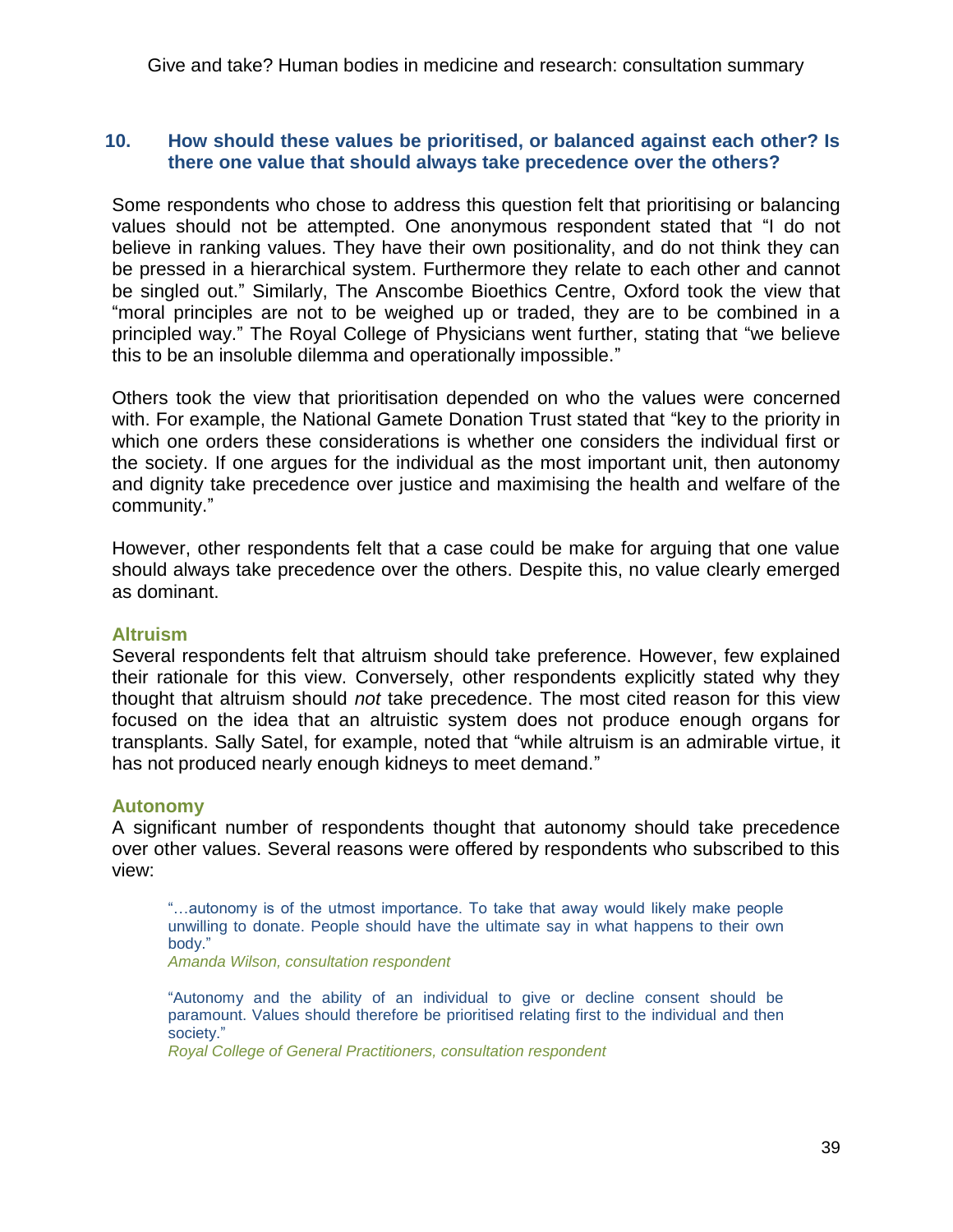### 10. How should these values be prioritised, or balanced against each other? Is there one value that should always take precedence over the others?

Some respondents who chose to address this question felt that prioritising or balancing values should not be attempted. One anonymous respondent stated that "I do not believe in ranking values. They have their own positionality, and do not think they can be pressed in a hierarchical system. Furthermore they relate to each other and cannot be singled out." Similarly, The Anscombe Bioethics Centre, Oxford took the view that "moral principles are not to be weighed up or traded, they are to be combined in a principled way." The Royal College of Physicians went further, stating that "we believe this to be an insoluble dilemma and operationally impossible."

Others took the view that prioritisation depended on who the values were concerned with. For example, the National Gamete Donation Trust stated that "key to the priority in which one orders these considerations is whether one considers the individual first or the society. If one argues for the individual as the most important unit, then autonomy and dignity take precedence over justice and maximising the health and welfare of the community."

However, other respondents felt that a case could be make for arguing that one value should always take precedence over the others. Despite this, no value clearly emerged as dominant.

#### Altruism

Several respondents felt that altruism should take preference. However, few explained their rationale for this view. Conversely, other respondents explicitly stated why they thought that altruism should *not* take precedence. The most cited reason for this view focused on the idea that an altruistic system does not produce enough organs for transplants. Sally Satel, for example, noted that "while altruism is an admirable virtue, it has not produced nearly enough kidneys to meet demand."

#### Autonomy

A significant number of respondents thought that autonomy should take precedence over other values. Several reasons were offered by respondents who subscribed to this view:

> "…autonomy is of the utmost importance. To take that away would likely make people unwilling to donate. People should have the ultimate say in what happens to their own body."
>
> *Amanda Wilson, consultation respondent*

> "Autonomy and the ability of an individual to give or decline consent should be paramount. Values should therefore be prioritised relating first to the individual and then society."
>
> *Royal College of General Practitioners, consultation respondent*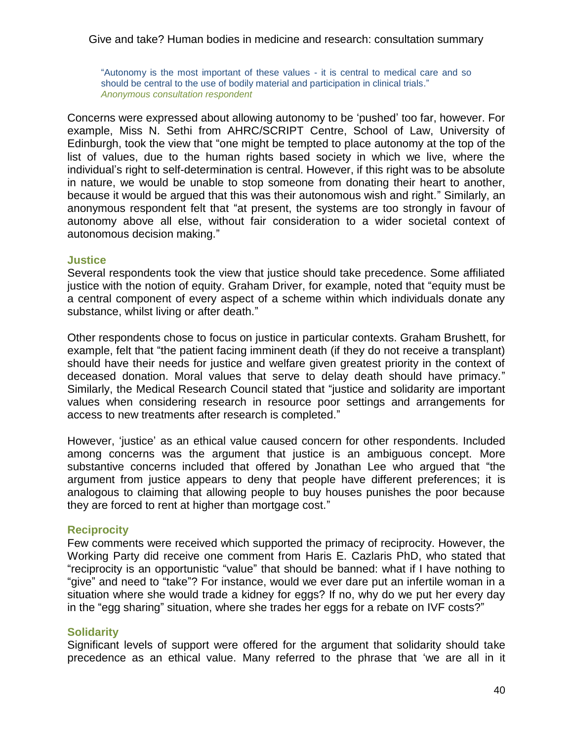> "Autonomy is the most important of these values - it is central to medical care and so should be central to the use of bodily material and participation in clinical trials."
> *Anonymous consultation respondent*

Concerns were expressed about allowing autonomy to be 'pushed' too far, however. For example, Miss N. Sethi from AHRC/SCRIPT Centre, School of Law, University of Edinburgh, took the view that "one might be tempted to place autonomy at the top of the list of values, due to the human rights based society in which we live, where the individual's right to self-determination is central. However, if this right was to be absolute in nature, we would be unable to stop someone from donating their heart to another, because it would be argued that this was their autonomous wish and right." Similarly, an anonymous respondent felt that "at present, the systems are too strongly in favour of autonomy above all else, without fair consideration to a wider societal context of autonomous decision making."

### Justice

Several respondents took the view that justice should take precedence. Some affiliated justice with the notion of equity. Graham Driver, for example, noted that "equity must be a central component of every aspect of a scheme within which individuals donate any substance, whilst living or after death."

Other respondents chose to focus on justice in particular contexts. Graham Brushett, for example, felt that "the patient facing imminent death (if they do not receive a transplant) should have their needs for justice and welfare given greatest priority in the context of deceased donation. Moral values that serve to delay death should have primacy." Similarly, the Medical Research Council stated that "justice and solidarity are important values when considering research in resource poor settings and arrangements for access to new treatments after research is completed."

However, 'justice' as an ethical value caused concern for other respondents. Included among concerns was the argument that justice is an ambiguous concept. More substantive concerns included that offered by Jonathan Lee who argued that "the argument from justice appears to deny that people have different preferences; it is analogous to claiming that allowing people to buy houses punishes the poor because they are forced to rent at higher than mortgage cost."

### Reciprocity

Few comments were received which supported the primacy of reciprocity. However, the Working Party did receive one comment from Haris E. Cazlaris PhD, who stated that "reciprocity is an opportunistic "value" that should be banned: what if I have nothing to "give" and need to "take"? For instance, would we ever dare put an infertile woman in a situation where she would trade a kidney for eggs? If no, why do we put her every day in the "egg sharing" situation, where she trades her eggs for a rebate on IVF costs?"

### Solidarity

Significant levels of support were offered for the argument that solidarity should take precedence as an ethical value. Many referred to the phrase that 'we are all in it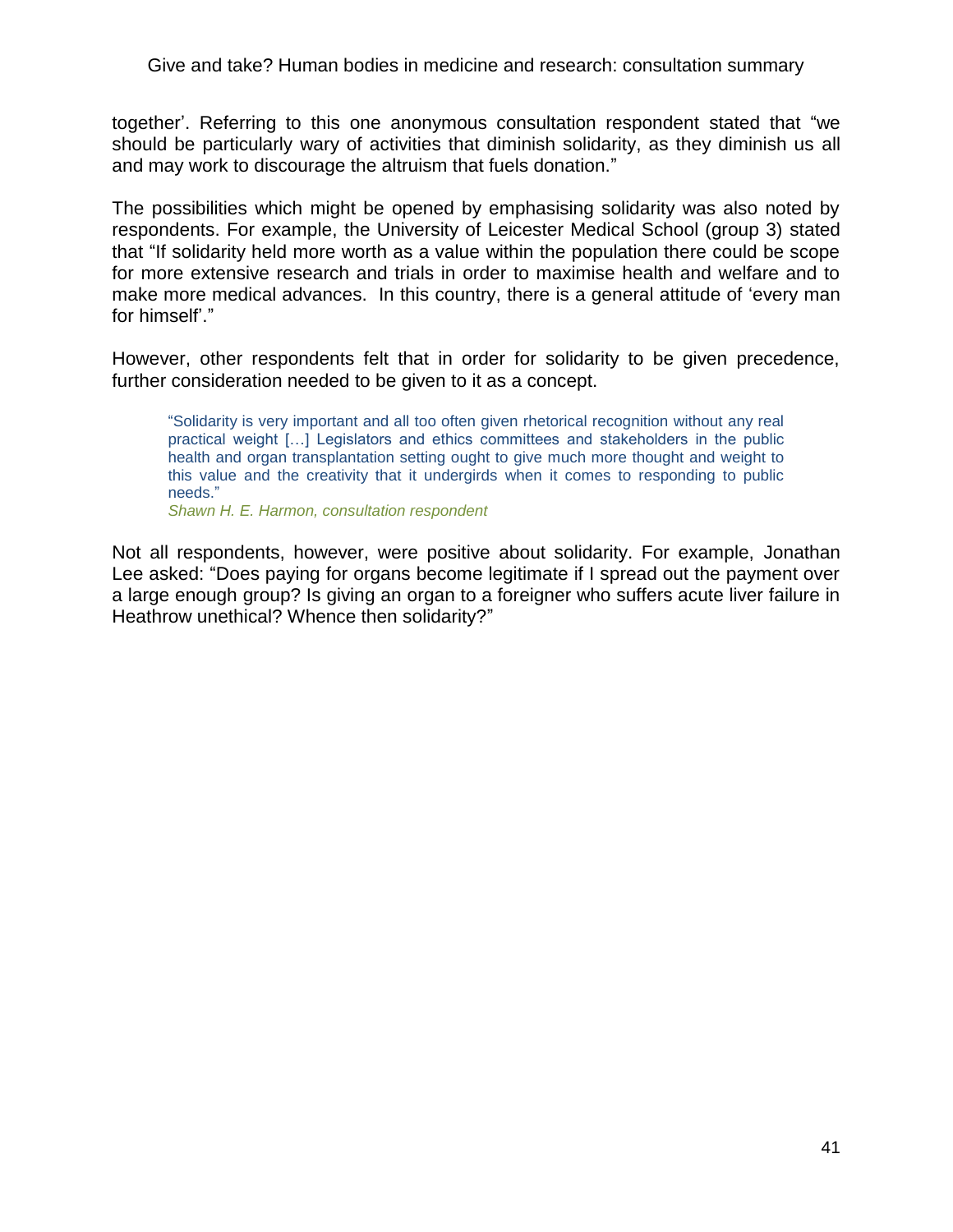together'. Referring to this one anonymous consultation respondent stated that "we should be particularly wary of activities that diminish solidarity, as they diminish us all and may work to discourage the altruism that fuels donation."

The possibilities which might be opened by emphasising solidarity was also noted by respondents. For example, the University of Leicester Medical School (group 3) stated that "If solidarity held more worth as a value within the population there could be scope for more extensive research and trials in order to maximise health and welfare and to make more medical advances. In this country, there is a general attitude of 'every man for himself'."

However, other respondents felt that in order for solidarity to be given precedence, further consideration needed to be given to it as a concept.

> "Solidarity is very important and all too often given rhetorical recognition without any real practical weight […] Legislators and ethics committees and stakeholders in the public health and organ transplantation setting ought to give much more thought and weight to this value and the creativity that it undergirds when it comes to responding to public needs."
>
> *Shawn H. E. Harmon, consultation respondent*

Not all respondents, however, were positive about solidarity. For example, Jonathan Lee asked: "Does paying for organs become legitimate if I spread out the payment over a large enough group? Is giving an organ to a foreigner who suffers acute liver failure in Heathrow unethical? Whence then solidarity?"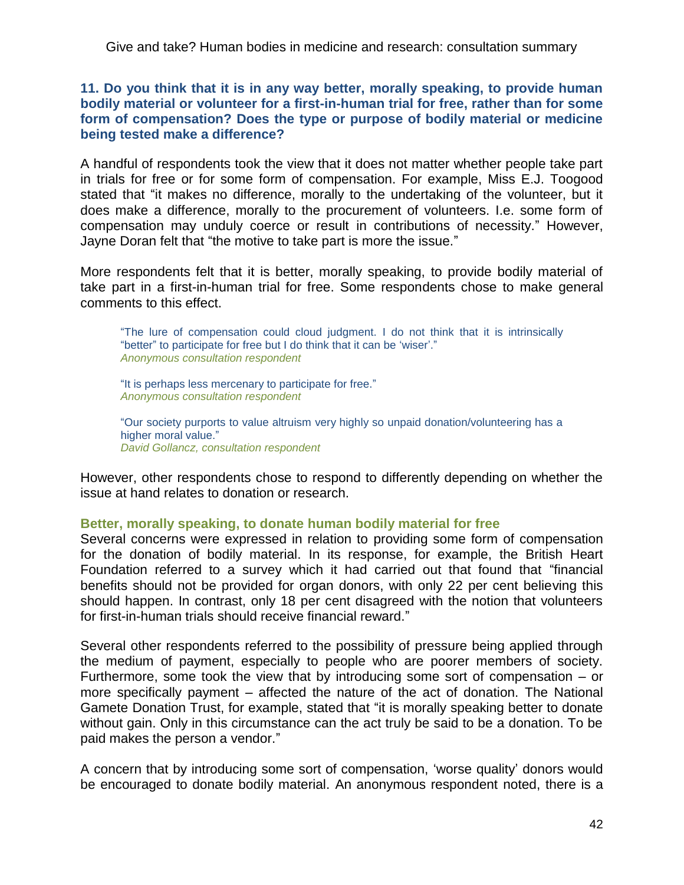**11. Do you think that it is in any way better, morally speaking, to provide human bodily material or volunteer for a first-in-human trial for free, rather than for some form of compensation? Does the type or purpose of bodily material or medicine being tested make a difference?**

A handful of respondents took the view that it does not matter whether people take part in trials for free or for some form of compensation. For example, Miss E.J. Toogood stated that "it makes no difference, morally to the undertaking of the volunteer, but it does make a difference, morally to the procurement of volunteers. I.e. some form of compensation may unduly coerce or result in contributions of necessity." However, Jayne Doran felt that "the motive to take part is more the issue."

More respondents felt that it is better, morally speaking, to provide bodily material of take part in a first-in-human trial for free. Some respondents chose to make general comments to this effect.

> "The lure of compensation could cloud judgment. I do not think that it is intrinsically "better" to participate for free but I do think that it can be 'wiser'."
> *Anonymous consultation respondent*

> "It is perhaps less mercenary to participate for free."
> *Anonymous consultation respondent*

> "Our society purports to value altruism very highly so unpaid donation/volunteering has a higher moral value."
> *David Gollancz, consultation respondent*

However, other respondents chose to respond to differently depending on whether the issue at hand relates to donation or research.

### Better, morally speaking, to donate human bodily material for free

Several concerns were expressed in relation to providing some form of compensation for the donation of bodily material. In its response, for example, the British Heart Foundation referred to a survey which it had carried out that found that "financial benefits should not be provided for organ donors, with only 22 per cent believing this should happen. In contrast, only 18 per cent disagreed with the notion that volunteers for first-in-human trials should receive financial reward."

Several other respondents referred to the possibility of pressure being applied through the medium of payment, especially to people who are poorer members of society. Furthermore, some took the view that by introducing some sort of compensation – or more specifically payment – affected the nature of the act of donation. The National Gamete Donation Trust, for example, stated that "it is morally speaking better to donate without gain. Only in this circumstance can the act truly be said to be a donation. To be paid makes the person a vendor."

A concern that by introducing some sort of compensation, 'worse quality' donors would be encouraged to donate bodily material. An anonymous respondent noted, there is a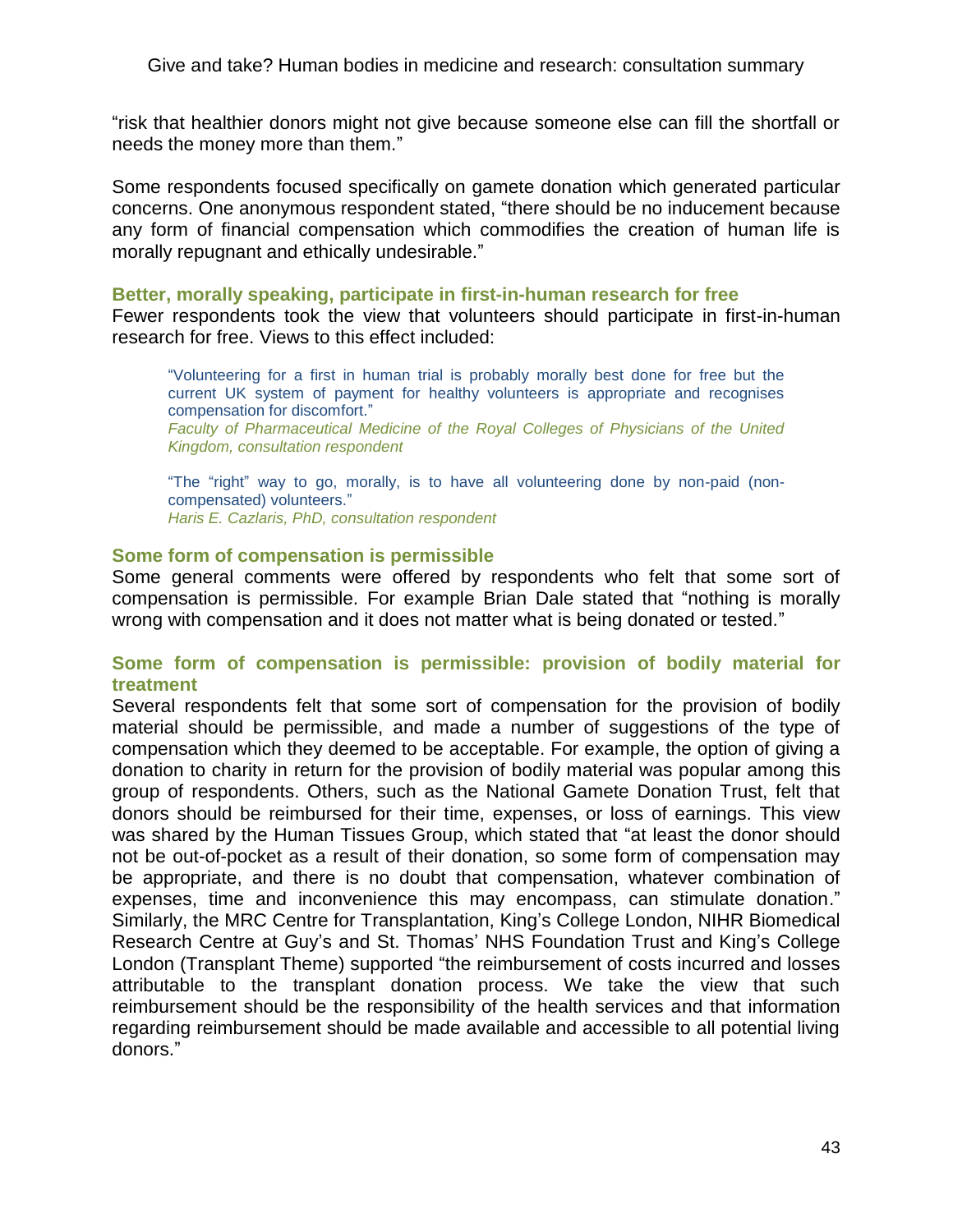"risk that healthier donors might not give because someone else can fill the shortfall or needs the money more than them."

Some respondents focused specifically on gamete donation which generated particular concerns. One anonymous respondent stated, "there should be no inducement because any form of financial compensation which commodifies the creation of human life is morally repugnant and ethically undesirable."

### Better, morally speaking, participate in first-in-human research for free

Fewer respondents took the view that volunteers should participate in first-in-human research for free. Views to this effect included:

> "Volunteering for a first in human trial is probably morally best done for free but the current UK system of payment for healthy volunteers is appropriate and recognises compensation for discomfort."
> *Faculty of Pharmaceutical Medicine of the Royal Colleges of Physicians of the United Kingdom, consultation respondent*

> "The "right" way to go, morally, is to have all volunteering done by non-paid (non-compensated) volunteers."
> *Haris E. Cazlaris, PhD, consultation respondent*

### Some form of compensation is permissible

Some general comments were offered by respondents who felt that some sort of compensation is permissible. For example Brian Dale stated that "nothing is morally wrong with compensation and it does not matter what is being donated or tested."

### Some form of compensation is permissible: provision of bodily material for treatment

Several respondents felt that some sort of compensation for the provision of bodily material should be permissible, and made a number of suggestions of the type of compensation which they deemed to be acceptable. For example, the option of giving a donation to charity in return for the provision of bodily material was popular among this group of respondents. Others, such as the National Gamete Donation Trust, felt that donors should be reimbursed for their time, expenses, or loss of earnings. This view was shared by the Human Tissues Group, which stated that "at least the donor should not be out-of-pocket as a result of their donation, so some form of compensation may be appropriate, and there is no doubt that compensation, whatever combination of expenses, time and inconvenience this may encompass, can stimulate donation." Similarly, the MRC Centre for Transplantation, King's College London, NIHR Biomedical Research Centre at Guy's and St. Thomas' NHS Foundation Trust and King's College London (Transplant Theme) supported "the reimbursement of costs incurred and losses attributable to the transplant donation process. We take the view that such reimbursement should be the responsibility of the health services and that information regarding reimbursement should be made available and accessible to all potential living donors."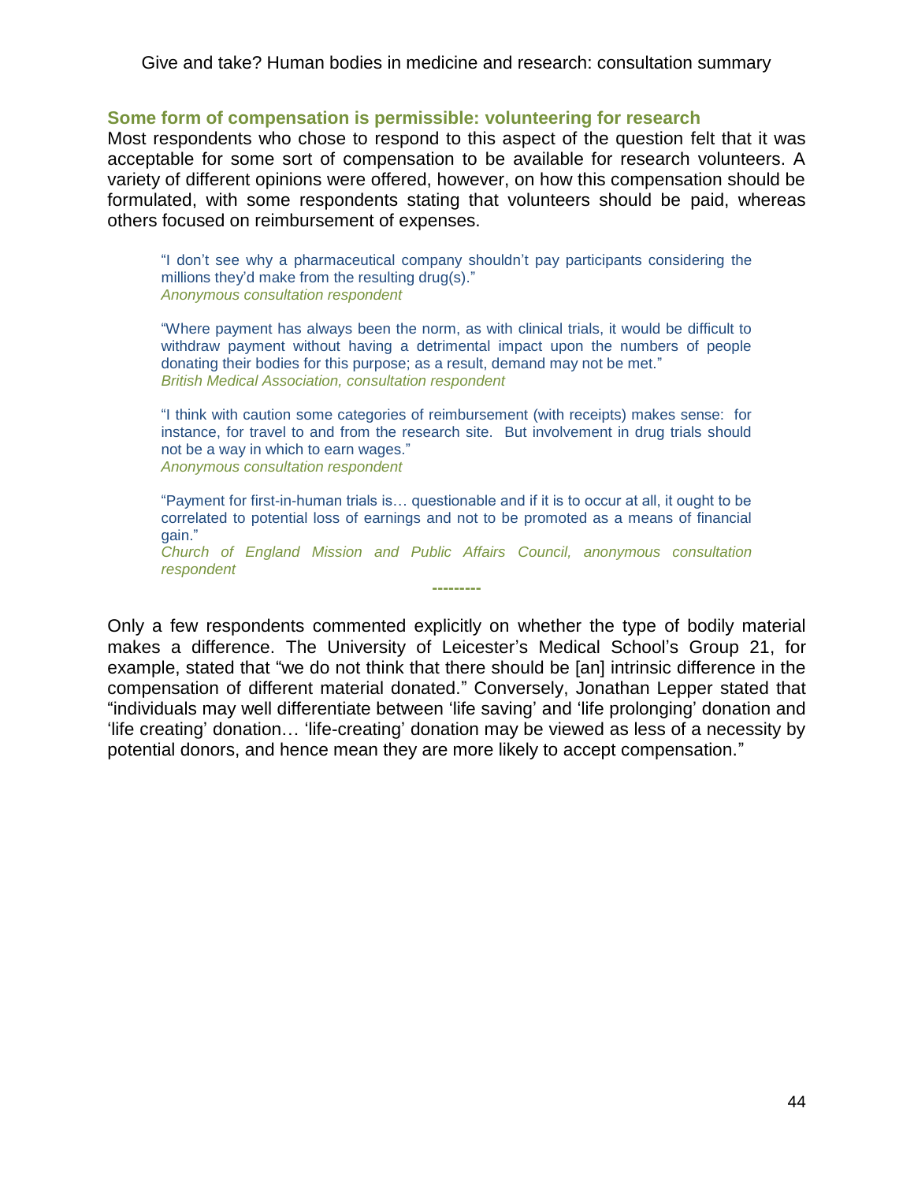### Some form of compensation is permissible: volunteering for research

Most respondents who chose to respond to this aspect of the question felt that it was acceptable for some sort of compensation to be available for research volunteers. A variety of different opinions were offered, however, on how this compensation should be formulated, with some respondents stating that volunteers should be paid, whereas others focused on reimbursement of expenses.

> "I don't see why a pharmaceutical company shouldn't pay participants considering the millions they'd make from the resulting drug(s)."
> *Anonymous consultation respondent*

> "Where payment has always been the norm, as with clinical trials, it would be difficult to withdraw payment without having a detrimental impact upon the numbers of people donating their bodies for this purpose; as a result, demand may not be met."
> *British Medical Association, consultation respondent*

> "I think with caution some categories of reimbursement (with receipts) makes sense: for instance, for travel to and from the research site. But involvement in drug trials should not be a way in which to earn wages."
> *Anonymous consultation respondent*

> "Payment for first-in-human trials is… questionable and if it is to occur at all, it ought to be correlated to potential loss of earnings and not to be promoted as a means of financial gain."
> *Church of England Mission and Public Affairs Council, anonymous consultation respondent*

---------

Only a few respondents commented explicitly on whether the type of bodily material makes a difference. The University of Leicester's Medical School's Group 21, for example, stated that "we do not think that there should be [an] intrinsic difference in the compensation of different material donated." Conversely, Jonathan Lepper stated that "individuals may well differentiate between 'life saving' and 'life prolonging' donation and 'life creating' donation… 'life-creating' donation may be viewed as less of a necessity by potential donors, and hence mean they are more likely to accept compensation."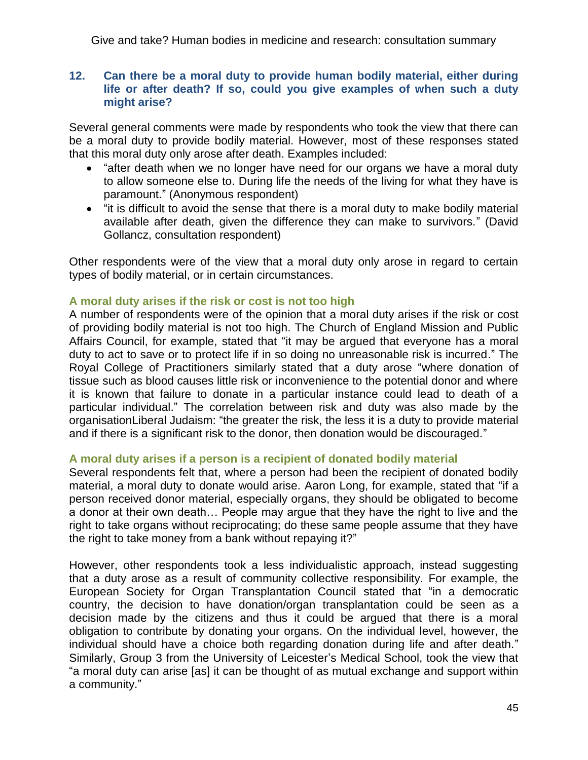### 12. Can there be a moral duty to provide human bodily material, either during life or after death? If so, could you give examples of when such a duty might arise?

Several general comments were made by respondents who took the view that there can be a moral duty to provide bodily material. However, most of these responses stated that this moral duty only arose after death. Examples included:

- "after death when we no longer have need for our organs we have a moral duty to allow someone else to. During life the needs of the living for what they have is paramount." (Anonymous respondent)
- "it is difficult to avoid the sense that there is a moral duty to make bodily material available after death, given the difference they can make to survivors." (David Gollancz, consultation respondent)

Other respondents were of the view that a moral duty only arose in regard to certain types of bodily material, or in certain circumstances.

#### A moral duty arises if the risk or cost is not too high

A number of respondents were of the opinion that a moral duty arises if the risk or cost of providing bodily material is not too high. The Church of England Mission and Public Affairs Council, for example, stated that "it may be argued that everyone has a moral duty to act to save or to protect life if in so doing no unreasonable risk is incurred." The Royal College of Practitioners similarly stated that a duty arose "where donation of tissue such as blood causes little risk or inconvenience to the potential donor and where it is known that failure to donate in a particular instance could lead to death of a particular individual." The correlation between risk and duty was also made by the organisationLiberal Judaism: "the greater the risk, the less it is a duty to provide material and if there is a significant risk to the donor, then donation would be discouraged."

#### A moral duty arises if a person is a recipient of donated bodily material

Several respondents felt that, where a person had been the recipient of donated bodily material, a moral duty to donate would arise. Aaron Long, for example, stated that "if a person received donor material, especially organs, they should be obligated to become a donor at their own death… People may argue that they have the right to live and the right to take organs without reciprocating; do these same people assume that they have the right to take money from a bank without repaying it?"

However, other respondents took a less individualistic approach, instead suggesting that a duty arose as a result of community collective responsibility. For example, the European Society for Organ Transplantation Council stated that "in a democratic country, the decision to have donation/organ transplantation could be seen as a decision made by the citizens and thus it could be argued that there is a moral obligation to contribute by donating your organs. On the individual level, however, the individual should have a choice both regarding donation during life and after death." Similarly, Group 3 from the University of Leicester's Medical School, took the view that "a moral duty can arise [as] it can be thought of as mutual exchange and support within a community."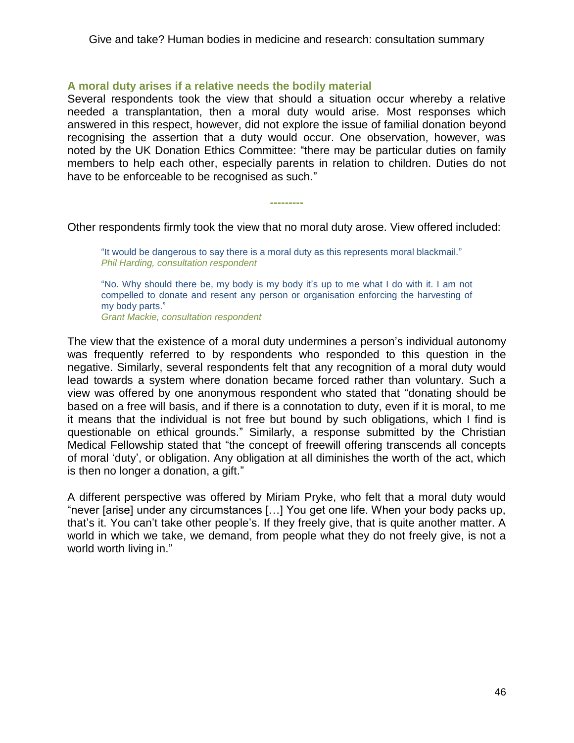### A moral duty arises if a relative needs the bodily material

Several respondents took the view that should a situation occur whereby a relative needed a transplantation, then a moral duty would arise. Most responses which answered in this respect, however, did not explore the issue of familial donation beyond recognising the assertion that a duty would occur. One observation, however, was noted by the UK Donation Ethics Committee: "there may be particular duties on family members to help each other, especially parents in relation to children. Duties do not have to be enforceable to be recognised as such."

---------

Other respondents firmly took the view that no moral duty arose. View offered included:

> "It would be dangerous to say there is a moral duty as this represents moral blackmail."
> *Phil Harding, consultation respondent*

> "No. Why should there be, my body is my body it's up to me what I do with it. I am not compelled to donate and resent any person or organisation enforcing the harvesting of my body parts."
> *Grant Mackie, consultation respondent*

The view that the existence of a moral duty undermines a person's individual autonomy was frequently referred to by respondents who responded to this question in the negative. Similarly, several respondents felt that any recognition of a moral duty would lead towards a system where donation became forced rather than voluntary. Such a view was offered by one anonymous respondent who stated that "donating should be based on a free will basis, and if there is a connotation to duty, even if it is moral, to me it means that the individual is not free but bound by such obligations, which I find is questionable on ethical grounds." Similarly, a response submitted by the Christian Medical Fellowship stated that "the concept of freewill offering transcends all concepts of moral 'duty', or obligation. Any obligation at all diminishes the worth of the act, which is then no longer a donation, a gift."

A different perspective was offered by Miriam Pryke, who felt that a moral duty would "never [arise] under any circumstances […] You get one life. When your body packs up, that's it. You can't take other people's. If they freely give, that is quite another matter. A world in which we take, we demand, from people what they do not freely give, is not a world worth living in."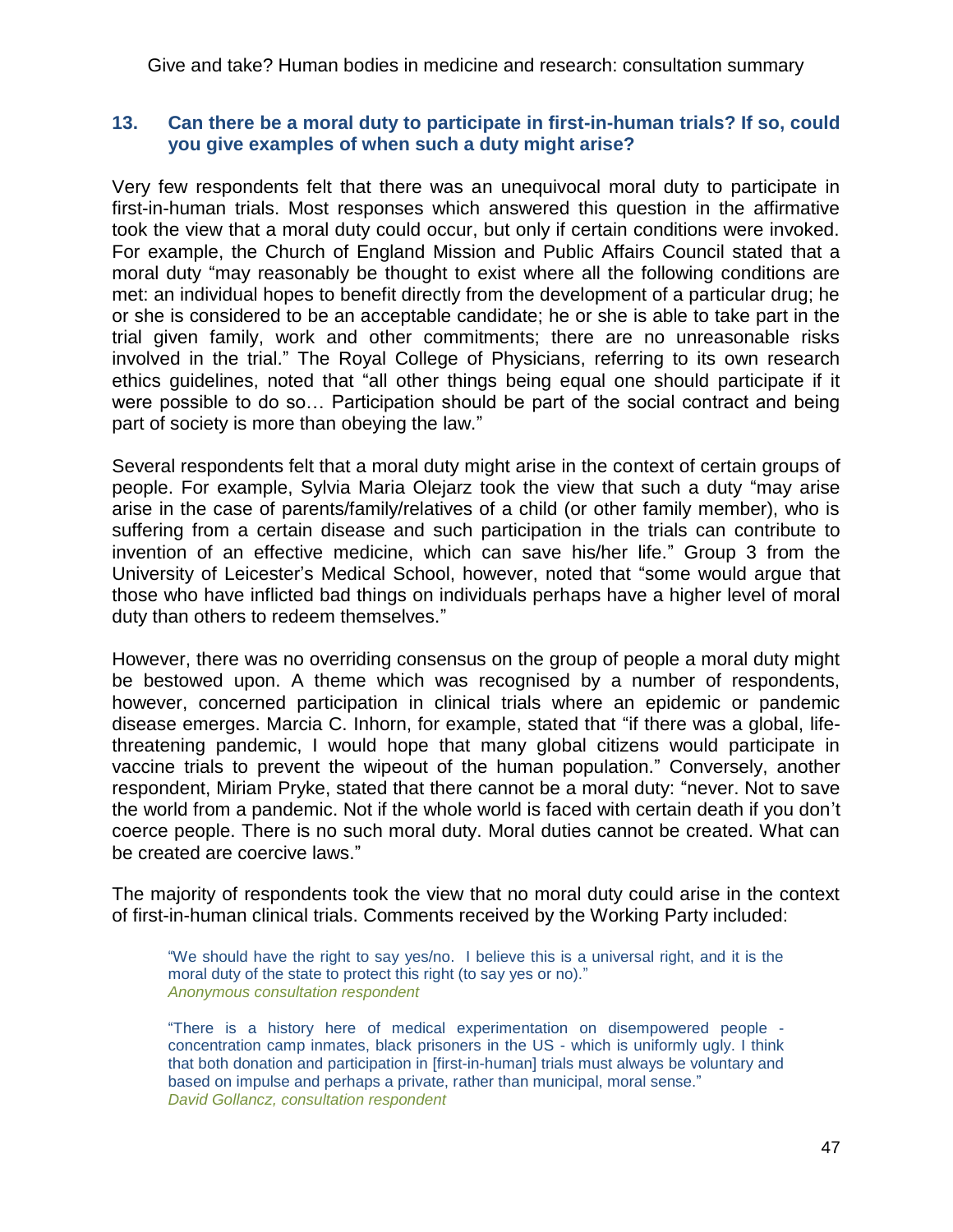### 13. Can there be a moral duty to participate in first-in-human trials? If so, could you give examples of when such a duty might arise?

Very few respondents felt that there was an unequivocal moral duty to participate in first-in-human trials. Most responses which answered this question in the affirmative took the view that a moral duty could occur, but only if certain conditions were invoked. For example, the Church of England Mission and Public Affairs Council stated that a moral duty "may reasonably be thought to exist where all the following conditions are met: an individual hopes to benefit directly from the development of a particular drug; he or she is considered to be an acceptable candidate; he or she is able to take part in the trial given family, work and other commitments; there are no unreasonable risks involved in the trial." The Royal College of Physicians, referring to its own research ethics guidelines, noted that "all other things being equal one should participate if it were possible to do so… Participation should be part of the social contract and being part of society is more than obeying the law."

Several respondents felt that a moral duty might arise in the context of certain groups of people. For example, Sylvia Maria Olejarz took the view that such a duty "may arise arise in the case of parents/family/relatives of a child (or other family member), who is suffering from a certain disease and such participation in the trials can contribute to invention of an effective medicine, which can save his/her life." Group 3 from the University of Leicester's Medical School, however, noted that "some would argue that those who have inflicted bad things on individuals perhaps have a higher level of moral duty than others to redeem themselves."

However, there was no overriding consensus on the group of people a moral duty might be bestowed upon. A theme which was recognised by a number of respondents, however, concerned participation in clinical trials where an epidemic or pandemic disease emerges. Marcia C. Inhorn, for example, stated that "if there was a global, life-threatening pandemic, I would hope that many global citizens would participate in vaccine trials to prevent the wipeout of the human population." Conversely, another respondent, Miriam Pryke, stated that there cannot be a moral duty: "never. Not to save the world from a pandemic. Not if the whole world is faced with certain death if you don't coerce people. There is no such moral duty. Moral duties cannot be created. What can be created are coercive laws."

The majority of respondents took the view that no moral duty could arise in the context of first-in-human clinical trials. Comments received by the Working Party included:

> "We should have the right to say yes/no. I believe this is a universal right, and it is the moral duty of the state to protect this right (to say yes or no)."
> *Anonymous consultation respondent*

> "There is a history here of medical experimentation on disempowered people - concentration camp inmates, black prisoners in the US - which is uniformly ugly. I think that both donation and participation in [first-in-human] trials must always be voluntary and based on impulse and perhaps a private, rather than municipal, moral sense."
> *David Gollancz, consultation respondent*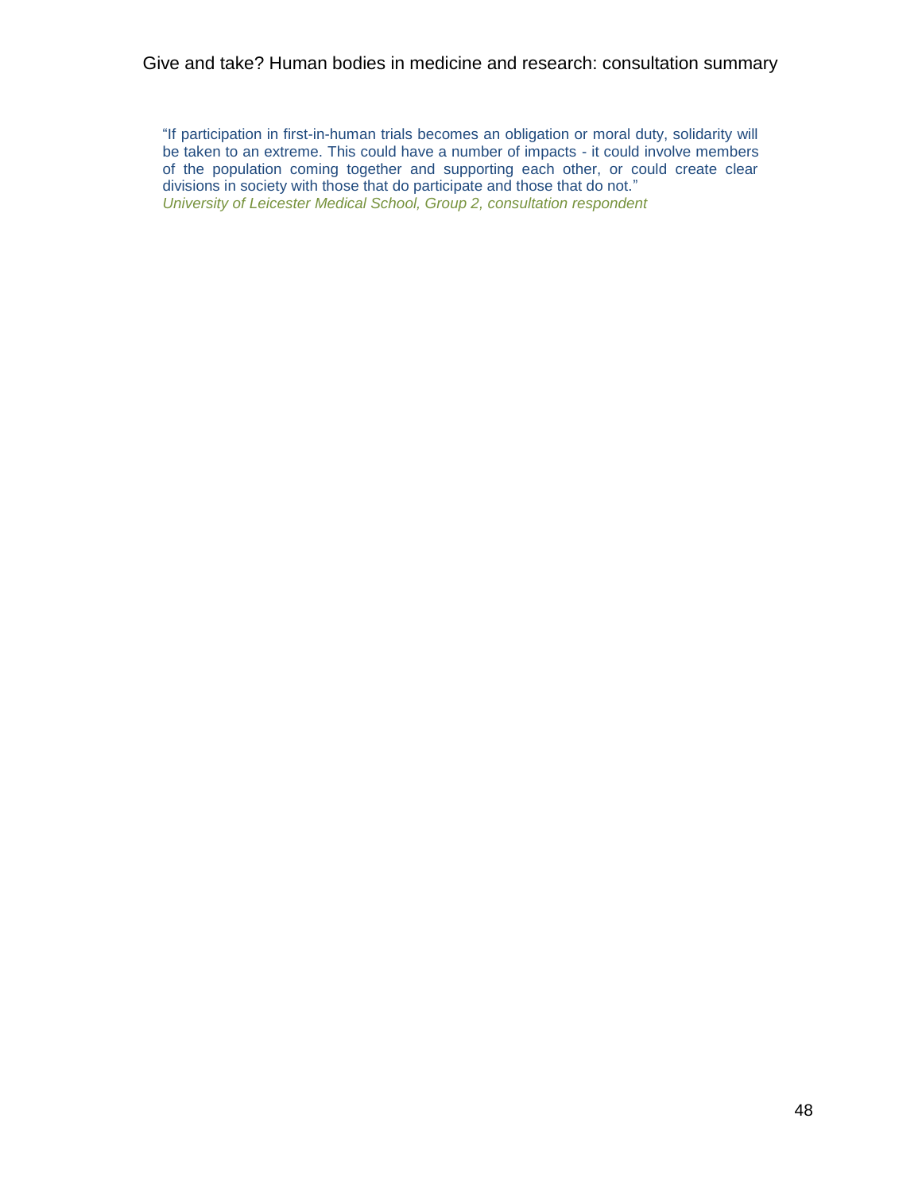"If participation in first-in-human trials becomes an obligation or moral duty, solidarity will be taken to an extreme. This could have a number of impacts - it could involve members of the population coming together and supporting each other, or could create clear divisions in society with those that do participate and those that do not."
*University of Leicester Medical School, Group 2, consultation respondent*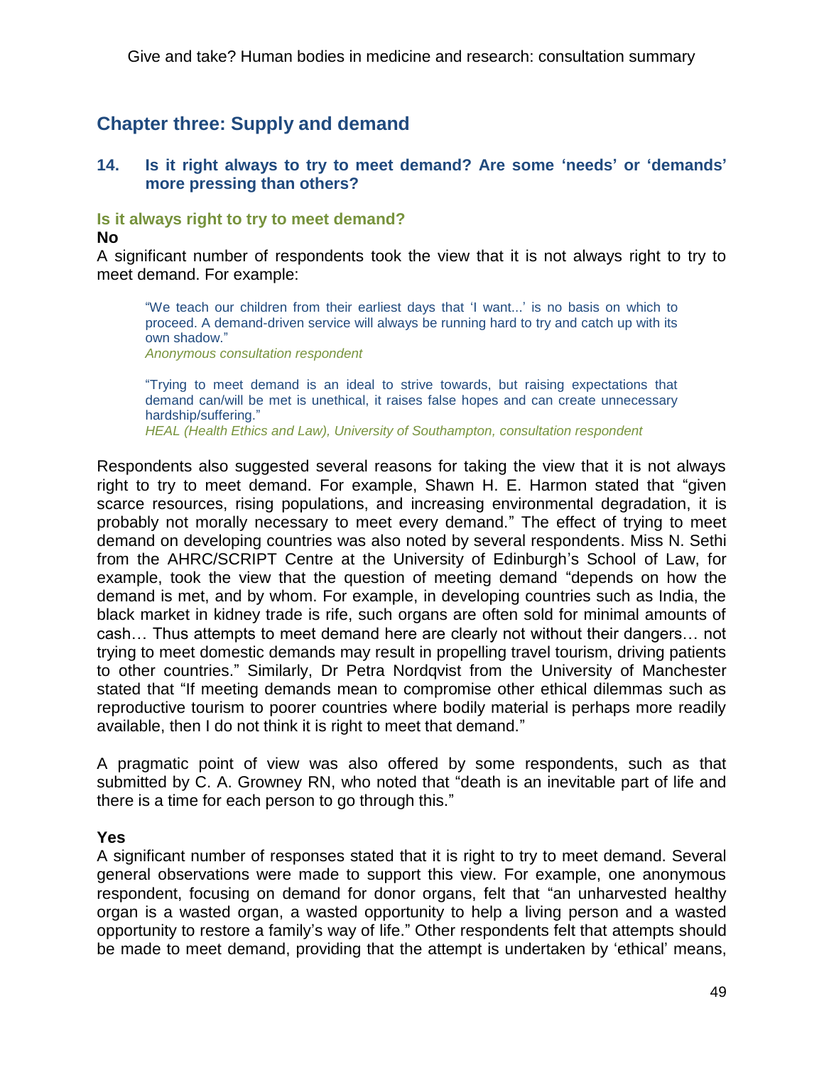## Chapter three: Supply and demand

### 14. Is it right always to try to meet demand? Are some 'needs' or 'demands' more pressing than others?

#### Is it always right to try to meet demand?

**No**

A significant number of respondents took the view that it is not always right to try to meet demand. For example:

> "We teach our children from their earliest days that 'I want...' is no basis on which to proceed. A demand-driven service will always be running hard to try and catch up with its own shadow."
> *Anonymous consultation respondent*

> "Trying to meet demand is an ideal to strive towards, but raising expectations that demand can/will be met is unethical, it raises false hopes and can create unnecessary hardship/suffering."
> *HEAL (Health Ethics and Law), University of Southampton, consultation respondent*

Respondents also suggested several reasons for taking the view that it is not always right to try to meet demand. For example, Shawn H. E. Harmon stated that "given scarce resources, rising populations, and increasing environmental degradation, it is probably not morally necessary to meet every demand." The effect of trying to meet demand on developing countries was also noted by several respondents. Miss N. Sethi from the AHRC/SCRIPT Centre at the University of Edinburgh's School of Law, for example, took the view that the question of meeting demand "depends on how the demand is met, and by whom. For example, in developing countries such as India, the black market in kidney trade is rife, such organs are often sold for minimal amounts of cash… Thus attempts to meet demand here are clearly not without their dangers… not trying to meet domestic demands may result in propelling travel tourism, driving patients to other countries." Similarly, Dr Petra Nordqvist from the University of Manchester stated that "If meeting demands mean to compromise other ethical dilemmas such as reproductive tourism to poorer countries where bodily material is perhaps more readily available, then I do not think it is right to meet that demand."

A pragmatic point of view was also offered by some respondents, such as that submitted by C. A. Growney RN, who noted that "death is an inevitable part of life and there is a time for each person to go through this."

**Yes**

A significant number of responses stated that it is right to try to meet demand. Several general observations were made to support this view. For example, one anonymous respondent, focusing on demand for donor organs, felt that "an unharvested healthy organ is a wasted organ, a wasted opportunity to help a living person and a wasted opportunity to restore a family's way of life." Other respondents felt that attempts should be made to meet demand, providing that the attempt is undertaken by 'ethical' means,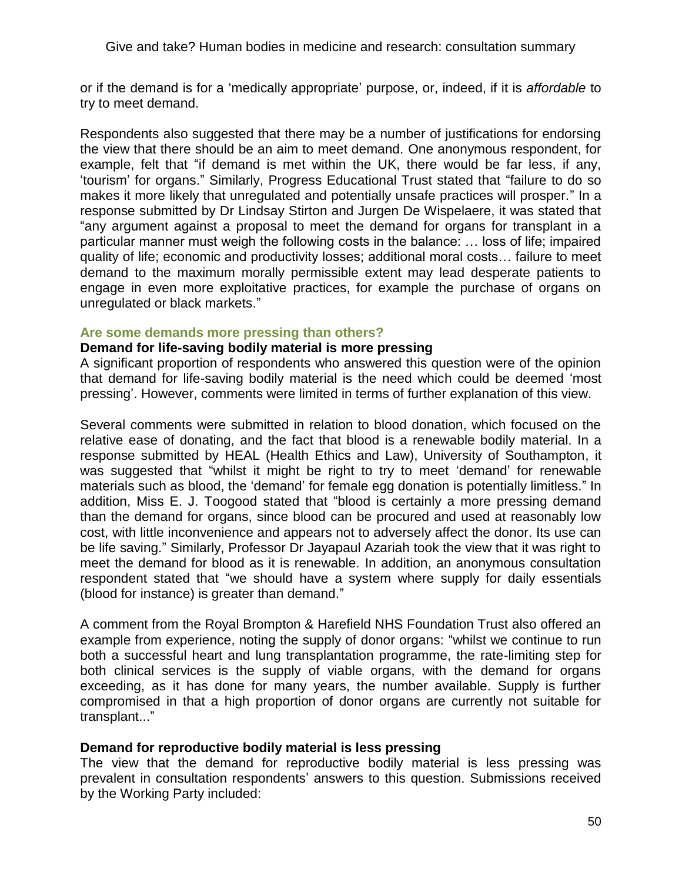or if the demand is for a 'medically appropriate' purpose, or, indeed, if it is *affordable* to try to meet demand.

Respondents also suggested that there may be a number of justifications for endorsing the view that there should be an aim to meet demand. One anonymous respondent, for example, felt that "if demand is met within the UK, there would be far less, if any, 'tourism' for organs." Similarly, Progress Educational Trust stated that "failure to do so makes it more likely that unregulated and potentially unsafe practices will prosper." In a response submitted by Dr Lindsay Stirton and Jurgen De Wispelaere, it was stated that "any argument against a proposal to meet the demand for organs for transplant in a particular manner must weigh the following costs in the balance: … loss of life; impaired quality of life; economic and productivity losses; additional moral costs… failure to meet demand to the maximum morally permissible extent may lead desperate patients to engage in even more exploitative practices, for example the purchase of organs on unregulated or black markets."

### Are some demands more pressing than others?

#### Demand for life-saving bodily material is more pressing

A significant proportion of respondents who answered this question were of the opinion that demand for life-saving bodily material is the need which could be deemed 'most pressing'. However, comments were limited in terms of further explanation of this view.

Several comments were submitted in relation to blood donation, which focused on the relative ease of donating, and the fact that blood is a renewable bodily material. In a response submitted by HEAL (Health Ethics and Law), University of Southampton, it was suggested that "whilst it might be right to try to meet 'demand' for renewable materials such as blood, the 'demand' for female egg donation is potentially limitless." In addition, Miss E. J. Toogood stated that "blood is certainly a more pressing demand than the demand for organs, since blood can be procured and used at reasonably low cost, with little inconvenience and appears not to adversely affect the donor. Its use can be life saving." Similarly, Professor Dr Jayapaul Azariah took the view that it was right to meet the demand for blood as it is renewable. In addition, an anonymous consultation respondent stated that "we should have a system where supply for daily essentials (blood for instance) is greater than demand."

A comment from the Royal Brompton & Harefield NHS Foundation Trust also offered an example from experience, noting the supply of donor organs: "whilst we continue to run both a successful heart and lung transplantation programme, the rate-limiting step for both clinical services is the supply of viable organs, with the demand for organs exceeding, as it has done for many years, the number available. Supply is further compromised in that a high proportion of donor organs are currently not suitable for transplant..."

#### Demand for reproductive bodily material is less pressing

The view that the demand for reproductive bodily material is less pressing was prevalent in consultation respondents' answers to this question. Submissions received by the Working Party included: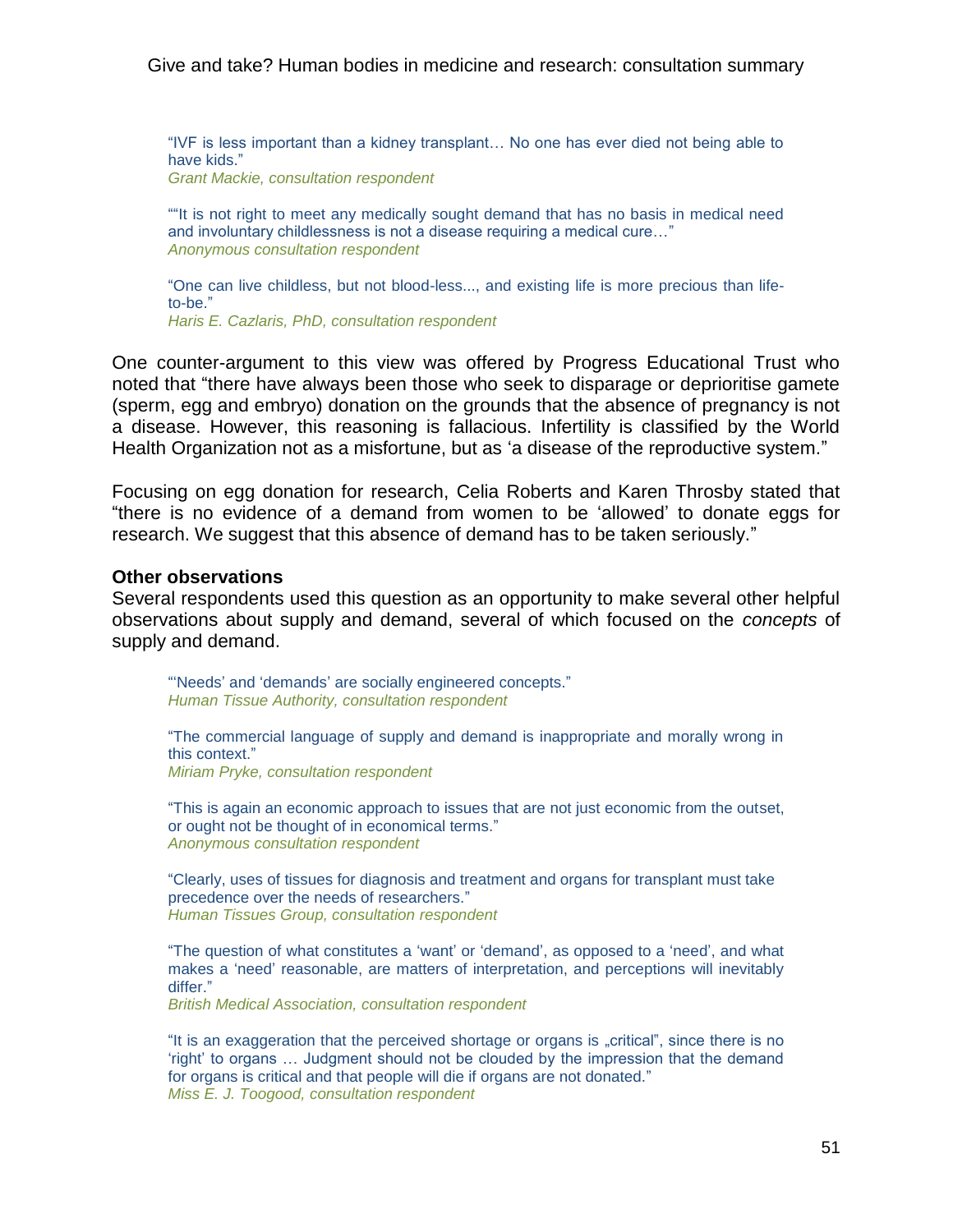> "IVF is less important than a kidney transplant… No one has ever died not being able to have kids."
> *Grant Mackie, consultation respondent*

> ""It is not right to meet any medically sought demand that has no basis in medical need and involuntary childlessness is not a disease requiring a medical cure…"
> *Anonymous consultation respondent*

> "One can live childless, but not blood-less..., and existing life is more precious than life-to-be."
> *Haris E. Cazlaris, PhD, consultation respondent*

One counter-argument to this view was offered by Progress Educational Trust who noted that "there have always been those who seek to disparage or deprioritise gamete (sperm, egg and embryo) donation on the grounds that the absence of pregnancy is not a disease. However, this reasoning is fallacious. Infertility is classified by the World Health Organization not as a misfortune, but as 'a disease of the reproductive system."

Focusing on egg donation for research, Celia Roberts and Karen Throsby stated that "there is no evidence of a demand from women to be 'allowed' to donate eggs for research. We suggest that this absence of demand has to be taken seriously."

**Other observations**

Several respondents used this question as an opportunity to make several other helpful observations about supply and demand, several of which focused on the *concepts* of supply and demand.

> "'Needs' and 'demands' are socially engineered concepts."
> *Human Tissue Authority, consultation respondent*

> "The commercial language of supply and demand is inappropriate and morally wrong in this context."
> *Miriam Pryke, consultation respondent*

> "This is again an economic approach to issues that are not just economic from the outset, or ought not be thought of in economical terms."
> *Anonymous consultation respondent*

> "Clearly, uses of tissues for diagnosis and treatment and organs for transplant must take precedence over the needs of researchers."
> *Human Tissues Group, consultation respondent*

> "The question of what constitutes a 'want' or 'demand', as opposed to a 'need', and what makes a 'need' reasonable, are matters of interpretation, and perceptions will inevitably differ."
> *British Medical Association, consultation respondent*

> "It is an exaggeration that the perceived shortage or organs is „critical", since there is no 'right' to organs … Judgment should not be clouded by the impression that the demand for organs is critical and that people will die if organs are not donated."
> *Miss E. J. Toogood, consultation respondent*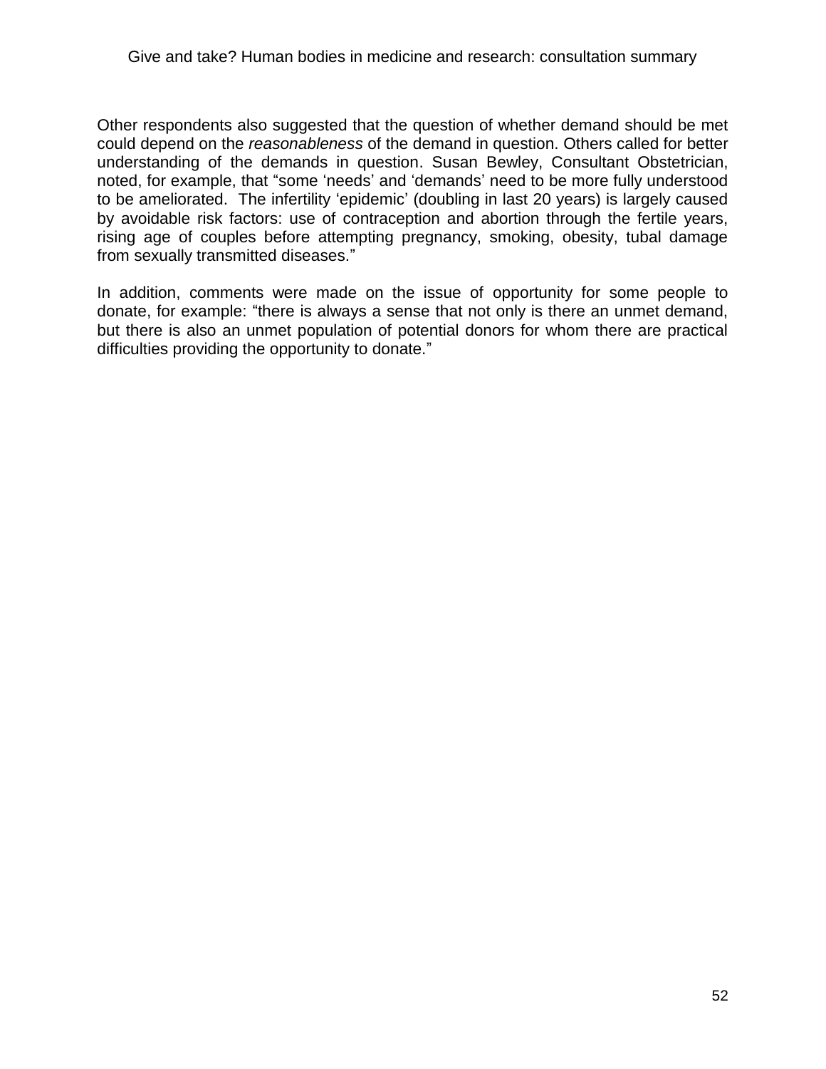Other respondents also suggested that the question of whether demand should be met could depend on the *reasonableness* of the demand in question. Others called for better understanding of the demands in question. Susan Bewley, Consultant Obstetrician, noted, for example, that "some 'needs' and 'demands' need to be more fully understood to be ameliorated. The infertility 'epidemic' (doubling in last 20 years) is largely caused by avoidable risk factors: use of contraception and abortion through the fertile years, rising age of couples before attempting pregnancy, smoking, obesity, tubal damage from sexually transmitted diseases."

In addition, comments were made on the issue of opportunity for some people to donate, for example: "there is always a sense that not only is there an unmet demand, but there is also an unmet population of potential donors for whom there are practical difficulties providing the opportunity to donate."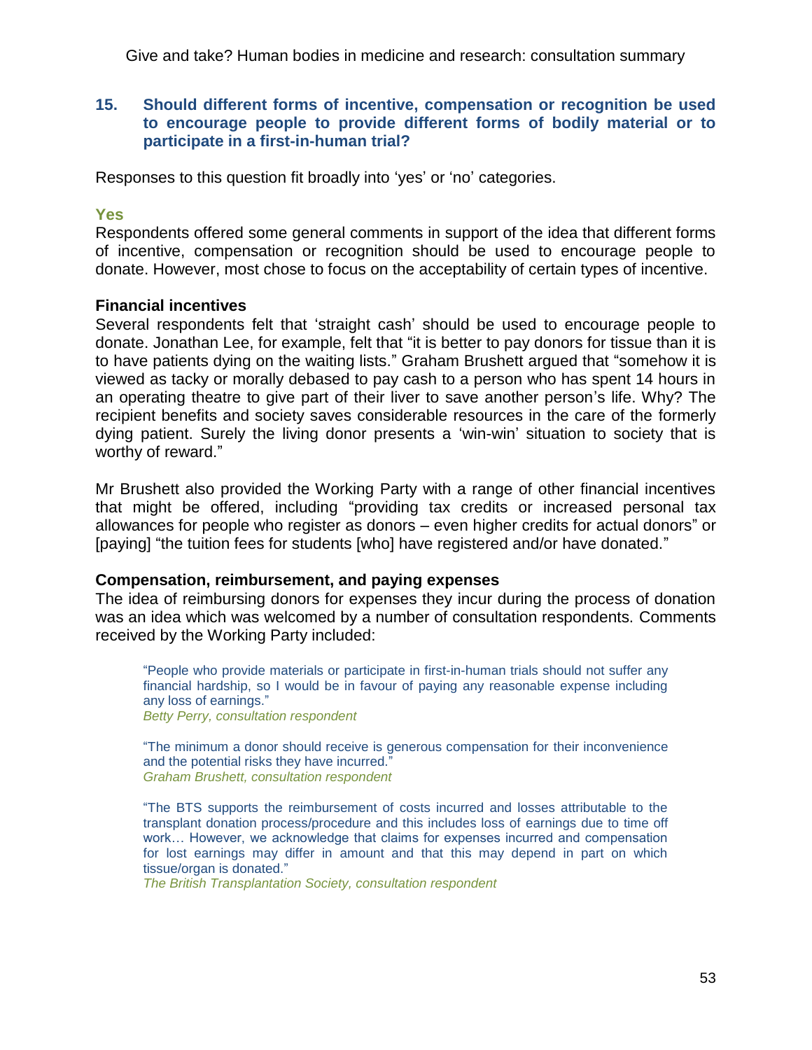## 15. Should different forms of incentive, compensation or recognition be used to encourage people to provide different forms of bodily material or to participate in a first-in-human trial?

Responses to this question fit broadly into 'yes' or 'no' categories.

### Yes

Respondents offered some general comments in support of the idea that different forms of incentive, compensation or recognition should be used to encourage people to donate. However, most chose to focus on the acceptability of certain types of incentive.

**Financial incentives**

Several respondents felt that 'straight cash' should be used to encourage people to donate. Jonathan Lee, for example, felt that "it is better to pay donors for tissue than it is to have patients dying on the waiting lists." Graham Brushett argued that "somehow it is viewed as tacky or morally debased to pay cash to a person who has spent 14 hours in an operating theatre to give part of their liver to save another person's life. Why? The recipient benefits and society saves considerable resources in the care of the formerly dying patient. Surely the living donor presents a 'win-win' situation to society that is worthy of reward."

Mr Brushett also provided the Working Party with a range of other financial incentives that might be offered, including "providing tax credits or increased personal tax allowances for people who register as donors – even higher credits for actual donors" or [paying] "the tuition fees for students [who] have registered and/or have donated."

**Compensation, reimbursement, and paying expenses**

The idea of reimbursing donors for expenses they incur during the process of donation was an idea which was welcomed by a number of consultation respondents. Comments received by the Working Party included:

> "People who provide materials or participate in first-in-human trials should not suffer any financial hardship, so I would be in favour of paying any reasonable expense including any loss of earnings."
> *Betty Perry, consultation respondent*

> "The minimum a donor should receive is generous compensation for their inconvenience and the potential risks they have incurred."
> *Graham Brushett, consultation respondent*

> "The BTS supports the reimbursement of costs incurred and losses attributable to the transplant donation process/procedure and this includes loss of earnings due to time off work… However, we acknowledge that claims for expenses incurred and compensation for lost earnings may differ in amount and that this may depend in part on which tissue/organ is donated."
> *The British Transplantation Society, consultation respondent*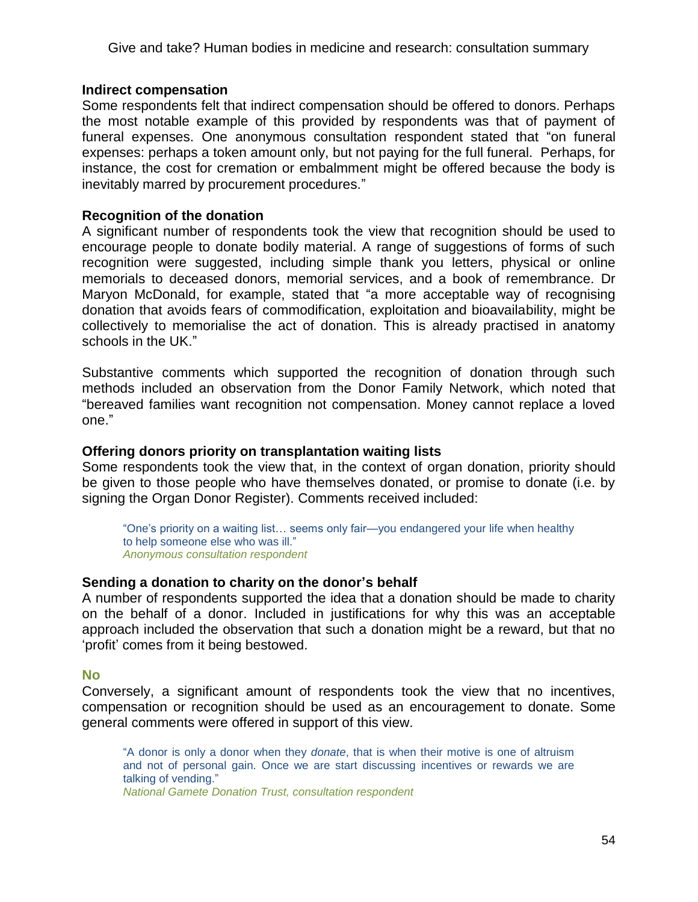**Indirect compensation**

Some respondents felt that indirect compensation should be offered to donors. Perhaps the most notable example of this provided by respondents was that of payment of funeral expenses. One anonymous consultation respondent stated that "on funeral expenses: perhaps a token amount only, but not paying for the full funeral. Perhaps, for instance, the cost for cremation or embalmment might be offered because the body is inevitably marred by procurement procedures."

**Recognition of the donation**

A significant number of respondents took the view that recognition should be used to encourage people to donate bodily material. A range of suggestions of forms of such recognition were suggested, including simple thank you letters, physical or online memorials to deceased donors, memorial services, and a book of remembrance. Dr Maryon McDonald, for example, stated that "a more acceptable way of recognising donation that avoids fears of commodification, exploitation and bioavailability, might be collectively to memorialise the act of donation. This is already practised in anatomy schools in the UK."

Substantive comments which supported the recognition of donation through such methods included an observation from the Donor Family Network, which noted that "bereaved families want recognition not compensation. Money cannot replace a loved one."

**Offering donors priority on transplantation waiting lists**

Some respondents took the view that, in the context of organ donation, priority should be given to those people who have themselves donated, or promise to donate (i.e. by signing the Organ Donor Register). Comments received included:

> "One's priority on a waiting list… seems only fair—you endangered your life when healthy to help someone else who was ill."
> *Anonymous consultation respondent*

**Sending a donation to charity on the donor's behalf**

A number of respondents supported the idea that a donation should be made to charity on the behalf of a donor. Included in justifications for why this was an acceptable approach included the observation that such a donation might be a reward, but that no 'profit' comes from it being bestowed.

**No**

Conversely, a significant amount of respondents took the view that no incentives, compensation or recognition should be used as an encouragement to donate. Some general comments were offered in support of this view.

> "A donor is only a donor when they *donate*, that is when their motive is one of altruism and not of personal gain. Once we are start discussing incentives or rewards we are talking of vending."
> *National Gamete Donation Trust, consultation respondent*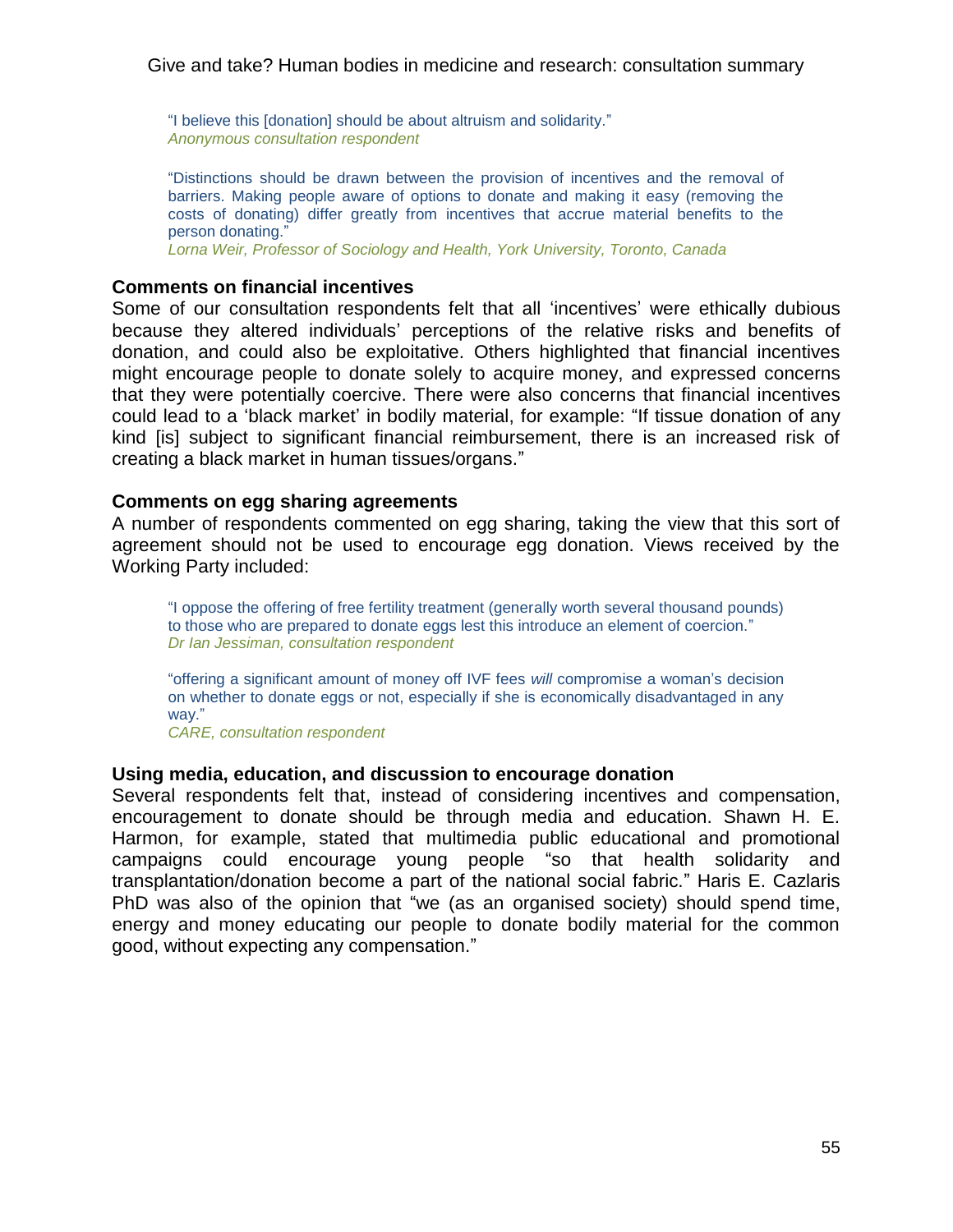> "I believe this [donation] should be about altruism and solidarity."
> *Anonymous consultation respondent*

> "Distinctions should be drawn between the provision of incentives and the removal of barriers. Making people aware of options to donate and making it easy (removing the costs of donating) differ greatly from incentives that accrue material benefits to the person donating."
> *Lorna Weir, Professor of Sociology and Health, York University, Toronto, Canada*

**Comments on financial incentives**

Some of our consultation respondents felt that all 'incentives' were ethically dubious because they altered individuals' perceptions of the relative risks and benefits of donation, and could also be exploitative. Others highlighted that financial incentives might encourage people to donate solely to acquire money, and expressed concerns that they were potentially coercive. There were also concerns that financial incentives could lead to a 'black market' in bodily material, for example: "If tissue donation of any kind [is] subject to significant financial reimbursement, there is an increased risk of creating a black market in human tissues/organs."

**Comments on egg sharing agreements**

A number of respondents commented on egg sharing, taking the view that this sort of agreement should not be used to encourage egg donation. Views received by the Working Party included:

> "I oppose the offering of free fertility treatment (generally worth several thousand pounds) to those who are prepared to donate eggs lest this introduce an element of coercion."
> *Dr Ian Jessiman, consultation respondent*

> "offering a significant amount of money off IVF fees *will* compromise a woman's decision on whether to donate eggs or not, especially if she is economically disadvantaged in any way."
> *CARE, consultation respondent*

**Using media, education, and discussion to encourage donation**

Several respondents felt that, instead of considering incentives and compensation, encouragement to donate should be through media and education. Shawn H. E. Harmon, for example, stated that multimedia public educational and promotional campaigns could encourage young people "so that health solidarity and transplantation/donation become a part of the national social fabric." Haris E. Cazlaris PhD was also of the opinion that "we (as an organised society) should spend time, energy and money educating our people to donate bodily material for the common good, without expecting any compensation."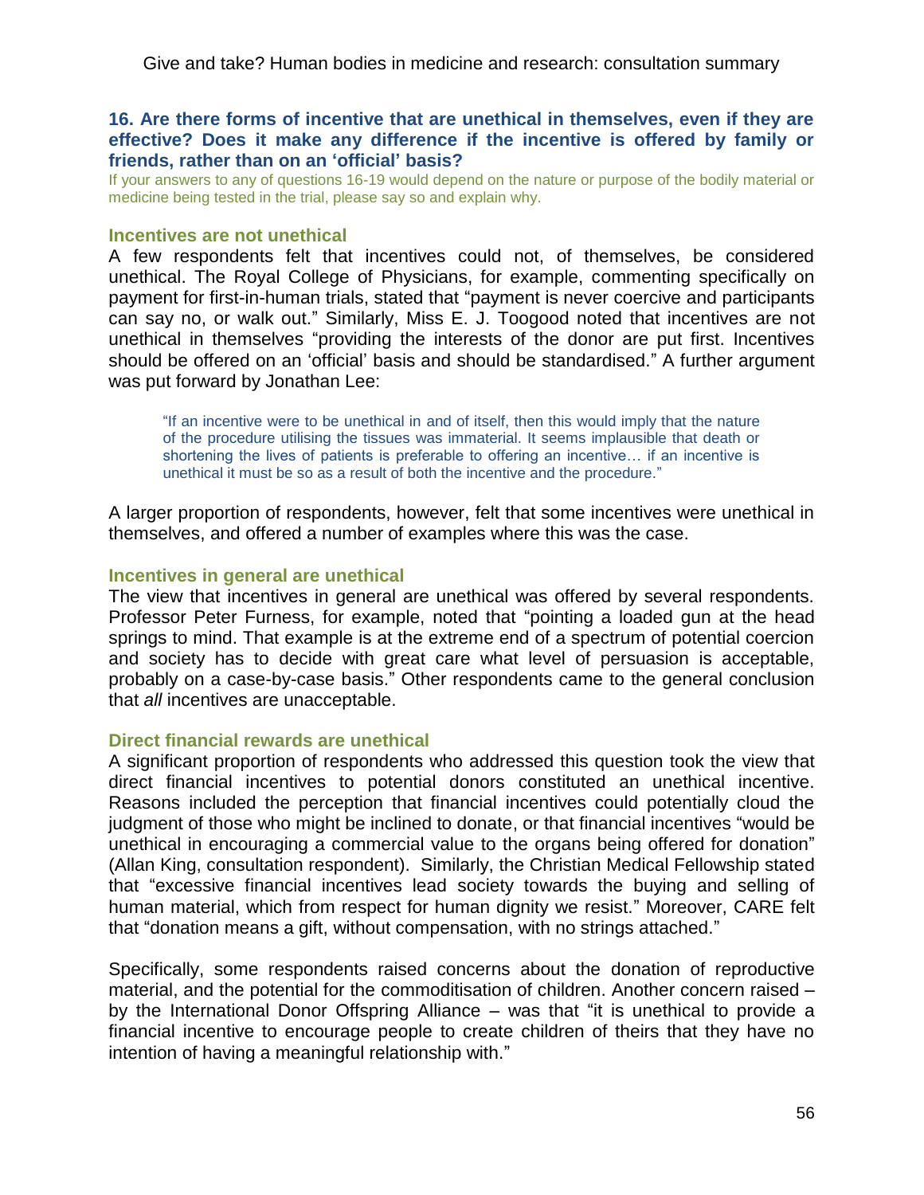### 16. Are there forms of incentive that are unethical in themselves, even if they are effective? Does it make any difference if the incentive is offered by family or friends, rather than on an 'official' basis?

If your answers to any of questions 16-19 would depend on the nature or purpose of the bodily material or medicine being tested in the trial, please say so and explain why.

#### Incentives are not unethical

A few respondents felt that incentives could not, of themselves, be considered unethical. The Royal College of Physicians, for example, commenting specifically on payment for first-in-human trials, stated that "payment is never coercive and participants can say no, or walk out." Similarly, Miss E. J. Toogood noted that incentives are not unethical in themselves "providing the interests of the donor are put first. Incentives should be offered on an 'official' basis and should be standardised." A further argument was put forward by Jonathan Lee:

> "If an incentive were to be unethical in and of itself, then this would imply that the nature of the procedure utilising the tissues was immaterial. It seems implausible that death or shortening the lives of patients is preferable to offering an incentive… if an incentive is unethical it must be so as a result of both the incentive and the procedure."

A larger proportion of respondents, however, felt that some incentives were unethical in themselves, and offered a number of examples where this was the case.

#### Incentives in general are unethical

The view that incentives in general are unethical was offered by several respondents. Professor Peter Furness, for example, noted that "pointing a loaded gun at the head springs to mind. That example is at the extreme end of a spectrum of potential coercion and society has to decide with great care what level of persuasion is acceptable, probably on a case-by-case basis." Other respondents came to the general conclusion that *all* incentives are unacceptable.

#### Direct financial rewards are unethical

A significant proportion of respondents who addressed this question took the view that direct financial incentives to potential donors constituted an unethical incentive. Reasons included the perception that financial incentives could potentially cloud the judgment of those who might be inclined to donate, or that financial incentives "would be unethical in encouraging a commercial value to the organs being offered for donation" (Allan King, consultation respondent). Similarly, the Christian Medical Fellowship stated that "excessive financial incentives lead society towards the buying and selling of human material, which from respect for human dignity we resist." Moreover, CARE felt that "donation means a gift, without compensation, with no strings attached."

Specifically, some respondents raised concerns about the donation of reproductive material, and the potential for the commoditisation of children. Another concern raised – by the International Donor Offspring Alliance – was that "it is unethical to provide a financial incentive to encourage people to create children of theirs that they have no intention of having a meaningful relationship with."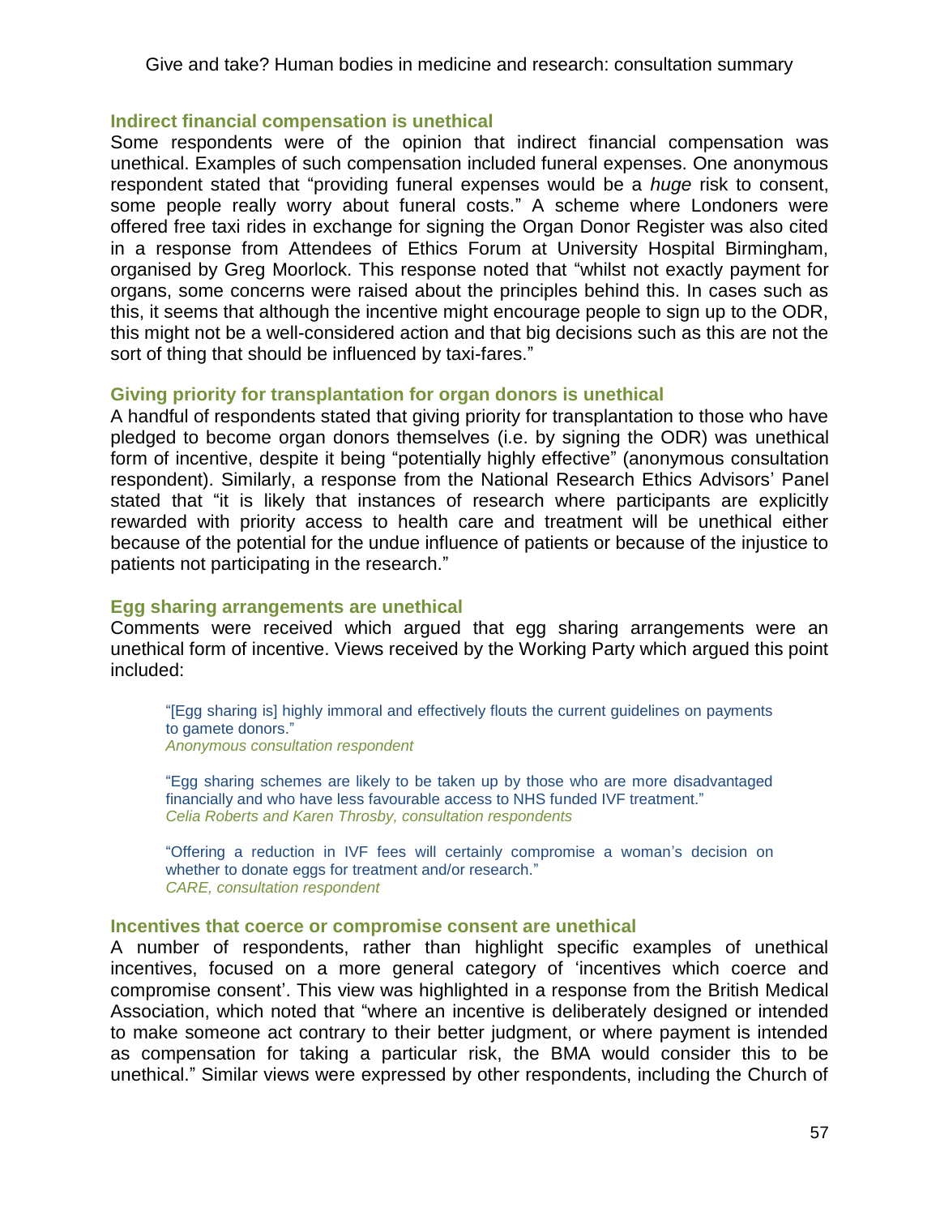### Indirect financial compensation is unethical

Some respondents were of the opinion that indirect financial compensation was unethical. Examples of such compensation included funeral expenses. One anonymous respondent stated that "providing funeral expenses would be a *huge* risk to consent, some people really worry about funeral costs." A scheme where Londoners were offered free taxi rides in exchange for signing the Organ Donor Register was also cited in a response from Attendees of Ethics Forum at University Hospital Birmingham, organised by Greg Moorlock. This response noted that "whilst not exactly payment for organs, some concerns were raised about the principles behind this. In cases such as this, it seems that although the incentive might encourage people to sign up to the ODR, this might not be a well-considered action and that big decisions such as this are not the sort of thing that should be influenced by taxi-fares."

### Giving priority for transplantation for organ donors is unethical

A handful of respondents stated that giving priority for transplantation to those who have pledged to become organ donors themselves (i.e. by signing the ODR) was unethical form of incentive, despite it being "potentially highly effective" (anonymous consultation respondent). Similarly, a response from the National Research Ethics Advisors' Panel stated that "it is likely that instances of research where participants are explicitly rewarded with priority access to health care and treatment will be unethical either because of the potential for the undue influence of patients or because of the injustice to patients not participating in the research."

### Egg sharing arrangements are unethical

Comments were received which argued that egg sharing arrangements were an unethical form of incentive. Views received by the Working Party which argued this point included:

> "[Egg sharing is] highly immoral and effectively flouts the current guidelines on payments to gamete donors."
> *Anonymous consultation respondent*

> "Egg sharing schemes are likely to be taken up by those who are more disadvantaged financially and who have less favourable access to NHS funded IVF treatment."
> *Celia Roberts and Karen Throsby, consultation respondents*

> "Offering a reduction in IVF fees will certainly compromise a woman's decision on whether to donate eggs for treatment and/or research."
> *CARE, consultation respondent*

### Incentives that coerce or compromise consent are unethical

A number of respondents, rather than highlight specific examples of unethical incentives, focused on a more general category of 'incentives which coerce and compromise consent'. This view was highlighted in a response from the British Medical Association, which noted that "where an incentive is deliberately designed or intended to make someone act contrary to their better judgment, or where payment is intended as compensation for taking a particular risk, the BMA would consider this to be unethical." Similar views were expressed by other respondents, including the Church of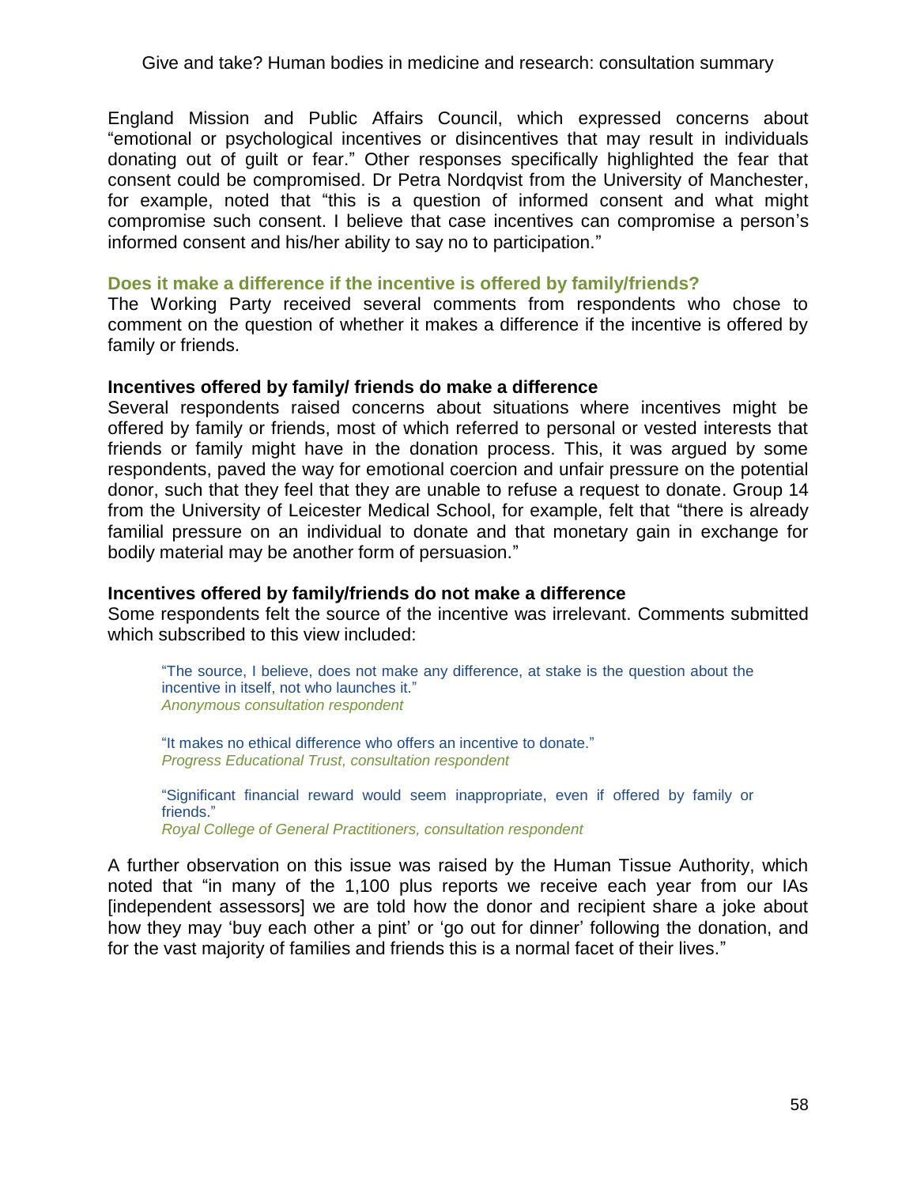England Mission and Public Affairs Council, which expressed concerns about "emotional or psychological incentives or disincentives that may result in individuals donating out of guilt or fear." Other responses specifically highlighted the fear that consent could be compromised. Dr Petra Nordqvist from the University of Manchester, for example, noted that "this is a question of informed consent and what might compromise such consent. I believe that case incentives can compromise a person's informed consent and his/her ability to say no to participation."

### Does it make a difference if the incentive is offered by family/friends?

The Working Party received several comments from respondents who chose to comment on the question of whether it makes a difference if the incentive is offered by family or friends.

#### Incentives offered by family/ friends do make a difference

Several respondents raised concerns about situations where incentives might be offered by family or friends, most of which referred to personal or vested interests that friends or family might have in the donation process. This, it was argued by some respondents, paved the way for emotional coercion and unfair pressure on the potential donor, such that they feel that they are unable to refuse a request to donate. Group 14 from the University of Leicester Medical School, for example, felt that "there is already familial pressure on an individual to donate and that monetary gain in exchange for bodily material may be another form of persuasion."

#### Incentives offered by family/friends do not make a difference

Some respondents felt the source of the incentive was irrelevant. Comments submitted which subscribed to this view included:

> "The source, I believe, does not make any difference, at stake is the question about the incentive in itself, not who launches it."
> *Anonymous consultation respondent*

> "It makes no ethical difference who offers an incentive to donate."
> *Progress Educational Trust, consultation respondent*

> "Significant financial reward would seem inappropriate, even if offered by family or friends."
> *Royal College of General Practitioners, consultation respondent*

A further observation on this issue was raised by the Human Tissue Authority, which noted that "in many of the 1,100 plus reports we receive each year from our IAs [independent assessors] we are told how the donor and recipient share a joke about how they may 'buy each other a pint' or 'go out for dinner' following the donation, and for the vast majority of families and friends this is a normal facet of their lives."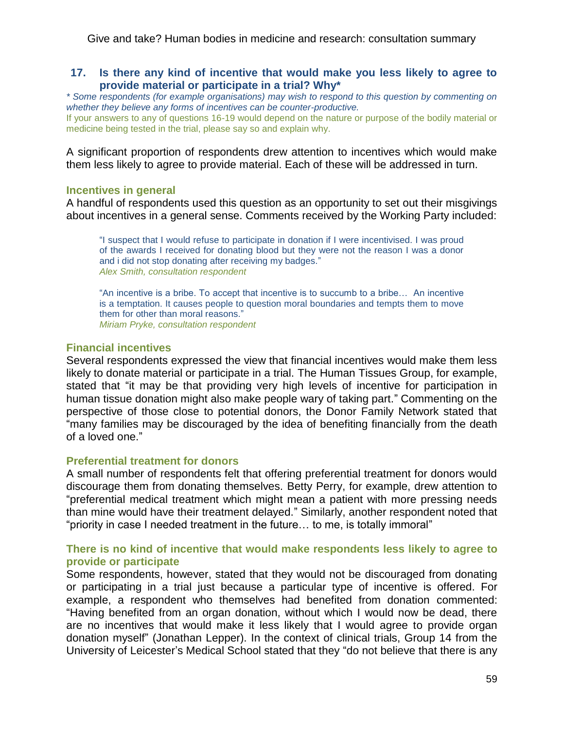## 17. Is there any kind of incentive that would make you less likely to agree to provide material or participate in a trial? Why*

*\* Some respondents (for example organisations) may wish to respond to this question by commenting on whether they believe any forms of incentives can be counter-productive.*

If your answers to any of questions 16-19 would depend on the nature or purpose of the bodily material or medicine being tested in the trial, please say so and explain why.

A significant proportion of respondents drew attention to incentives which would make them less likely to agree to provide material. Each of these will be addressed in turn.

### Incentives in general

A handful of respondents used this question as an opportunity to set out their misgivings about incentives in a general sense. Comments received by the Working Party included:

> "I suspect that I would refuse to participate in donation if I were incentivised. I was proud of the awards I received for donating blood but they were not the reason I was a donor and i did not stop donating after receiving my badges."
> *Alex Smith, consultation respondent*

> "An incentive is a bribe. To accept that incentive is to succumb to a bribe… An incentive is a temptation. It causes people to question moral boundaries and tempts them to move them for other than moral reasons."
> *Miriam Pryke, consultation respondent*

### Financial incentives

Several respondents expressed the view that financial incentives would make them less likely to donate material or participate in a trial. The Human Tissues Group, for example, stated that "it may be that providing very high levels of incentive for participation in human tissue donation might also make people wary of taking part." Commenting on the perspective of those close to potential donors, the Donor Family Network stated that "many families may be discouraged by the idea of benefiting financially from the death of a loved one."

### Preferential treatment for donors

A small number of respondents felt that offering preferential treatment for donors would discourage them from donating themselves. Betty Perry, for example, drew attention to "preferential medical treatment which might mean a patient with more pressing needs than mine would have their treatment delayed." Similarly, another respondent noted that "priority in case I needed treatment in the future… to me, is totally immoral"

### There is no kind of incentive that would make respondents less likely to agree to provide or participate

Some respondents, however, stated that they would not be discouraged from donating or participating in a trial just because a particular type of incentive is offered. For example, a respondent who themselves had benefited from donation commented: "Having benefited from an organ donation, without which I would now be dead, there are no incentives that would make it less likely that I would agree to provide organ donation myself" (Jonathan Lepper). In the context of clinical trials, Group 14 from the University of Leicester's Medical School stated that they "do not believe that there is any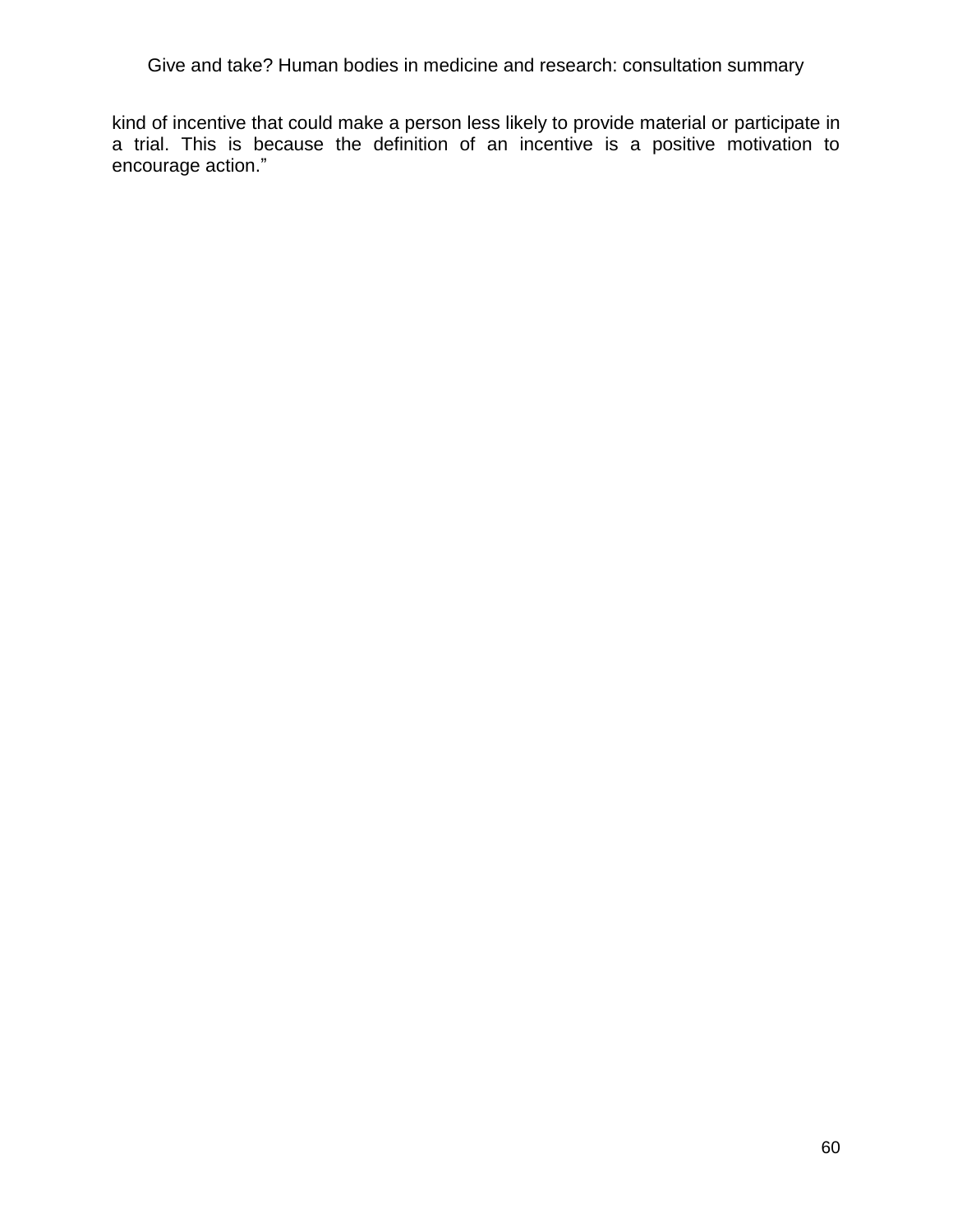kind of incentive that could make a person less likely to provide material or participate in a trial. This is because the definition of an incentive is a positive motivation to encourage action."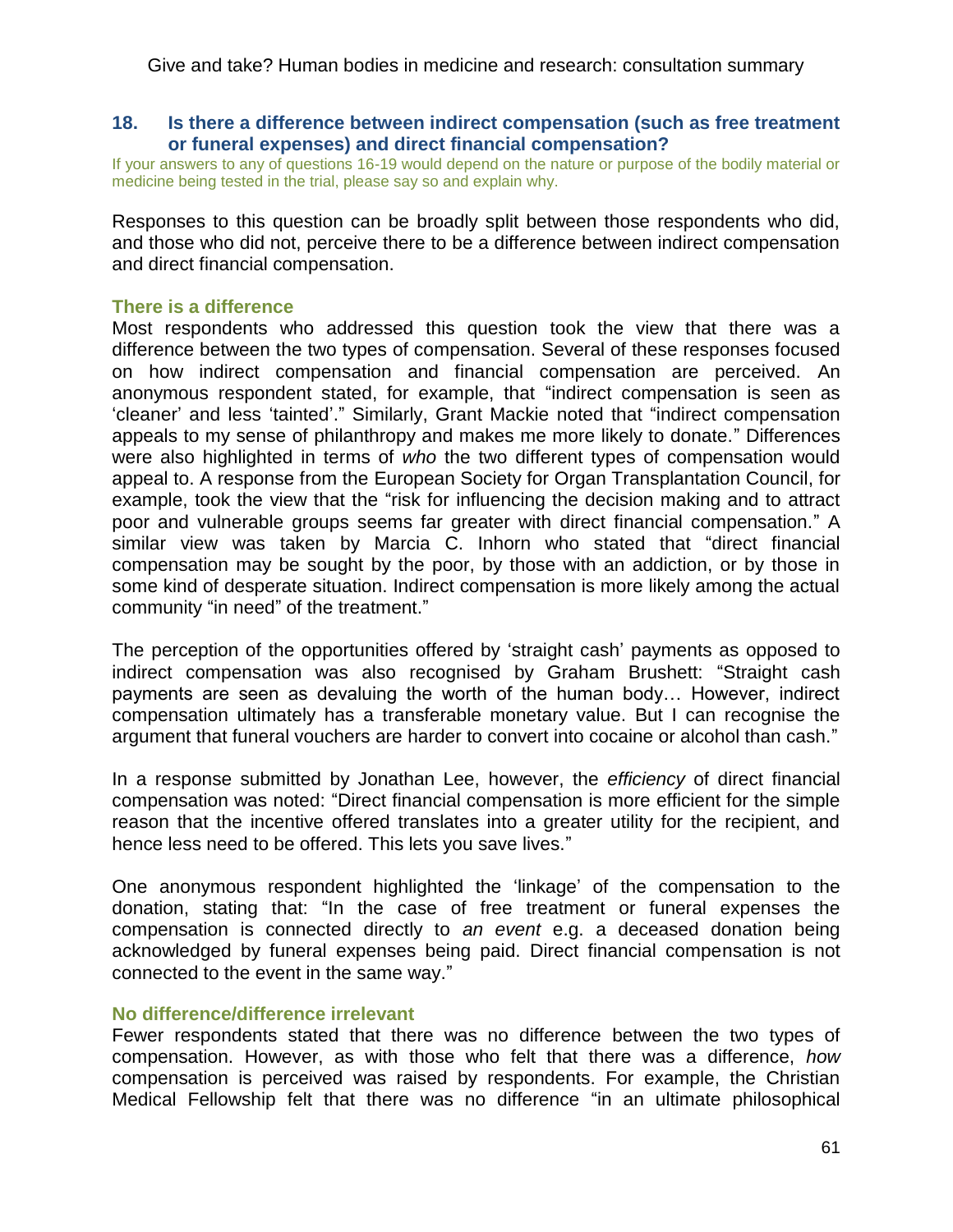## 18. Is there a difference between indirect compensation (such as free treatment or funeral expenses) and direct financial compensation?

If your answers to any of questions 16-19 would depend on the nature or purpose of the bodily material or medicine being tested in the trial, please say so and explain why.

Responses to this question can be broadly split between those respondents who did, and those who did not, perceive there to be a difference between indirect compensation and direct financial compensation.

### There is a difference

Most respondents who addressed this question took the view that there was a difference between the two types of compensation. Several of these responses focused on how indirect compensation and financial compensation are perceived. An anonymous respondent stated, for example, that "indirect compensation is seen as 'cleaner' and less 'tainted'." Similarly, Grant Mackie noted that "indirect compensation appeals to my sense of philanthropy and makes me more likely to donate." Differences were also highlighted in terms of *who* the two different types of compensation would appeal to. A response from the European Society for Organ Transplantation Council, for example, took the view that the "risk for influencing the decision making and to attract poor and vulnerable groups seems far greater with direct financial compensation." A similar view was taken by Marcia C. Inhorn who stated that "direct financial compensation may be sought by the poor, by those with an addiction, or by those in some kind of desperate situation. Indirect compensation is more likely among the actual community "in need" of the treatment."

The perception of the opportunities offered by 'straight cash' payments as opposed to indirect compensation was also recognised by Graham Brushett: "Straight cash payments are seen as devaluing the worth of the human body… However, indirect compensation ultimately has a transferable monetary value. But I can recognise the argument that funeral vouchers are harder to convert into cocaine or alcohol than cash."

In a response submitted by Jonathan Lee, however, the *efficiency* of direct financial compensation was noted: "Direct financial compensation is more efficient for the simple reason that the incentive offered translates into a greater utility for the recipient, and hence less need to be offered. This lets you save lives."

One anonymous respondent highlighted the 'linkage' of the compensation to the donation, stating that: "In the case of free treatment or funeral expenses the compensation is connected directly to *an event* e.g. a deceased donation being acknowledged by funeral expenses being paid. Direct financial compensation is not connected to the event in the same way."

### No difference/difference irrelevant

Fewer respondents stated that there was no difference between the two types of compensation. However, as with those who felt that there was a difference, *how* compensation is perceived was raised by respondents. For example, the Christian Medical Fellowship felt that there was no difference "in an ultimate philosophical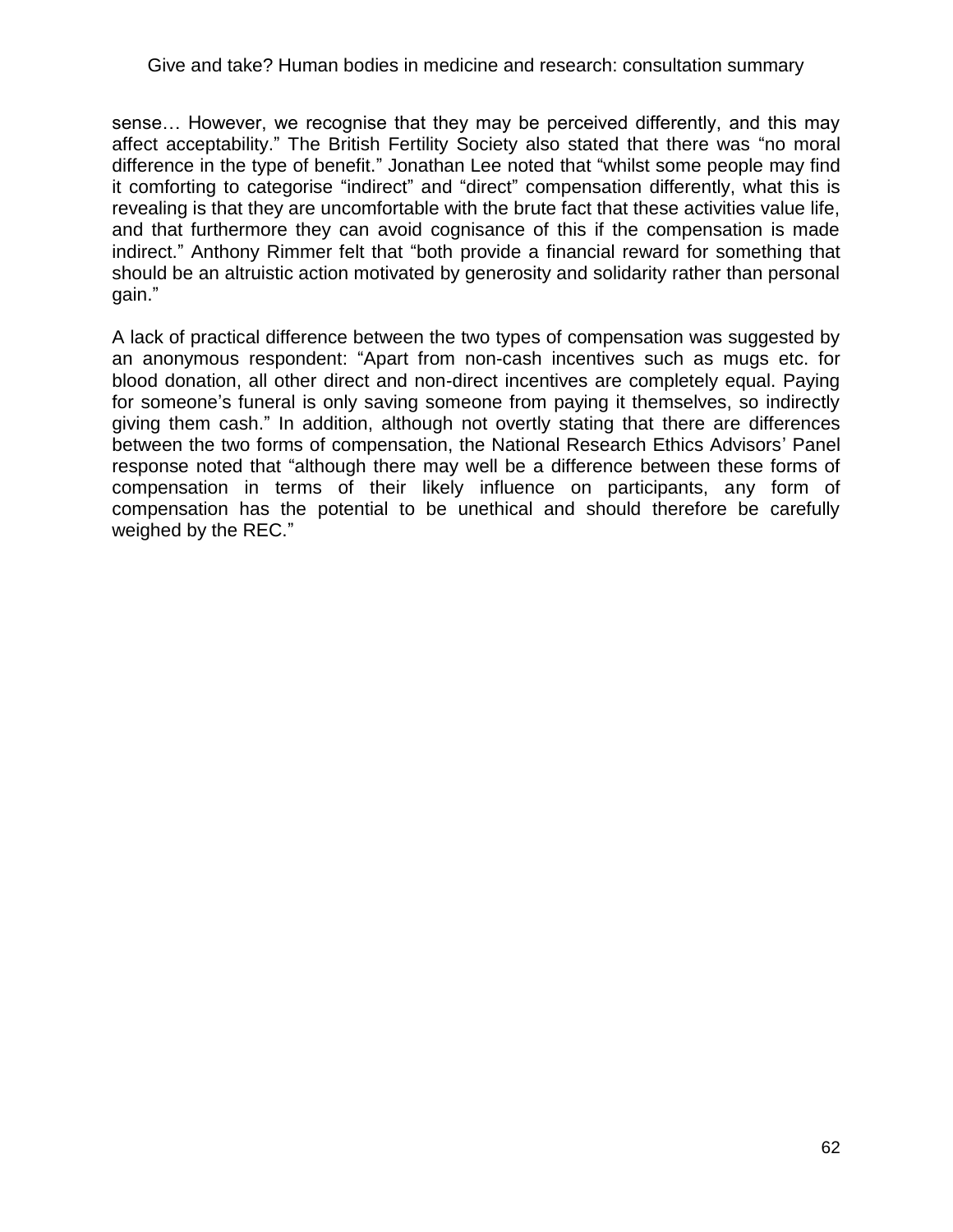sense… However, we recognise that they may be perceived differently, and this may affect acceptability." The British Fertility Society also stated that there was "no moral difference in the type of benefit." Jonathan Lee noted that "whilst some people may find it comforting to categorise "indirect" and "direct" compensation differently, what this is revealing is that they are uncomfortable with the brute fact that these activities value life, and that furthermore they can avoid cognisance of this if the compensation is made indirect." Anthony Rimmer felt that "both provide a financial reward for something that should be an altruistic action motivated by generosity and solidarity rather than personal gain."

A lack of practical difference between the two types of compensation was suggested by an anonymous respondent: "Apart from non-cash incentives such as mugs etc. for blood donation, all other direct and non-direct incentives are completely equal. Paying for someone's funeral is only saving someone from paying it themselves, so indirectly giving them cash." In addition, although not overtly stating that there are differences between the two forms of compensation, the National Research Ethics Advisors' Panel response noted that "although there may well be a difference between these forms of compensation in terms of their likely influence on participants, any form of compensation has the potential to be unethical and should therefore be carefully weighed by the REC."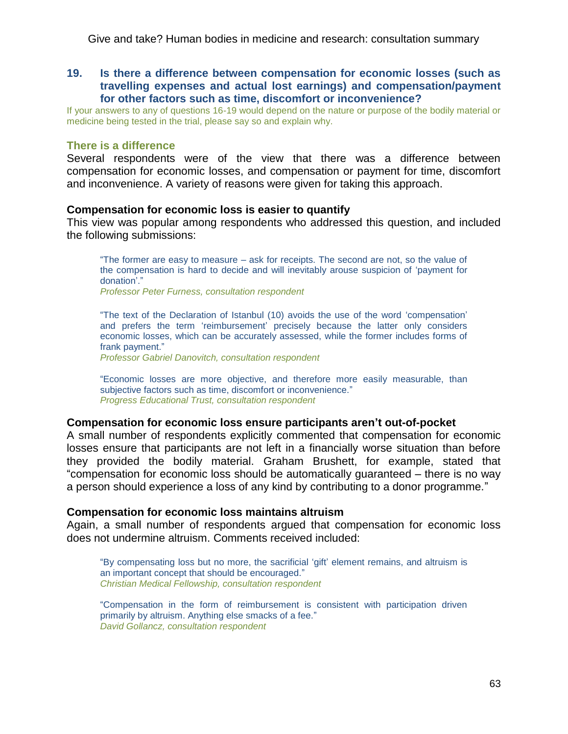## 19. Is there a difference between compensation for economic losses (such as travelling expenses and actual lost earnings) and compensation/payment for other factors such as time, discomfort or inconvenience?

If your answers to any of questions 16-19 would depend on the nature or purpose of the bodily material or medicine being tested in the trial, please say so and explain why.

### There is a difference

Several respondents were of the view that there was a difference between compensation for economic losses, and compensation or payment for time, discomfort and inconvenience. A variety of reasons were given for taking this approach.

#### Compensation for economic loss is easier to quantify

This view was popular among respondents who addressed this question, and included the following submissions:

> "The former are easy to measure – ask for receipts. The second are not, so the value of the compensation is hard to decide and will inevitably arouse suspicion of 'payment for donation'."
> *Professor Peter Furness, consultation respondent*

> "The text of the Declaration of Istanbul (10) avoids the use of the word 'compensation' and prefers the term 'reimbursement' precisely because the latter only considers economic losses, which can be accurately assessed, while the former includes forms of frank payment."
> *Professor Gabriel Danovitch, consultation respondent*

> "Economic losses are more objective, and therefore more easily measurable, than subjective factors such as time, discomfort or inconvenience."
> *Progress Educational Trust, consultation respondent*

#### Compensation for economic loss ensure participants aren't out-of-pocket

A small number of respondents explicitly commented that compensation for economic losses ensure that participants are not left in a financially worse situation than before they provided the bodily material. Graham Brushett, for example, stated that "compensation for economic loss should be automatically guaranteed – there is no way a person should experience a loss of any kind by contributing to a donor programme."

#### Compensation for economic loss maintains altruism

Again, a small number of respondents argued that compensation for economic loss does not undermine altruism. Comments received included:

> "By compensating loss but no more, the sacrificial 'gift' element remains, and altruism is an important concept that should be encouraged."
> *Christian Medical Fellowship, consultation respondent*

> "Compensation in the form of reimbursement is consistent with participation driven primarily by altruism. Anything else smacks of a fee."
> *David Gollancz, consultation respondent*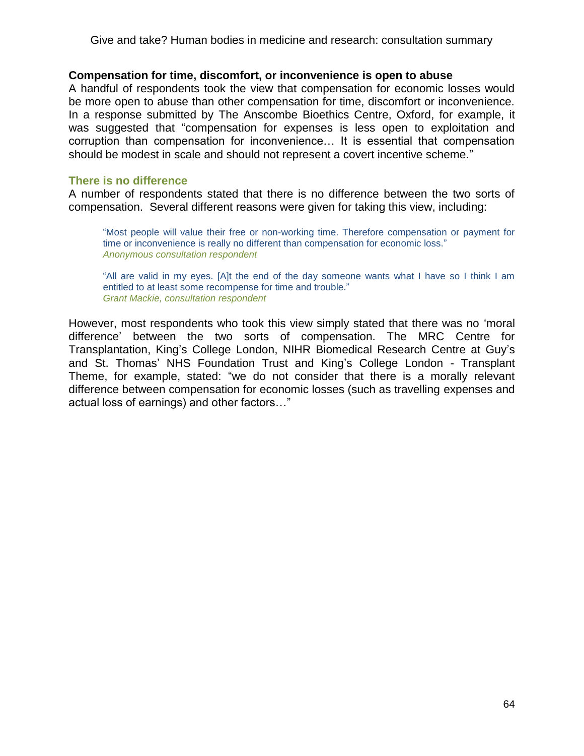**Compensation for time, discomfort, or inconvenience is open to abuse**

A handful of respondents took the view that compensation for economic losses would be more open to abuse than other compensation for time, discomfort or inconvenience. In a response submitted by The Anscombe Bioethics Centre, Oxford, for example, it was suggested that "compensation for expenses is less open to exploitation and corruption than compensation for inconvenience… It is essential that compensation should be modest in scale and should not represent a covert incentive scheme."

### There is no difference

A number of respondents stated that there is no difference between the two sorts of compensation. Several different reasons were given for taking this view, including:

> "Most people will value their free or non-working time. Therefore compensation or payment for time or inconvenience is really no different than compensation for economic loss."
> *Anonymous consultation respondent*

> "All are valid in my eyes. [A]t the end of the day someone wants what I have so I think I am entitled to at least some recompense for time and trouble."
> *Grant Mackie, consultation respondent*

However, most respondents who took this view simply stated that there was no 'moral difference' between the two sorts of compensation. The MRC Centre for Transplantation, King's College London, NIHR Biomedical Research Centre at Guy's and St. Thomas' NHS Foundation Trust and King's College London - Transplant Theme, for example, stated: "we do not consider that there is a morally relevant difference between compensation for economic losses (such as travelling expenses and actual loss of earnings) and other factors…"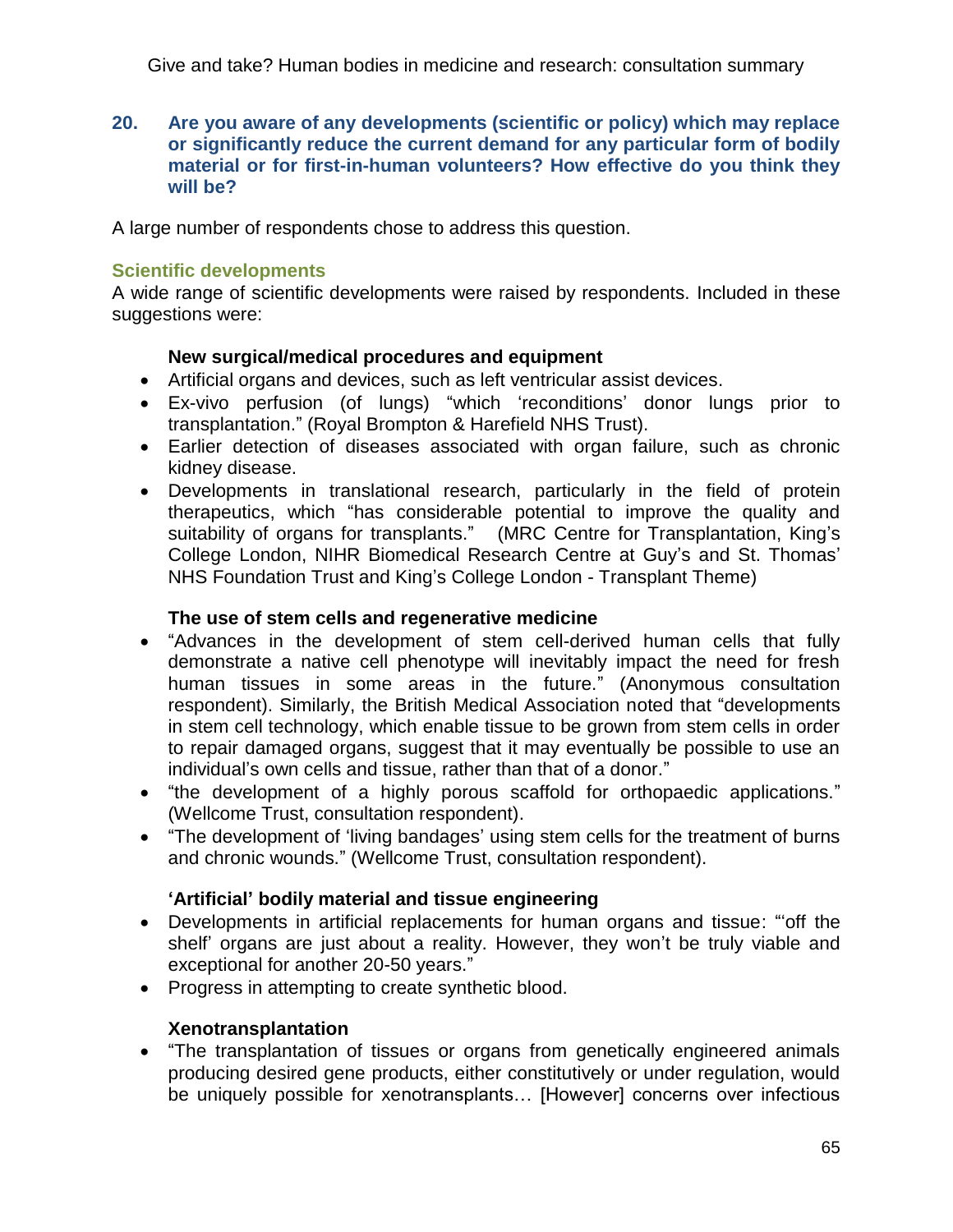### 20. Are you aware of any developments (scientific or policy) which may replace or significantly reduce the current demand for any particular form of bodily material or for first-in-human volunteers? How effective do you think they will be?

A large number of respondents chose to address this question.

#### Scientific developments

A wide range of scientific developments were raised by respondents. Included in these suggestions were:

**New surgical/medical procedures and equipment**

- Artificial organs and devices, such as left ventricular assist devices.
- Ex-vivo perfusion (of lungs) "which 'reconditions' donor lungs prior to transplantation." (Royal Brompton & Harefield NHS Trust).
- Earlier detection of diseases associated with organ failure, such as chronic kidney disease.
- Developments in translational research, particularly in the field of protein therapeutics, which "has considerable potential to improve the quality and suitability of organs for transplants." (MRC Centre for Transplantation, King's College London, NIHR Biomedical Research Centre at Guy's and St. Thomas' NHS Foundation Trust and King's College London - Transplant Theme)

**The use of stem cells and regenerative medicine**

- "Advances in the development of stem cell-derived human cells that fully demonstrate a native cell phenotype will inevitably impact the need for fresh human tissues in some areas in the future." (Anonymous consultation respondent). Similarly, the British Medical Association noted that "developments in stem cell technology, which enable tissue to be grown from stem cells in order to repair damaged organs, suggest that it may eventually be possible to use an individual's own cells and tissue, rather than that of a donor."
- "the development of a highly porous scaffold for orthopaedic applications." (Wellcome Trust, consultation respondent).
- "The development of 'living bandages' using stem cells for the treatment of burns and chronic wounds." (Wellcome Trust, consultation respondent).

**'Artificial' bodily material and tissue engineering**

- Developments in artificial replacements for human organs and tissue: "'off the shelf' organs are just about a reality. However, they won't be truly viable and exceptional for another 20-50 years."
- Progress in attempting to create synthetic blood.

**Xenotransplantation**

- "The transplantation of tissues or organs from genetically engineered animals producing desired gene products, either constitutively or under regulation, would be uniquely possible for xenotransplants… [However] concerns over infectious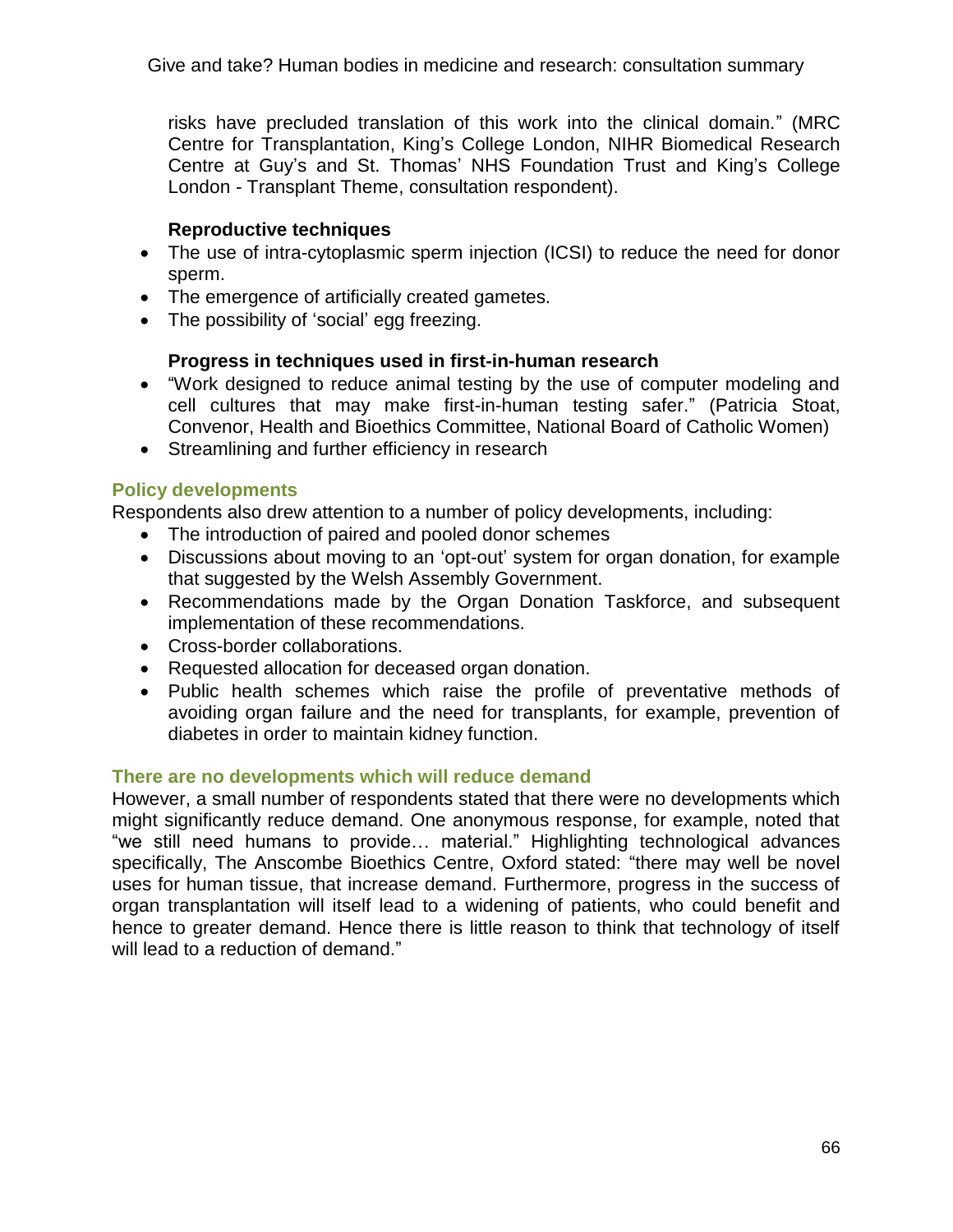risks have precluded translation of this work into the clinical domain." (MRC Centre for Transplantation, King's College London, NIHR Biomedical Research Centre at Guy's and St. Thomas' NHS Foundation Trust and King's College London - Transplant Theme, consultation respondent).

**Reproductive techniques**

- The use of intra-cytoplasmic sperm injection (ICSI) to reduce the need for donor sperm.
- The emergence of artificially created gametes.
- The possibility of 'social' egg freezing.

**Progress in techniques used in first-in-human research**

- "Work designed to reduce animal testing by the use of computer modeling and cell cultures that may make first-in-human testing safer." (Patricia Stoat, Convenor, Health and Bioethics Committee, National Board of Catholic Women)
- Streamlining and further efficiency in research

### Policy developments

Respondents also drew attention to a number of policy developments, including:

- The introduction of paired and pooled donor schemes
- Discussions about moving to an 'opt-out' system for organ donation, for example that suggested by the Welsh Assembly Government.
- Recommendations made by the Organ Donation Taskforce, and subsequent implementation of these recommendations.
- Cross-border collaborations.
- Requested allocation for deceased organ donation.
- Public health schemes which raise the profile of preventative methods of avoiding organ failure and the need for transplants, for example, prevention of diabetes in order to maintain kidney function.

### There are no developments which will reduce demand

However, a small number of respondents stated that there were no developments which might significantly reduce demand. One anonymous response, for example, noted that "we still need humans to provide… material." Highlighting technological advances specifically, The Anscombe Bioethics Centre, Oxford stated: "there may well be novel uses for human tissue, that increase demand. Furthermore, progress in the success of organ transplantation will itself lead to a widening of patients, who could benefit and hence to greater demand. Hence there is little reason to think that technology of itself will lead to a reduction of demand."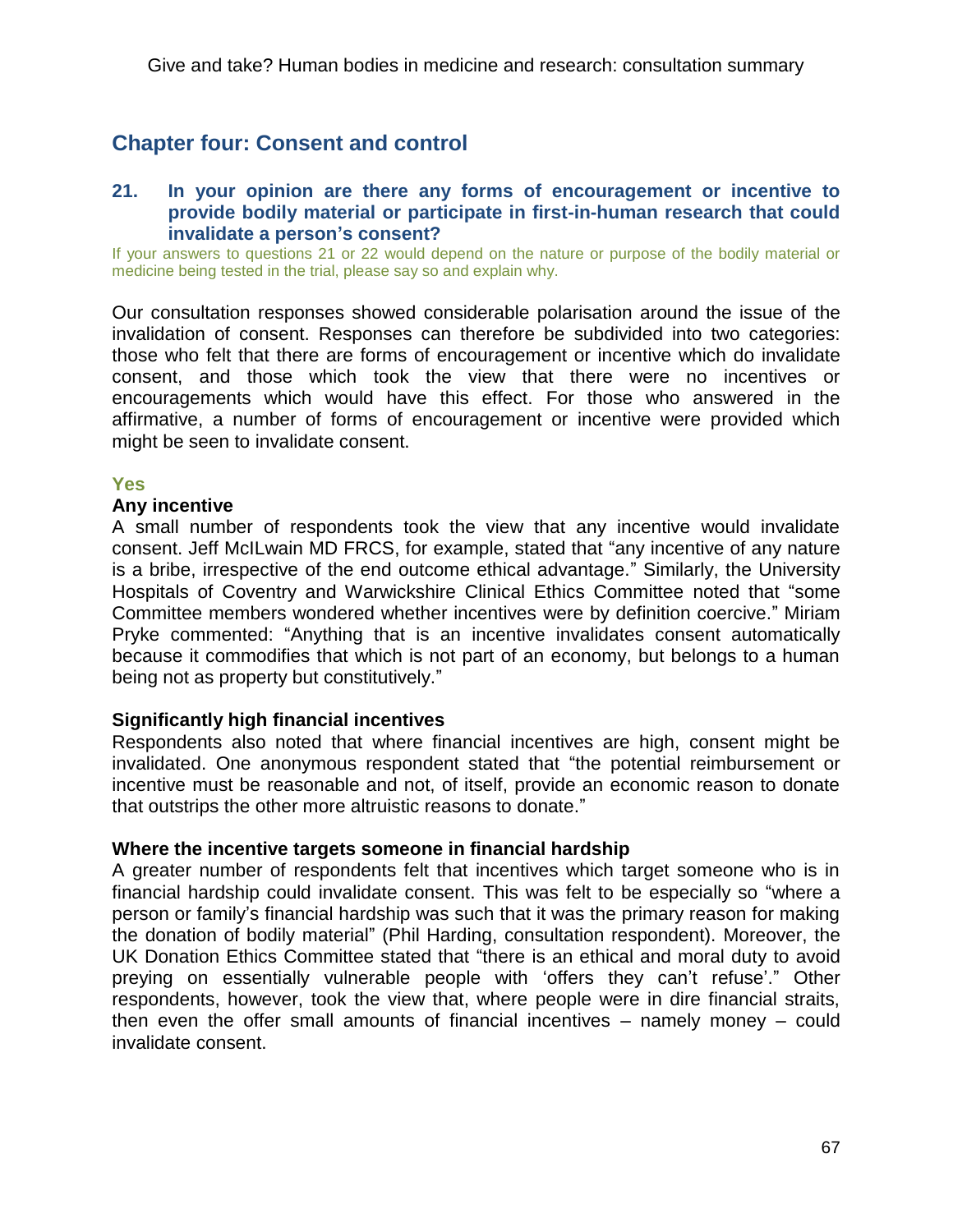## Chapter four: Consent and control

### 21. In your opinion are there any forms of encouragement or incentive to provide bodily material or participate in first-in-human research that could invalidate a person's consent?

If your answers to questions 21 or 22 would depend on the nature or purpose of the bodily material or medicine being tested in the trial, please say so and explain why.

Our consultation responses showed considerable polarisation around the issue of the invalidation of consent. Responses can therefore be subdivided into two categories: those who felt that there are forms of encouragement or incentive which do invalidate consent, and those which took the view that there were no incentives or encouragements which would have this effect. For those who answered in the affirmative, a number of forms of encouragement or incentive were provided which might be seen to invalidate consent.

#### Yes

**Any incentive**

A small number of respondents took the view that any incentive would invalidate consent. Jeff McILwain MD FRCS, for example, stated that "any incentive of any nature is a bribe, irrespective of the end outcome ethical advantage." Similarly, the University Hospitals of Coventry and Warwickshire Clinical Ethics Committee noted that "some Committee members wondered whether incentives were by definition coercive." Miriam Pryke commented: "Anything that is an incentive invalidates consent automatically because it commodifies that which is not part of an economy, but belongs to a human being not as property but constitutively."

**Significantly high financial incentives**

Respondents also noted that where financial incentives are high, consent might be invalidated. One anonymous respondent stated that "the potential reimbursement or incentive must be reasonable and not, of itself, provide an economic reason to donate that outstrips the other more altruistic reasons to donate."

**Where the incentive targets someone in financial hardship**

A greater number of respondents felt that incentives which target someone who is in financial hardship could invalidate consent. This was felt to be especially so "where a person or family's financial hardship was such that it was the primary reason for making the donation of bodily material" (Phil Harding, consultation respondent). Moreover, the UK Donation Ethics Committee stated that "there is an ethical and moral duty to avoid preying on essentially vulnerable people with 'offers they can't refuse'." Other respondents, however, took the view that, where people were in dire financial straits, then even the offer small amounts of financial incentives – namely money – could invalidate consent.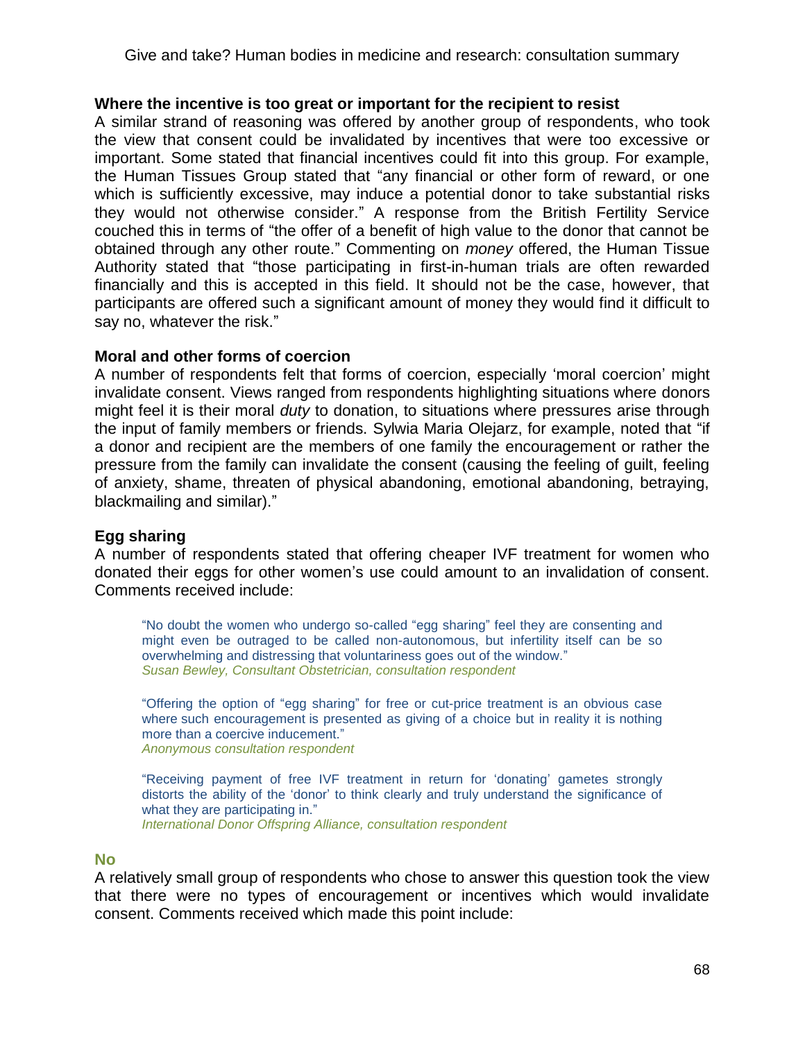### Where the incentive is too great or important for the recipient to resist

A similar strand of reasoning was offered by another group of respondents, who took the view that consent could be invalidated by incentives that were too excessive or important. Some stated that financial incentives could fit into this group. For example, the Human Tissues Group stated that "any financial or other form of reward, or one which is sufficiently excessive, may induce a potential donor to take substantial risks they would not otherwise consider." A response from the British Fertility Service couched this in terms of "the offer of a benefit of high value to the donor that cannot be obtained through any other route." Commenting on *money* offered, the Human Tissue Authority stated that "those participating in first-in-human trials are often rewarded financially and this is accepted in this field. It should not be the case, however, that participants are offered such a significant amount of money they would find it difficult to say no, whatever the risk."

### Moral and other forms of coercion

A number of respondents felt that forms of coercion, especially 'moral coercion' might invalidate consent. Views ranged from respondents highlighting situations where donors might feel it is their moral *duty* to donation, to situations where pressures arise through the input of family members or friends. Sylwia Maria Olejarz, for example, noted that "if a donor and recipient are the members of one family the encouragement or rather the pressure from the family can invalidate the consent (causing the feeling of guilt, feeling of anxiety, shame, threaten of physical abandoning, emotional abandoning, betraying, blackmailing and similar)."

### Egg sharing

A number of respondents stated that offering cheaper IVF treatment for women who donated their eggs for other women's use could amount to an invalidation of consent. Comments received include:

> "No doubt the women who undergo so-called "egg sharing" feel they are consenting and might even be outraged to be called non-autonomous, but infertility itself can be so overwhelming and distressing that voluntariness goes out of the window."
> *Susan Bewley, Consultant Obstetrician, consultation respondent*

> "Offering the option of "egg sharing" for free or cut-price treatment is an obvious case where such encouragement is presented as giving of a choice but in reality it is nothing more than a coercive inducement."
> *Anonymous consultation respondent*

> "Receiving payment of free IVF treatment in return for 'donating' gametes strongly distorts the ability of the 'donor' to think clearly and truly understand the significance of what they are participating in."
> *International Donor Offspring Alliance, consultation respondent*

## No

A relatively small group of respondents who chose to answer this question took the view that there were no types of encouragement or incentives which would invalidate consent. Comments received which made this point include: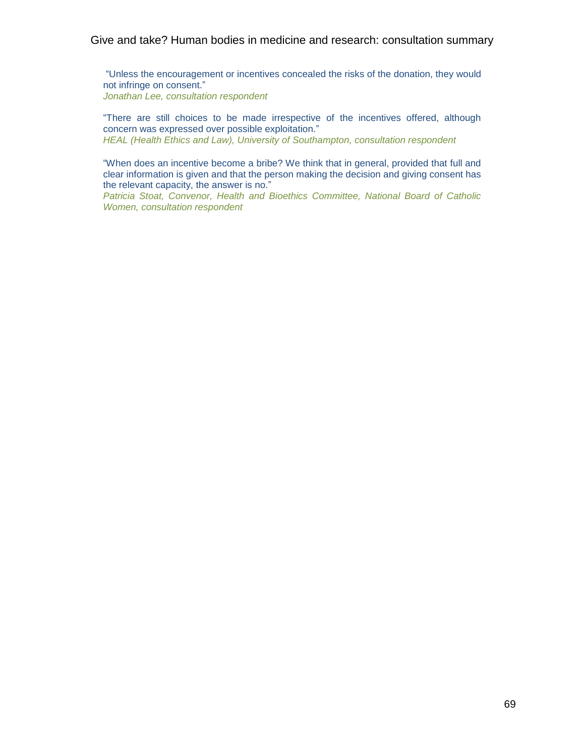"Unless the encouragement or incentives concealed the risks of the donation, they would not infringe on consent."
*Jonathan Lee, consultation respondent*

"There are still choices to be made irrespective of the incentives offered, although concern was expressed over possible exploitation."
*HEAL (Health Ethics and Law), University of Southampton, consultation respondent*

"When does an incentive become a bribe? We think that in general, provided that full and clear information is given and that the person making the decision and giving consent has the relevant capacity, the answer is no."
*Patricia Stoat, Convenor, Health and Bioethics Committee, National Board of Catholic Women, consultation respondent*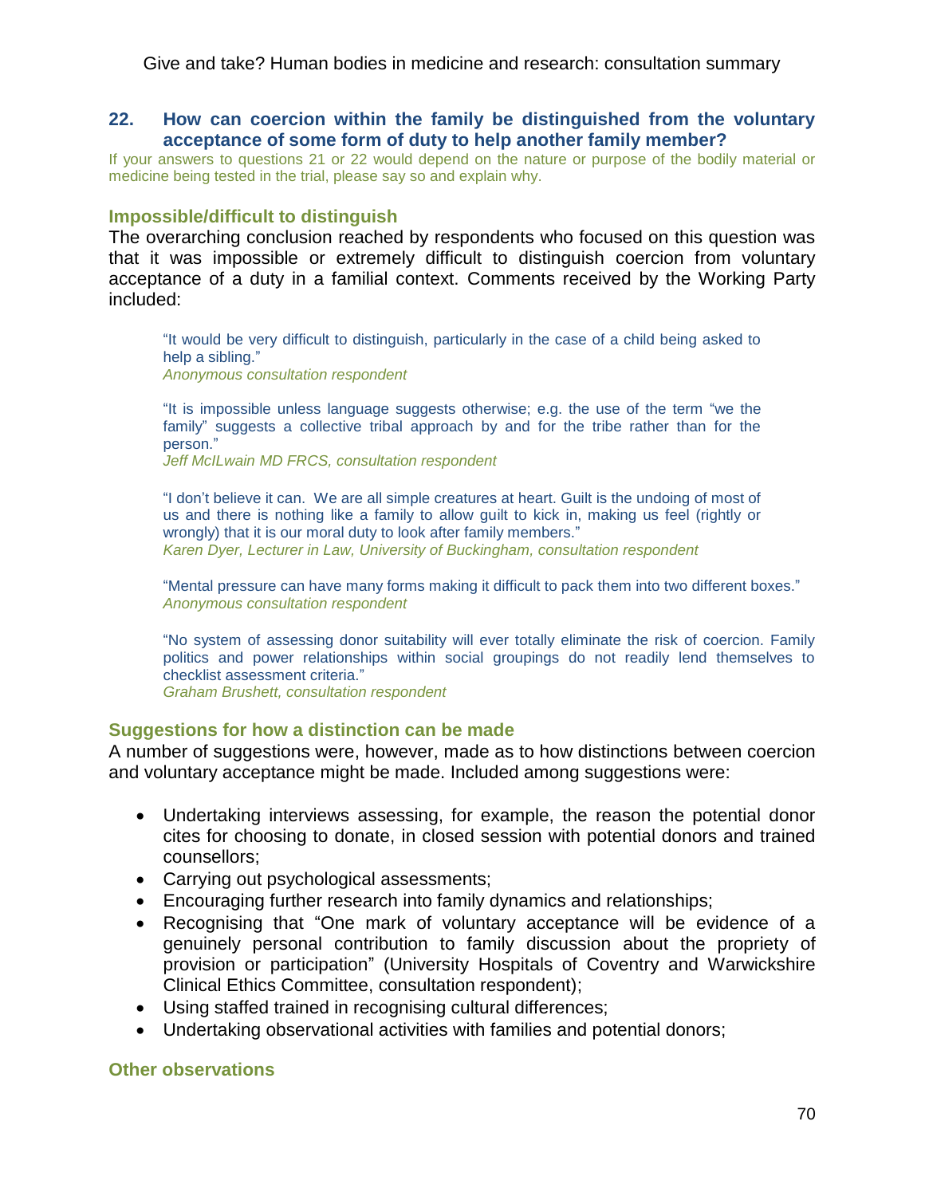## 22. How can coercion within the family be distinguished from the voluntary acceptance of some form of duty to help another family member?

If your answers to questions 21 or 22 would depend on the nature or purpose of the bodily material or medicine being tested in the trial, please say so and explain why.

### Impossible/difficult to distinguish

The overarching conclusion reached by respondents who focused on this question was that it was impossible or extremely difficult to distinguish coercion from voluntary acceptance of a duty in a familial context. Comments received by the Working Party included:

> "It would be very difficult to distinguish, particularly in the case of a child being asked to help a sibling."
> *Anonymous consultation respondent*

> "It is impossible unless language suggests otherwise; e.g. the use of the term "we the family" suggests a collective tribal approach by and for the tribe rather than for the person."
> *Jeff McILwain MD FRCS, consultation respondent*

> "I don't believe it can. We are all simple creatures at heart. Guilt is the undoing of most of us and there is nothing like a family to allow guilt to kick in, making us feel (rightly or wrongly) that it is our moral duty to look after family members."
> *Karen Dyer, Lecturer in Law, University of Buckingham, consultation respondent*

> "Mental pressure can have many forms making it difficult to pack them into two different boxes."
> *Anonymous consultation respondent*

> "No system of assessing donor suitability will ever totally eliminate the risk of coercion. Family politics and power relationships within social groupings do not readily lend themselves to checklist assessment criteria."
> *Graham Brushett, consultation respondent*

### Suggestions for how a distinction can be made

A number of suggestions were, however, made as to how distinctions between coercion and voluntary acceptance might be made. Included among suggestions were:

- Undertaking interviews assessing, for example, the reason the potential donor cites for choosing to donate, in closed session with potential donors and trained counsellors;
- Carrying out psychological assessments;
- Encouraging further research into family dynamics and relationships;
- Recognising that "One mark of voluntary acceptance will be evidence of a genuinely personal contribution to family discussion about the propriety of provision or participation" (University Hospitals of Coventry and Warwickshire Clinical Ethics Committee, consultation respondent);
- Using staffed trained in recognising cultural differences;
- Undertaking observational activities with families and potential donors;

### Other observations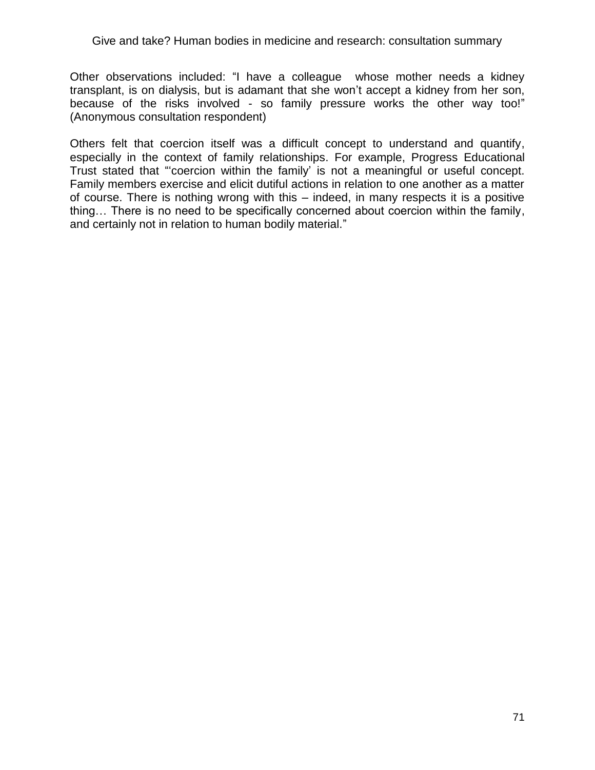Other observations included: “I have a colleague whose mother needs a kidney transplant, is on dialysis, but is adamant that she won’t accept a kidney from her son, because of the risks involved - so family pressure works the other way too!” (Anonymous consultation respondent)

Others felt that coercion itself was a difficult concept to understand and quantify, especially in the context of family relationships. For example, Progress Educational Trust stated that “‘coercion within the family’ is not a meaningful or useful concept. Family members exercise and elicit dutiful actions in relation to one another as a matter of course. There is nothing wrong with this – indeed, in many respects it is a positive thing… There is no need to be specifically concerned about coercion within the family, and certainly not in relation to human bodily material.”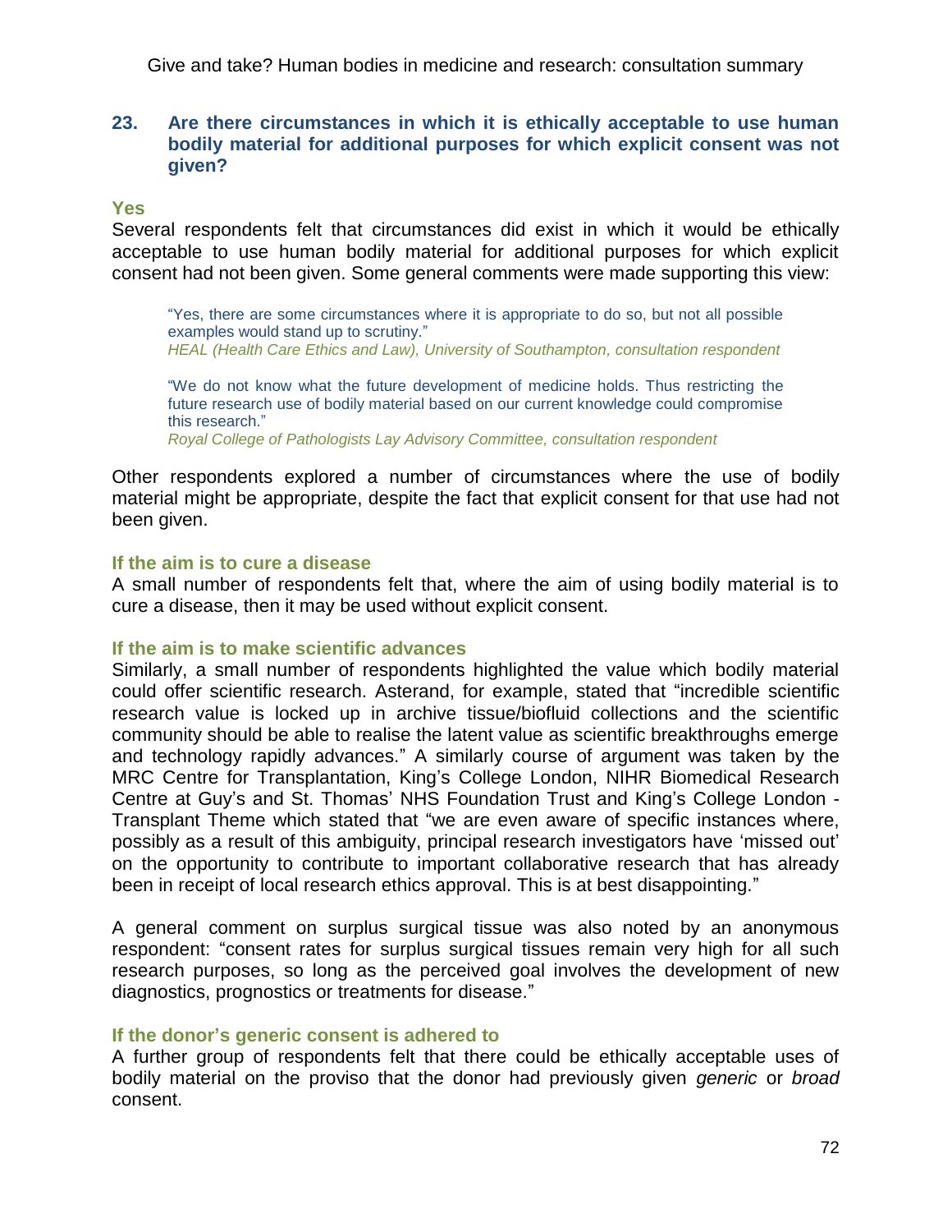### 23. Are there circumstances in which it is ethically acceptable to use human bodily material for additional purposes for which explicit consent was not given?

#### Yes

Several respondents felt that circumstances did exist in which it would be ethically acceptable to use human bodily material for additional purposes for which explicit consent had not been given. Some general comments were made supporting this view:

> "Yes, there are some circumstances where it is appropriate to do so, but not all possible examples would stand up to scrutiny."
> *HEAL (Health Care Ethics and Law), University of Southampton, consultation respondent*

> "We do not know what the future development of medicine holds. Thus restricting the future research use of bodily material based on our current knowledge could compromise this research."
> *Royal College of Pathologists Lay Advisory Committee, consultation respondent*

Other respondents explored a number of circumstances where the use of bodily material might be appropriate, despite the fact that explicit consent for that use had not been given.

#### If the aim is to cure a disease

A small number of respondents felt that, where the aim of using bodily material is to cure a disease, then it may be used without explicit consent.

#### If the aim is to make scientific advances

Similarly, a small number of respondents highlighted the value which bodily material could offer scientific research. Asterand, for example, stated that "incredible scientific research value is locked up in archive tissue/biofluid collections and the scientific community should be able to realise the latent value as scientific breakthroughs emerge and technology rapidly advances." A similarly course of argument was taken by the MRC Centre for Transplantation, King's College London, NIHR Biomedical Research Centre at Guy's and St. Thomas' NHS Foundation Trust and King's College London - Transplant Theme which stated that "we are even aware of specific instances where, possibly as a result of this ambiguity, principal research investigators have 'missed out' on the opportunity to contribute to important collaborative research that has already been in receipt of local research ethics approval. This is at best disappointing."

A general comment on surplus surgical tissue was also noted by an anonymous respondent: "consent rates for surplus surgical tissues remain very high for all such research purposes, so long as the perceived goal involves the development of new diagnostics, prognostics or treatments for disease."

#### If the donor's generic consent is adhered to

A further group of respondents felt that there could be ethically acceptable uses of bodily material on the proviso that the donor had previously given *generic* or *broad* consent.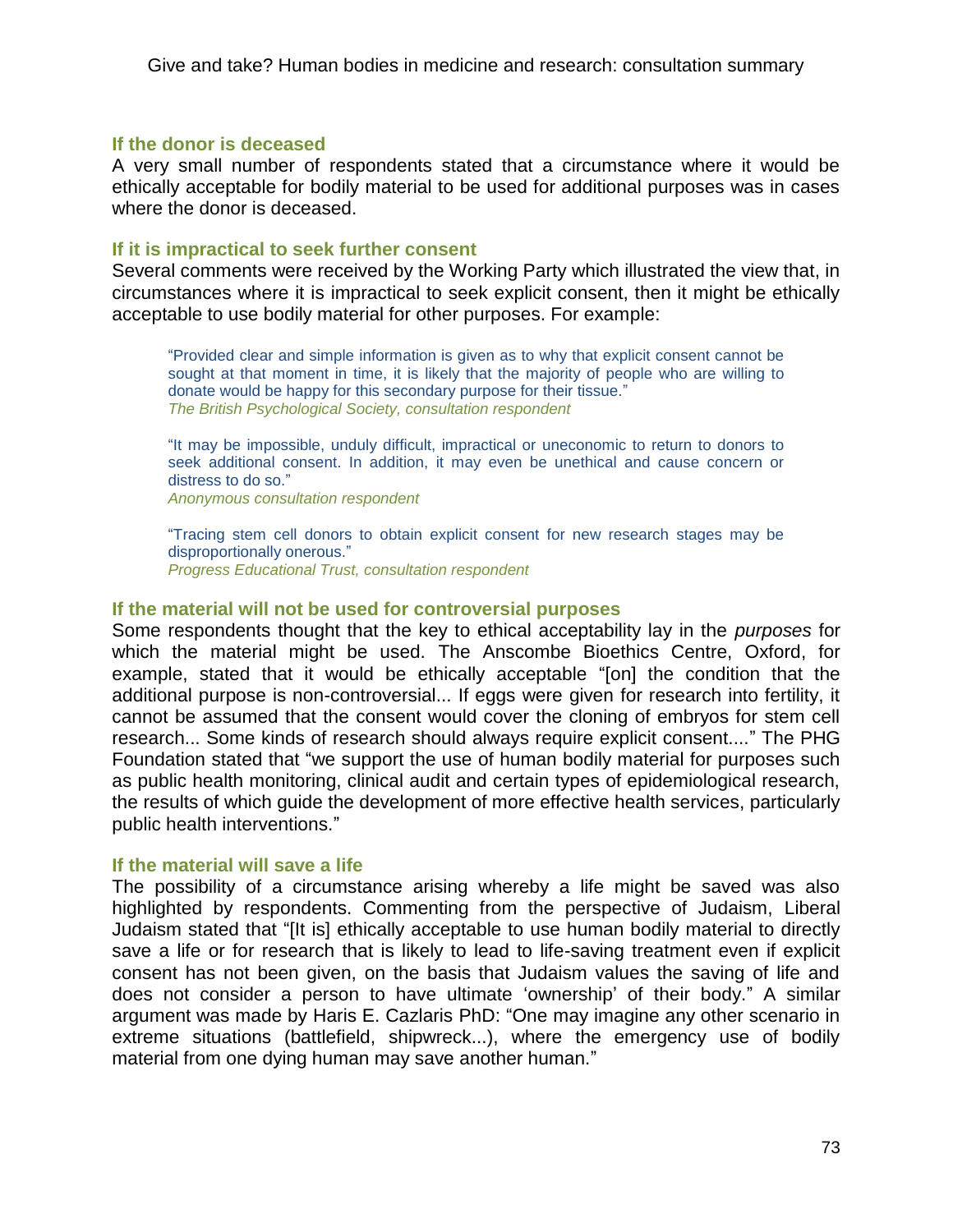### If the donor is deceased

A very small number of respondents stated that a circumstance where it would be ethically acceptable for bodily material to be used for additional purposes was in cases where the donor is deceased.

### If it is impractical to seek further consent

Several comments were received by the Working Party which illustrated the view that, in circumstances where it is impractical to seek explicit consent, then it might be ethically acceptable to use bodily material for other purposes. For example:

> "Provided clear and simple information is given as to why that explicit consent cannot be sought at that moment in time, it is likely that the majority of people who are willing to donate would be happy for this secondary purpose for their tissue."
> *The British Psychological Society, consultation respondent*

> "It may be impossible, unduly difficult, impractical or uneconomic to return to donors to seek additional consent. In addition, it may even be unethical and cause concern or distress to do so."
> *Anonymous consultation respondent*

> "Tracing stem cell donors to obtain explicit consent for new research stages may be disproportionally onerous."
> *Progress Educational Trust, consultation respondent*

### If the material will not be used for controversial purposes

Some respondents thought that the key to ethical acceptability lay in the *purposes* for which the material might be used. The Anscombe Bioethics Centre, Oxford, for example, stated that it would be ethically acceptable "[on] the condition that the additional purpose is non-controversial... If eggs were given for research into fertility, it cannot be assumed that the consent would cover the cloning of embryos for stem cell research... Some kinds of research should always require explicit consent...." The PHG Foundation stated that "we support the use of human bodily material for purposes such as public health monitoring, clinical audit and certain types of epidemiological research, the results of which guide the development of more effective health services, particularly public health interventions."

### If the material will save a life

The possibility of a circumstance arising whereby a life might be saved was also highlighted by respondents. Commenting from the perspective of Judaism, Liberal Judaism stated that "[It is] ethically acceptable to use human bodily material to directly save a life or for research that is likely to lead to life-saving treatment even if explicit consent has not been given, on the basis that Judaism values the saving of life and does not consider a person to have ultimate 'ownership' of their body." A similar argument was made by Haris E. Cazlaris PhD: "One may imagine any other scenario in extreme situations (battlefield, shipwreck...), where the emergency use of bodily material from one dying human may save another human."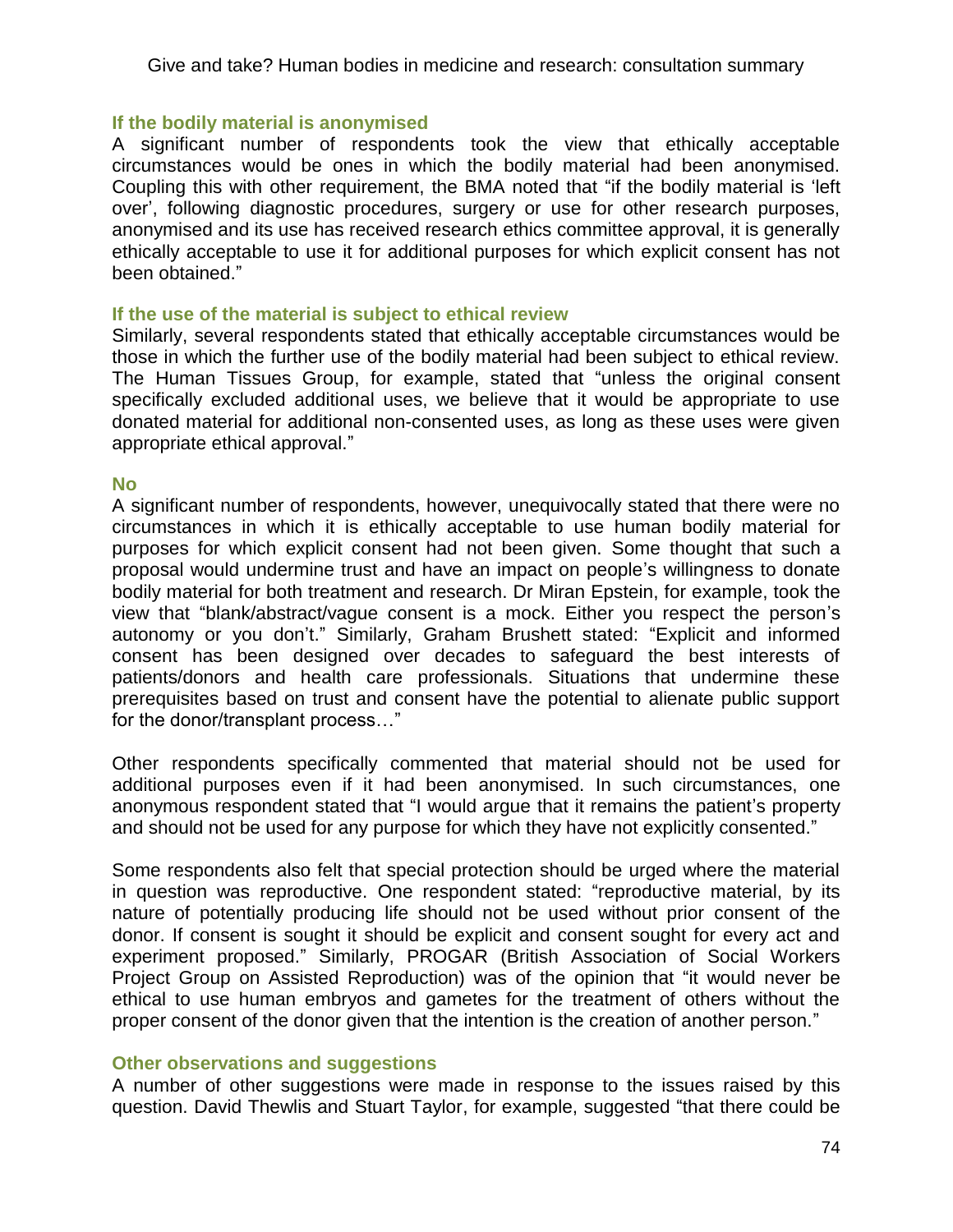### If the bodily material is anonymised

A significant number of respondents took the view that ethically acceptable circumstances would be ones in which the bodily material had been anonymised. Coupling this with other requirement, the BMA noted that "if the bodily material is 'left over', following diagnostic procedures, surgery or use for other research purposes, anonymised and its use has received research ethics committee approval, it is generally ethically acceptable to use it for additional purposes for which explicit consent has not been obtained."

### If the use of the material is subject to ethical review

Similarly, several respondents stated that ethically acceptable circumstances would be those in which the further use of the bodily material had been subject to ethical review. The Human Tissues Group, for example, stated that "unless the original consent specifically excluded additional uses, we believe that it would be appropriate to use donated material for additional non-consented uses, as long as these uses were given appropriate ethical approval."

### No

A significant number of respondents, however, unequivocally stated that there were no circumstances in which it is ethically acceptable to use human bodily material for purposes for which explicit consent had not been given. Some thought that such a proposal would undermine trust and have an impact on people's willingness to donate bodily material for both treatment and research. Dr Miran Epstein, for example, took the view that "blank/abstract/vague consent is a mock. Either you respect the person's autonomy or you don't." Similarly, Graham Brushett stated: "Explicit and informed consent has been designed over decades to safeguard the best interests of patients/donors and health care professionals. Situations that undermine these prerequisites based on trust and consent have the potential to alienate public support for the donor/transplant process…"

Other respondents specifically commented that material should not be used for additional purposes even if it had been anonymised. In such circumstances, one anonymous respondent stated that "I would argue that it remains the patient's property and should not be used for any purpose for which they have not explicitly consented."

Some respondents also felt that special protection should be urged where the material in question was reproductive. One respondent stated: "reproductive material, by its nature of potentially producing life should not be used without prior consent of the donor. If consent is sought it should be explicit and consent sought for every act and experiment proposed." Similarly, PROGAR (British Association of Social Workers Project Group on Assisted Reproduction) was of the opinion that "it would never be ethical to use human embryos and gametes for the treatment of others without the proper consent of the donor given that the intention is the creation of another person."

### Other observations and suggestions

A number of other suggestions were made in response to the issues raised by this question. David Thewlis and Stuart Taylor, for example, suggested "that there could be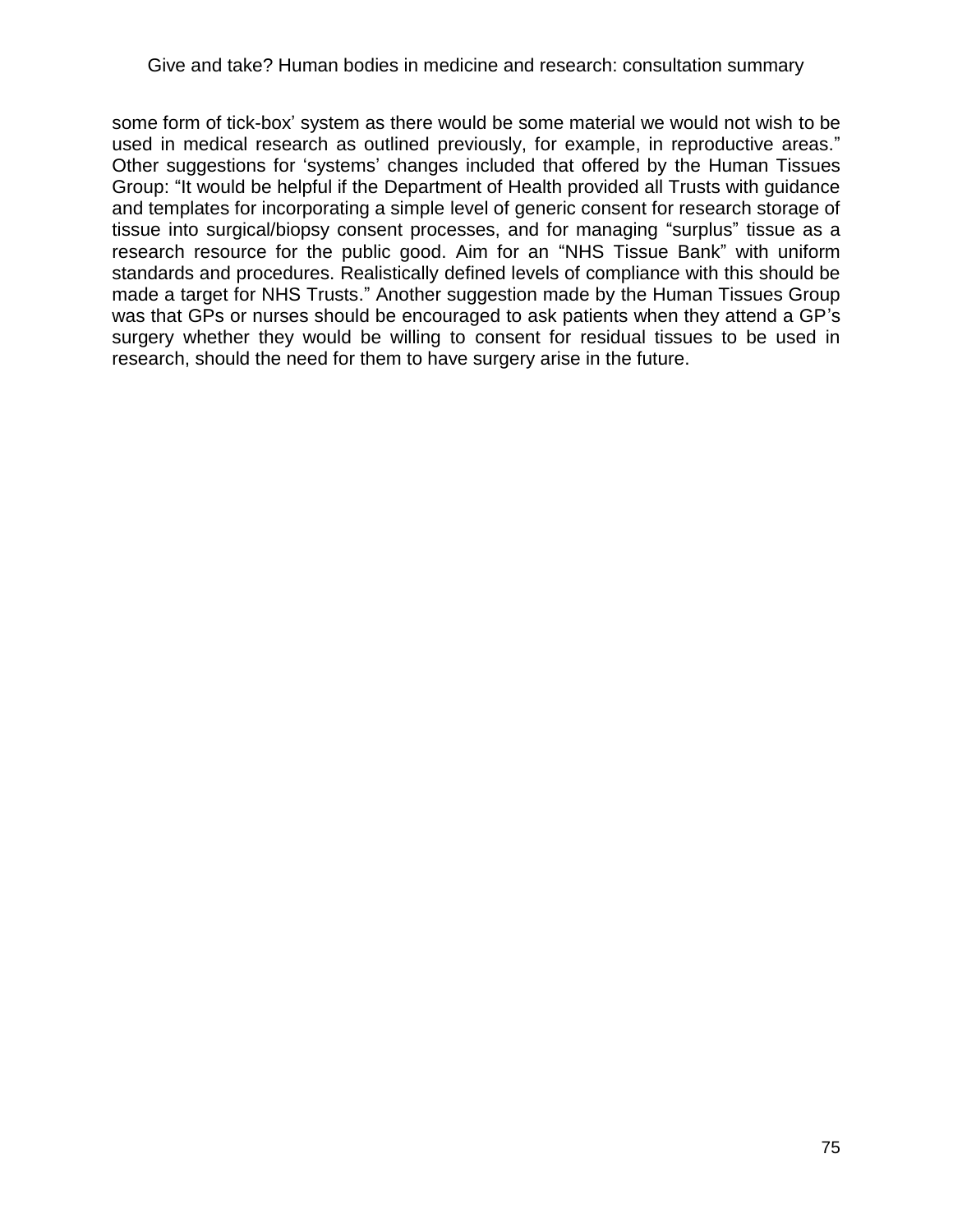some form of tick-box' system as there would be some material we would not wish to be used in medical research as outlined previously, for example, in reproductive areas." Other suggestions for 'systems' changes included that offered by the Human Tissues Group: "It would be helpful if the Department of Health provided all Trusts with guidance and templates for incorporating a simple level of generic consent for research storage of tissue into surgical/biopsy consent processes, and for managing "surplus" tissue as a research resource for the public good. Aim for an "NHS Tissue Bank" with uniform standards and procedures. Realistically defined levels of compliance with this should be made a target for NHS Trusts." Another suggestion made by the Human Tissues Group was that GPs or nurses should be encouraged to ask patients when they attend a GP's surgery whether they would be willing to consent for residual tissues to be used in research, should the need for them to have surgery arise in the future.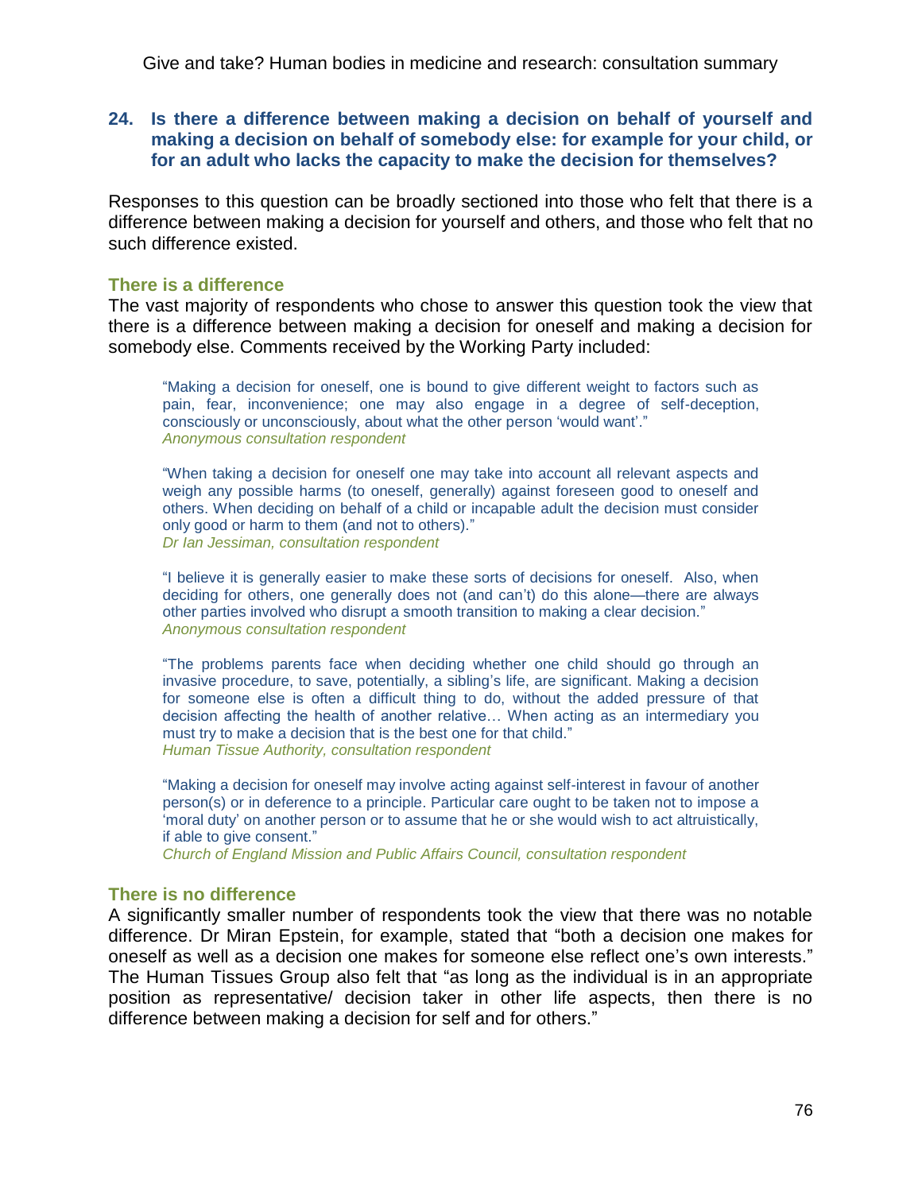### 24. Is there a difference between making a decision on behalf of yourself and making a decision on behalf of somebody else: for example for your child, or for an adult who lacks the capacity to make the decision for themselves?

Responses to this question can be broadly sectioned into those who felt that there is a difference between making a decision for yourself and others, and those who felt that no such difference existed.

#### There is a difference

The vast majority of respondents who chose to answer this question took the view that there is a difference between making a decision for oneself and making a decision for somebody else. Comments received by the Working Party included:

> "Making a decision for oneself, one is bound to give different weight to factors such as pain, fear, inconvenience; one may also engage in a degree of self-deception, consciously or unconsciously, about what the other person 'would want'."
> *Anonymous consultation respondent*

> "When taking a decision for oneself one may take into account all relevant aspects and weigh any possible harms (to oneself, generally) against foreseen good to oneself and others. When deciding on behalf of a child or incapable adult the decision must consider only good or harm to them (and not to others)."
> *Dr Ian Jessiman, consultation respondent*

> "I believe it is generally easier to make these sorts of decisions for oneself. Also, when deciding for others, one generally does not (and can't) do this alone—there are always other parties involved who disrupt a smooth transition to making a clear decision."
> *Anonymous consultation respondent*

> "The problems parents face when deciding whether one child should go through an invasive procedure, to save, potentially, a sibling's life, are significant. Making a decision for someone else is often a difficult thing to do, without the added pressure of that decision affecting the health of another relative… When acting as an intermediary you must try to make a decision that is the best one for that child."
> *Human Tissue Authority, consultation respondent*

> "Making a decision for oneself may involve acting against self-interest in favour of another person(s) or in deference to a principle. Particular care ought to be taken not to impose a 'moral duty' on another person or to assume that he or she would wish to act altruistically, if able to give consent."
> *Church of England Mission and Public Affairs Council, consultation respondent*

#### There is no difference

A significantly smaller number of respondents took the view that there was no notable difference. Dr Miran Epstein, for example, stated that "both a decision one makes for oneself as well as a decision one makes for someone else reflect one's own interests." The Human Tissues Group also felt that "as long as the individual is in an appropriate position as representative/ decision taker in other life aspects, then there is no difference between making a decision for self and for others."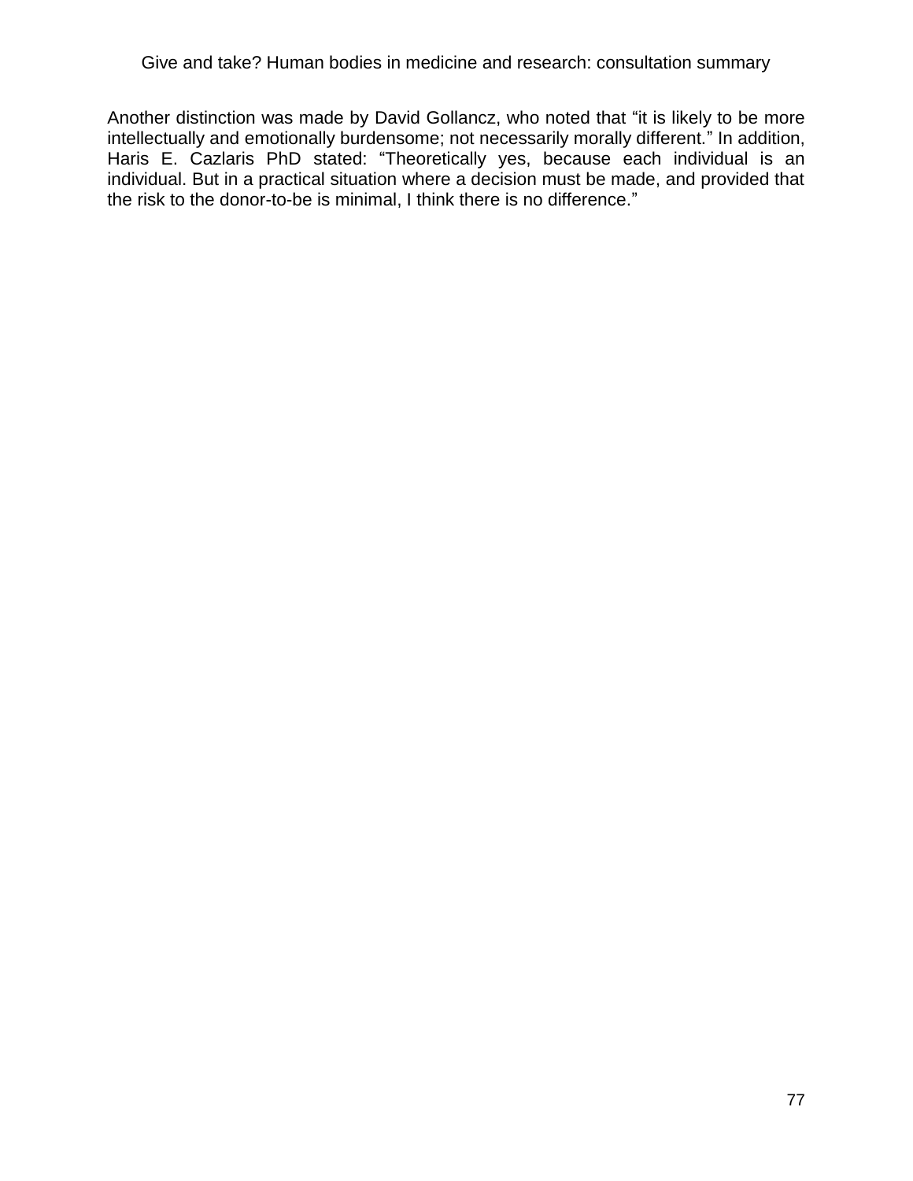Another distinction was made by David Gollancz, who noted that “it is likely to be more intellectually and emotionally burdensome; not necessarily morally different.” In addition, Haris E. Cazlaris PhD stated: “Theoretically yes, because each individual is an individual. But in a practical situation where a decision must be made, and provided that the risk to the donor-to-be is minimal, I think there is no difference.”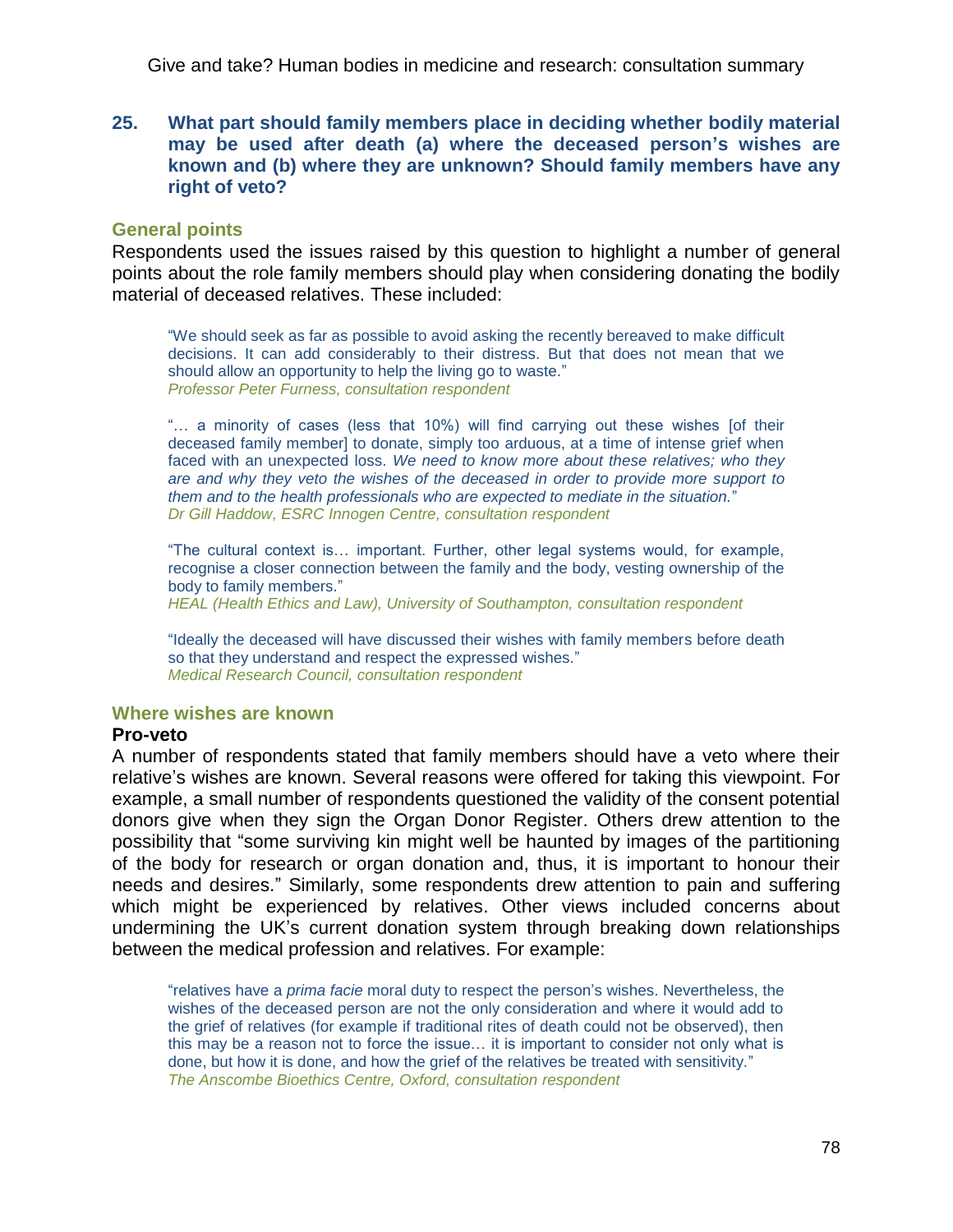## 25. What part should family members place in deciding whether bodily material may be used after death (a) where the deceased person's wishes are known and (b) where they are unknown? Should family members have any right of veto?

### General points

Respondents used the issues raised by this question to highlight a number of general points about the role family members should play when considering donating the bodily material of deceased relatives. These included:

> "We should seek as far as possible to avoid asking the recently bereaved to make difficult decisions. It can add considerably to their distress. But that does not mean that we should allow an opportunity to help the living go to waste."
> *Professor Peter Furness, consultation respondent*

> "… a minority of cases (less that 10%) will find carrying out these wishes [of their deceased family member] to donate, simply too arduous, at a time of intense grief when faced with an unexpected loss. *We need to know more about these relatives; who they are and why they veto the wishes of the deceased in order to provide more support to them and to the health professionals who are expected to mediate in the situation.*"
> *Dr Gill Haddow, ESRC Innogen Centre, consultation respondent*

> "The cultural context is… important. Further, other legal systems would, for example, recognise a closer connection between the family and the body, vesting ownership of the body to family members."
> *HEAL (Health Ethics and Law), University of Southampton, consultation respondent*

> "Ideally the deceased will have discussed their wishes with family members before death so that they understand and respect the expressed wishes."
> *Medical Research Council, consultation respondent*

### Where wishes are known

**Pro-veto**

A number of respondents stated that family members should have a veto where their relative's wishes are known. Several reasons were offered for taking this viewpoint. For example, a small number of respondents questioned the validity of the consent potential donors give when they sign the Organ Donor Register. Others drew attention to the possibility that "some surviving kin might well be haunted by images of the partitioning of the body for research or organ donation and, thus, it is important to honour their needs and desires." Similarly, some respondents drew attention to pain and suffering which might be experienced by relatives. Other views included concerns about undermining the UK's current donation system through breaking down relationships between the medical profession and relatives. For example:

> "relatives have a *prima facie* moral duty to respect the person's wishes. Nevertheless, the wishes of the deceased person are not the only consideration and where it would add to the grief of relatives (for example if traditional rites of death could not be observed), then this may be a reason not to force the issue… it is important to consider not only what is done, but how it is done, and how the grief of the relatives be treated with sensitivity."
> *The Anscombe Bioethics Centre, Oxford, consultation respondent*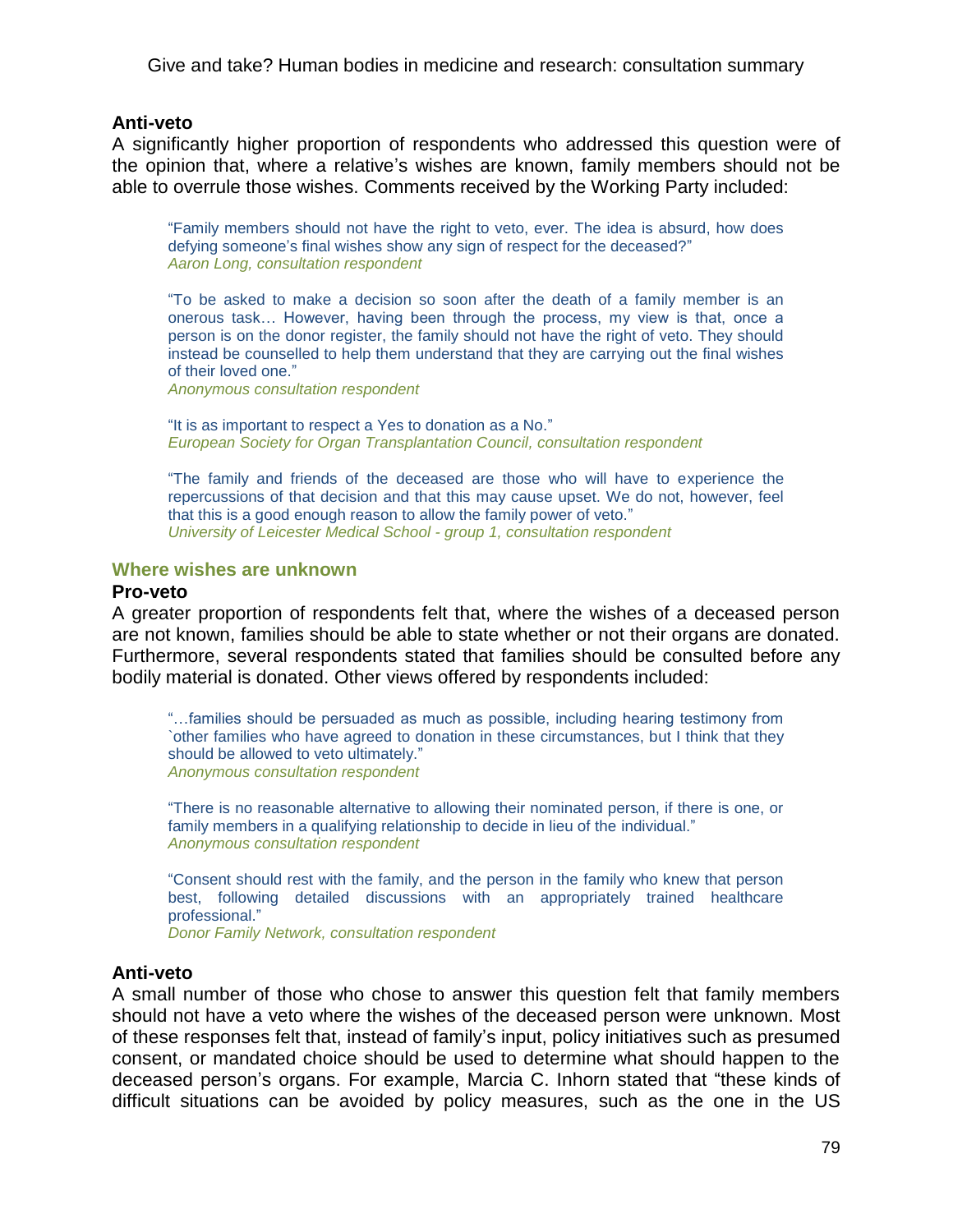**Anti-veto**

A significantly higher proportion of respondents who addressed this question were of the opinion that, where a relative's wishes are known, family members should not be able to overrule those wishes. Comments received by the Working Party included:

> "Family members should not have the right to veto, ever. The idea is absurd, how does defying someone's final wishes show any sign of respect for the deceased?"
> *Aaron Long, consultation respondent*

> "To be asked to make a decision so soon after the death of a family member is an onerous task… However, having been through the process, my view is that, once a person is on the donor register, the family should not have the right of veto. They should instead be counselled to help them understand that they are carrying out the final wishes of their loved one."
> *Anonymous consultation respondent*

> "It is as important to respect a Yes to donation as a No."
> *European Society for Organ Transplantation Council, consultation respondent*

> "The family and friends of the deceased are those who will have to experience the repercussions of that decision and that this may cause upset. We do not, however, feel that this is a good enough reason to allow the family power of veto."
> *University of Leicester Medical School - group 1, consultation respondent*

### Where wishes are unknown

**Pro-veto**

A greater proportion of respondents felt that, where the wishes of a deceased person are not known, families should be able to state whether or not their organs are donated. Furthermore, several respondents stated that families should be consulted before any bodily material is donated. Other views offered by respondents included:

> "…families should be persuaded as much as possible, including hearing testimony from `other families who have agreed to donation in these circumstances, but I think that they should be allowed to veto ultimately."
> *Anonymous consultation respondent*

> "There is no reasonable alternative to allowing their nominated person, if there is one, or family members in a qualifying relationship to decide in lieu of the individual."
> *Anonymous consultation respondent*

> "Consent should rest with the family, and the person in the family who knew that person best, following detailed discussions with an appropriately trained healthcare professional."
> *Donor Family Network, consultation respondent*

**Anti-veto**

A small number of those who chose to answer this question felt that family members should not have a veto where the wishes of the deceased person were unknown. Most of these responses felt that, instead of family's input, policy initiatives such as presumed consent, or mandated choice should be used to determine what should happen to the deceased person's organs. For example, Marcia C. Inhorn stated that "these kinds of difficult situations can be avoided by policy measures, such as the one in the US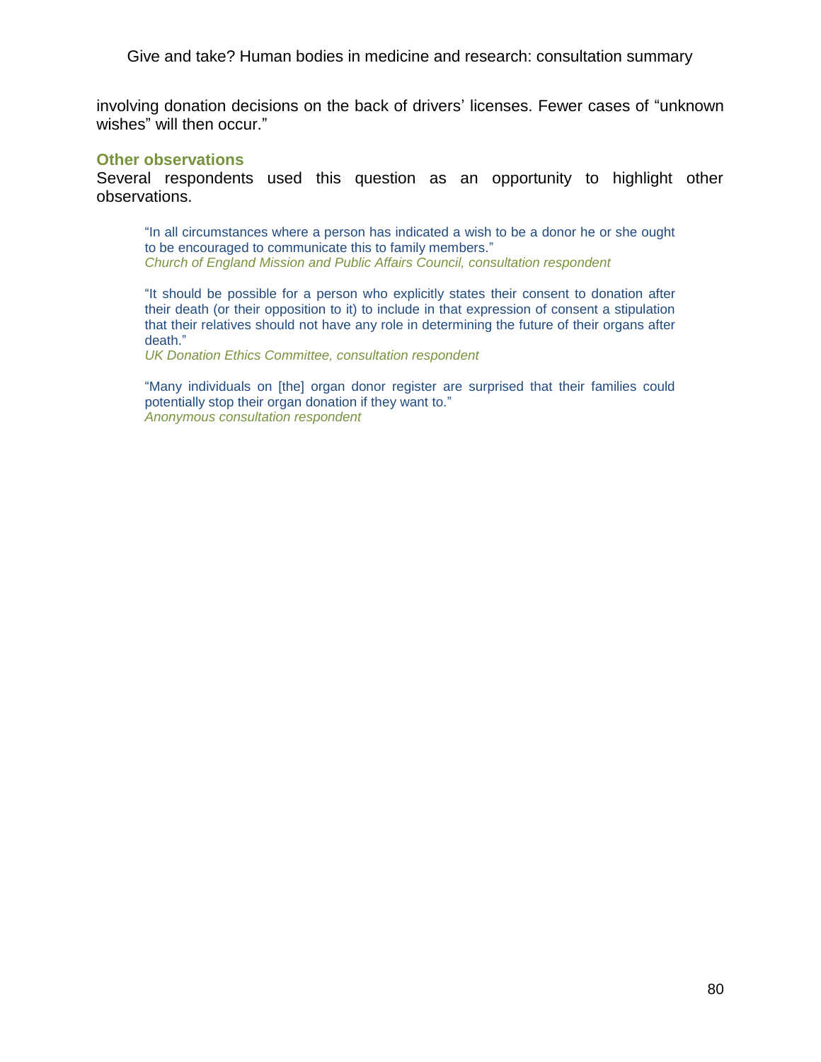involving donation decisions on the back of drivers' licenses. Fewer cases of "unknown wishes" will then occur."

### Other observations

Several respondents used this question as an opportunity to highlight other observations.

> "In all circumstances where a person has indicated a wish to be a donor he or she ought to be encouraged to communicate this to family members."
> *Church of England Mission and Public Affairs Council, consultation respondent*

> "It should be possible for a person who explicitly states their consent to donation after their death (or their opposition to it) to include in that expression of consent a stipulation that their relatives should not have any role in determining the future of their organs after death."
> *UK Donation Ethics Committee, consultation respondent*

> "Many individuals on [the] organ donor register are surprised that their families could potentially stop their organ donation if they want to."
> *Anonymous consultation respondent*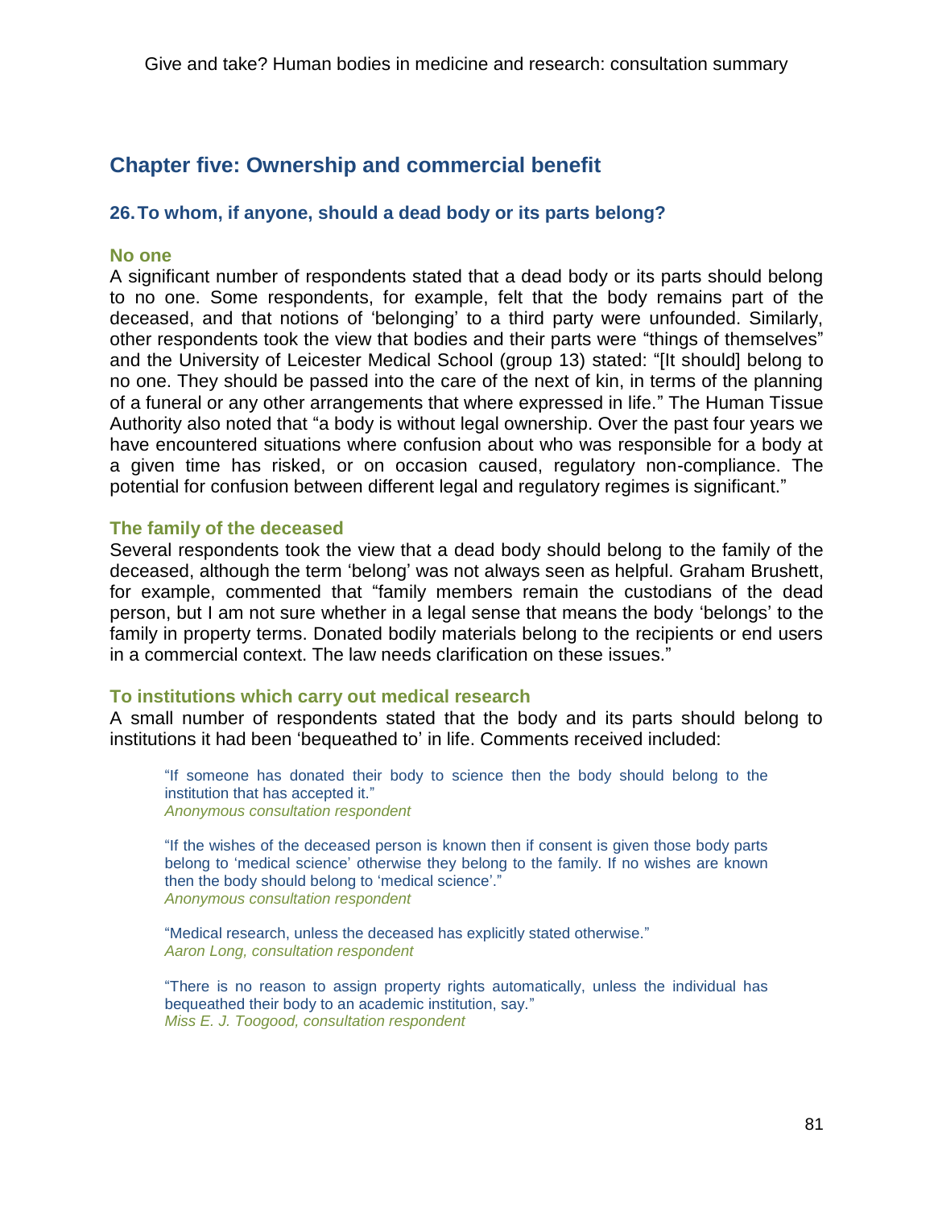# Chapter five: Ownership and commercial benefit

## 26. To whom, if anyone, should a dead body or its parts belong?

### No one

A significant number of respondents stated that a dead body or its parts should belong to no one. Some respondents, for example, felt that the body remains part of the deceased, and that notions of 'belonging' to a third party were unfounded. Similarly, other respondents took the view that bodies and their parts were "things of themselves" and the University of Leicester Medical School (group 13) stated: "[It should] belong to no one. They should be passed into the care of the next of kin, in terms of the planning of a funeral or any other arrangements that where expressed in life." The Human Tissue Authority also noted that "a body is without legal ownership. Over the past four years we have encountered situations where confusion about who was responsible for a body at a given time has risked, or on occasion caused, regulatory non-compliance. The potential for confusion between different legal and regulatory regimes is significant."

### The family of the deceased

Several respondents took the view that a dead body should belong to the family of the deceased, although the term 'belong' was not always seen as helpful. Graham Brushett, for example, commented that "family members remain the custodians of the dead person, but I am not sure whether in a legal sense that means the body 'belongs' to the family in property terms. Donated bodily materials belong to the recipients or end users in a commercial context. The law needs clarification on these issues."

### To institutions which carry out medical research

A small number of respondents stated that the body and its parts should belong to institutions it had been 'bequeathed to' in life. Comments received included:

> "If someone has donated their body to science then the body should belong to the institution that has accepted it."
> *Anonymous consultation respondent*

> "If the wishes of the deceased person is known then if consent is given those body parts belong to 'medical science' otherwise they belong to the family. If no wishes are known then the body should belong to 'medical science'."
> *Anonymous consultation respondent*

> "Medical research, unless the deceased has explicitly stated otherwise."
> *Aaron Long, consultation respondent*

> "There is no reason to assign property rights automatically, unless the individual has bequeathed their body to an academic institution, say."
> *Miss E. J. Toogood, consultation respondent*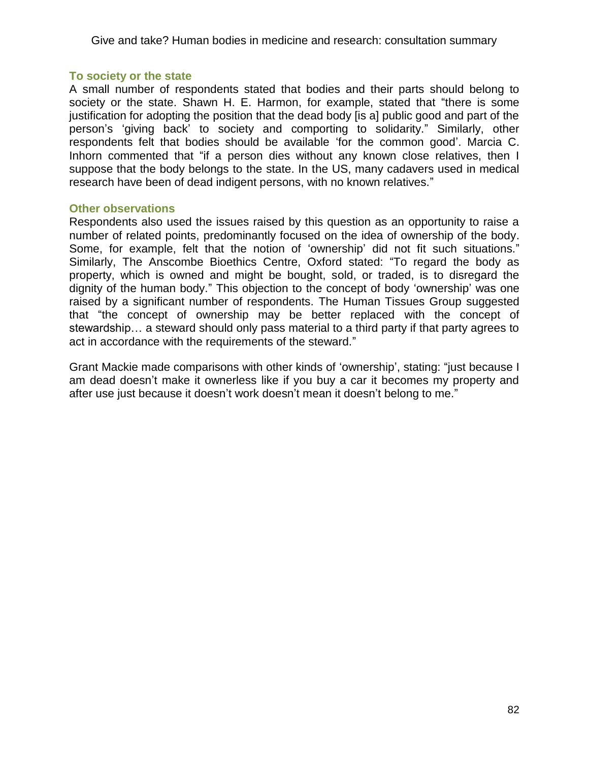### To society or the state

A small number of respondents stated that bodies and their parts should belong to society or the state. Shawn H. E. Harmon, for example, stated that "there is some justification for adopting the position that the dead body [is a] public good and part of the person's 'giving back' to society and comporting to solidarity." Similarly, other respondents felt that bodies should be available 'for the common good'. Marcia C. Inhorn commented that "if a person dies without any known close relatives, then I suppose that the body belongs to the state. In the US, many cadavers used in medical research have been of dead indigent persons, with no known relatives."

### Other observations

Respondents also used the issues raised by this question as an opportunity to raise a number of related points, predominantly focused on the idea of ownership of the body. Some, for example, felt that the notion of 'ownership' did not fit such situations." Similarly, The Anscombe Bioethics Centre, Oxford stated: "To regard the body as property, which is owned and might be bought, sold, or traded, is to disregard the dignity of the human body." This objection to the concept of body 'ownership' was one raised by a significant number of respondents. The Human Tissues Group suggested that "the concept of ownership may be better replaced with the concept of stewardship… a steward should only pass material to a third party if that party agrees to act in accordance with the requirements of the steward."

Grant Mackie made comparisons with other kinds of 'ownership', stating: "just because I am dead doesn't make it ownerless like if you buy a car it becomes my property and after use just because it doesn't work doesn't mean it doesn't belong to me."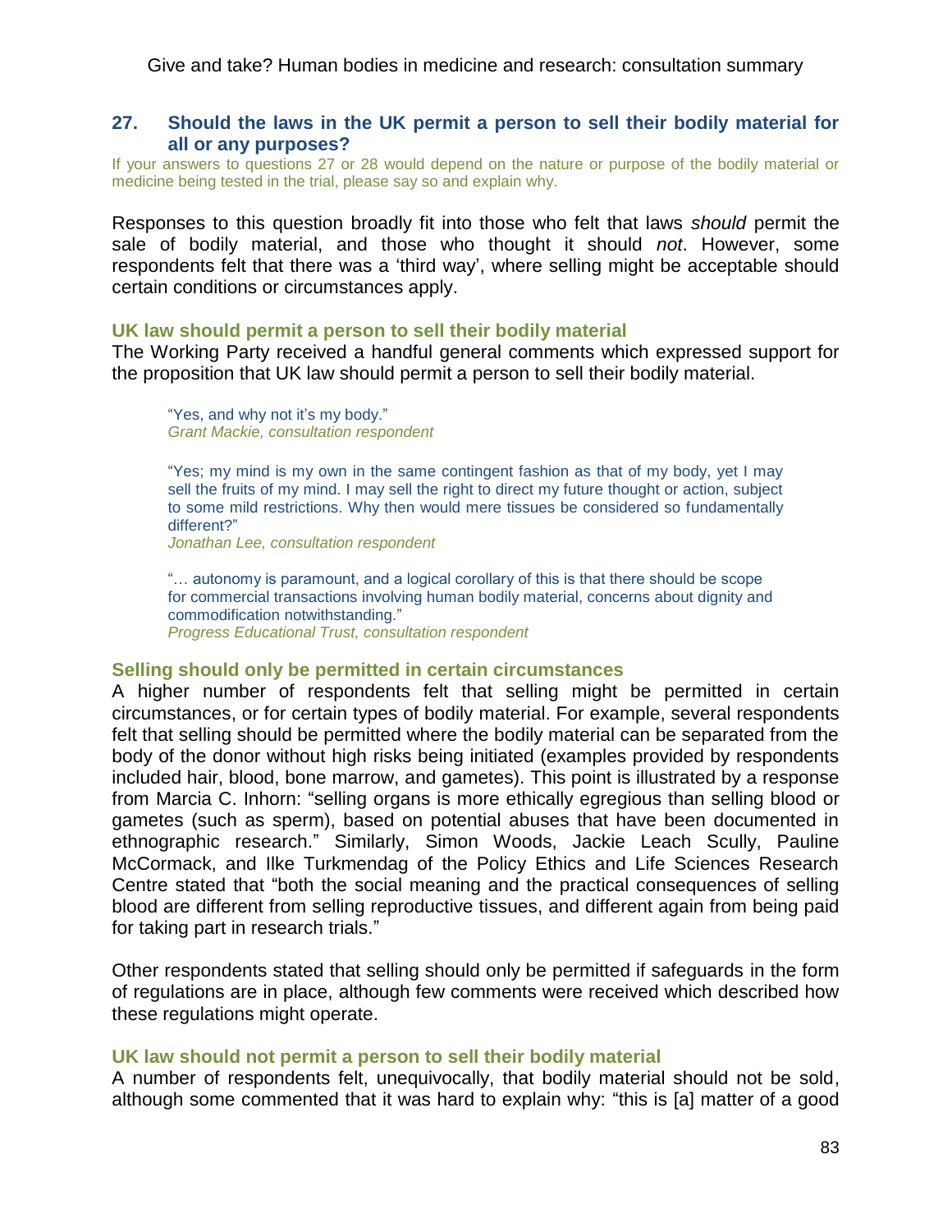## 27. Should the laws in the UK permit a person to sell their bodily material for all or any purposes?

If your answers to questions 27 or 28 would depend on the nature or purpose of the bodily material or medicine being tested in the trial, please say so and explain why.

Responses to this question broadly fit into those who felt that laws *should* permit the sale of bodily material, and those who thought it should *not*. However, some respondents felt that there was a 'third way', where selling might be acceptable should certain conditions or circumstances apply.

### UK law should permit a person to sell their bodily material

The Working Party received a handful general comments which expressed support for the proposition that UK law should permit a person to sell their bodily material.

> "Yes, and why not it's my body."
> *Grant Mackie, consultation respondent*

> "Yes; my mind is my own in the same contingent fashion as that of my body, yet I may sell the fruits of my mind. I may sell the right to direct my future thought or action, subject to some mild restrictions. Why then would mere tissues be considered so fundamentally different?"
> *Jonathan Lee, consultation respondent*

> "… autonomy is paramount, and a logical corollary of this is that there should be scope for commercial transactions involving human bodily material, concerns about dignity and commodification notwithstanding."
> *Progress Educational Trust, consultation respondent*

### Selling should only be permitted in certain circumstances

A higher number of respondents felt that selling might be permitted in certain circumstances, or for certain types of bodily material. For example, several respondents felt that selling should be permitted where the bodily material can be separated from the body of the donor without high risks being initiated (examples provided by respondents included hair, blood, bone marrow, and gametes). This point is illustrated by a response from Marcia C. Inhorn: "selling organs is more ethically egregious than selling blood or gametes (such as sperm), based on potential abuses that have been documented in ethnographic research." Similarly, Simon Woods, Jackie Leach Scully, Pauline McCormack, and Ilke Turkmendag of the Policy Ethics and Life Sciences Research Centre stated that "both the social meaning and the practical consequences of selling blood are different from selling reproductive tissues, and different again from being paid for taking part in research trials."

Other respondents stated that selling should only be permitted if safeguards in the form of regulations are in place, although few comments were received which described how these regulations might operate.

### UK law should not permit a person to sell their bodily material

A number of respondents felt, unequivocally, that bodily material should not be sold, although some commented that it was hard to explain why: "this is [a] matter of a good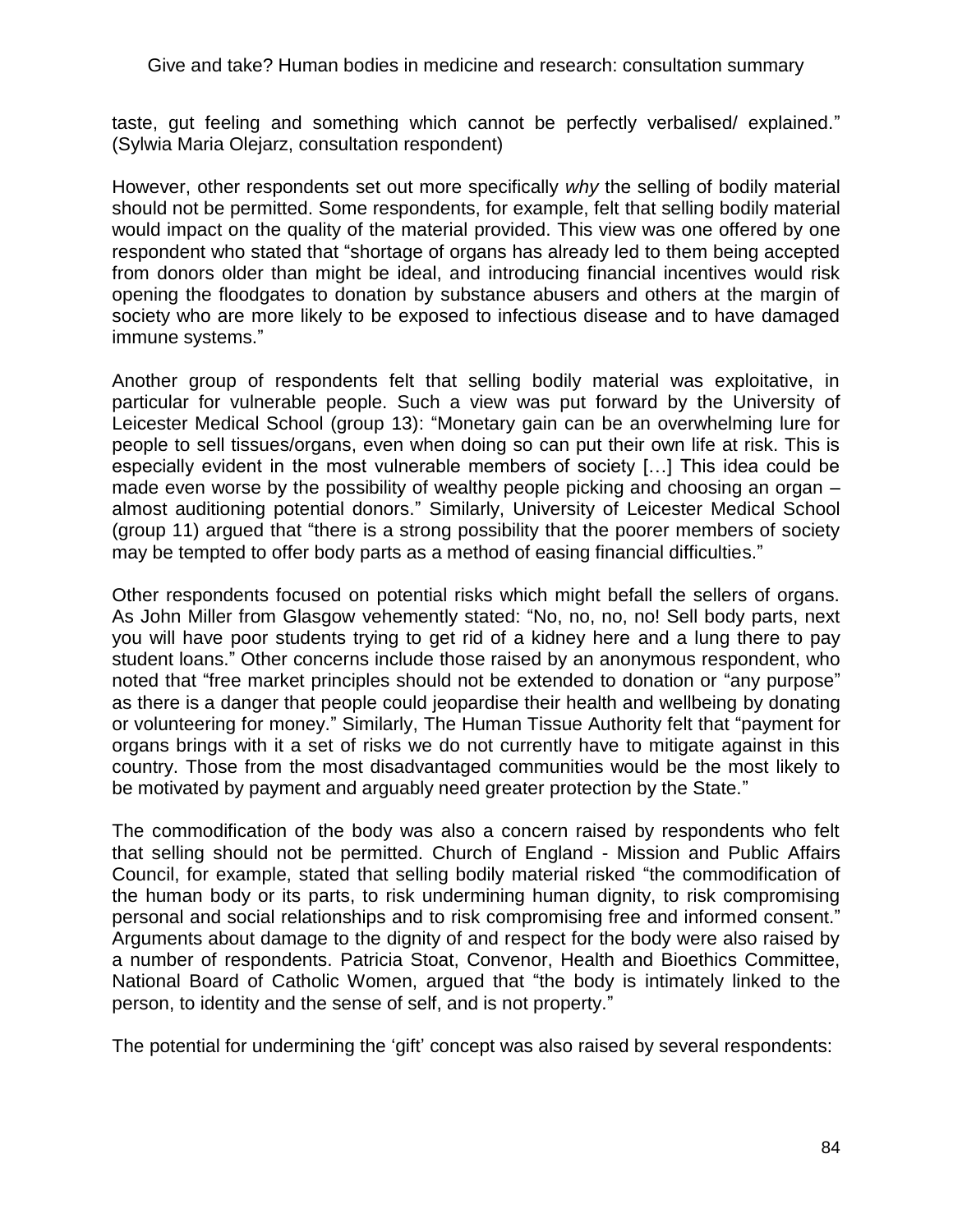taste, gut feeling and something which cannot be perfectly verbalised/ explained." (Sylwia Maria Olejarz, consultation respondent)

However, other respondents set out more specifically *why* the selling of bodily material should not be permitted. Some respondents, for example, felt that selling bodily material would impact on the quality of the material provided. This view was one offered by one respondent who stated that "shortage of organs has already led to them being accepted from donors older than might be ideal, and introducing financial incentives would risk opening the floodgates to donation by substance abusers and others at the margin of society who are more likely to be exposed to infectious disease and to have damaged immune systems."

Another group of respondents felt that selling bodily material was exploitative, in particular for vulnerable people. Such a view was put forward by the University of Leicester Medical School (group 13): "Monetary gain can be an overwhelming lure for people to sell tissues/organs, even when doing so can put their own life at risk. This is especially evident in the most vulnerable members of society […] This idea could be made even worse by the possibility of wealthy people picking and choosing an organ – almost auditioning potential donors." Similarly, University of Leicester Medical School (group 11) argued that "there is a strong possibility that the poorer members of society may be tempted to offer body parts as a method of easing financial difficulties."

Other respondents focused on potential risks which might befall the sellers of organs. As John Miller from Glasgow vehemently stated: "No, no, no, no! Sell body parts, next you will have poor students trying to get rid of a kidney here and a lung there to pay student loans." Other concerns include those raised by an anonymous respondent, who noted that "free market principles should not be extended to donation or "any purpose" as there is a danger that people could jeopardise their health and wellbeing by donating or volunteering for money." Similarly, The Human Tissue Authority felt that "payment for organs brings with it a set of risks we do not currently have to mitigate against in this country. Those from the most disadvantaged communities would be the most likely to be motivated by payment and arguably need greater protection by the State."

The commodification of the body was also a concern raised by respondents who felt that selling should not be permitted. Church of England - Mission and Public Affairs Council, for example, stated that selling bodily material risked "the commodification of the human body or its parts, to risk undermining human dignity, to risk compromising personal and social relationships and to risk compromising free and informed consent." Arguments about damage to the dignity of and respect for the body were also raised by a number of respondents. Patricia Stoat, Convenor, Health and Bioethics Committee, National Board of Catholic Women, argued that "the body is intimately linked to the person, to identity and the sense of self, and is not property."

The potential for undermining the 'gift' concept was also raised by several respondents: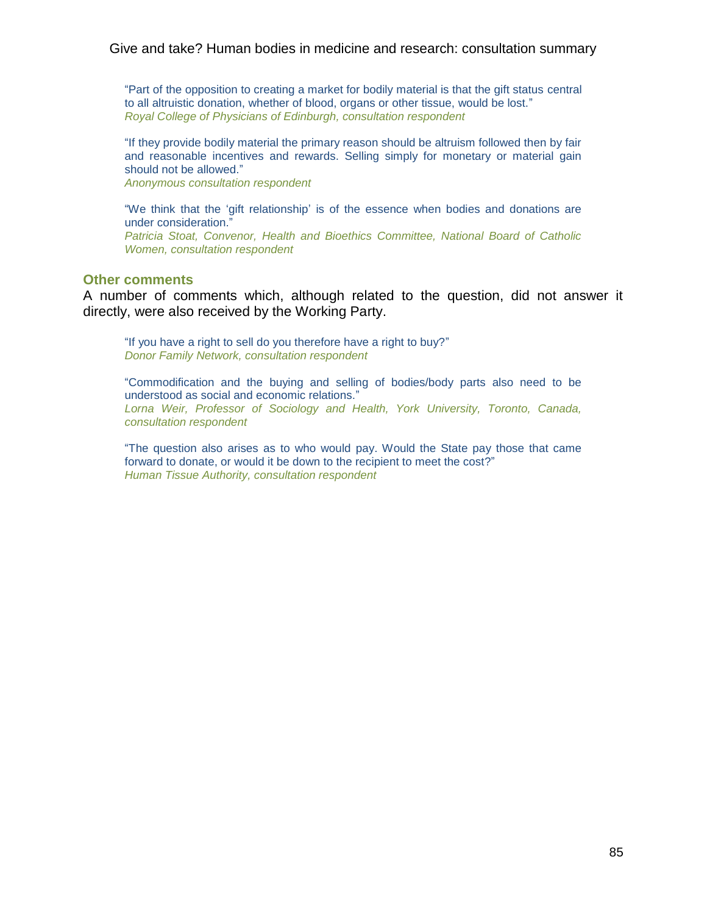"Part of the opposition to creating a market for bodily material is that the gift status central to all altruistic donation, whether of blood, organs or other tissue, would be lost."
*Royal College of Physicians of Edinburgh, consultation respondent*

"If they provide bodily material the primary reason should be altruism followed then by fair and reasonable incentives and rewards. Selling simply for monetary or material gain should not be allowed."
*Anonymous consultation respondent*

"We think that the 'gift relationship' is of the essence when bodies and donations are under consideration."
*Patricia Stoat, Convenor, Health and Bioethics Committee, National Board of Catholic Women, consultation respondent*

## Other comments

A number of comments which, although related to the question, did not answer it directly, were also received by the Working Party.

"If you have a right to sell do you therefore have a right to buy?"
*Donor Family Network, consultation respondent*

"Commodification and the buying and selling of bodies/body parts also need to be understood as social and economic relations."
*Lorna Weir, Professor of Sociology and Health, York University, Toronto, Canada, consultation respondent*

"The question also arises as to who would pay. Would the State pay those that came forward to donate, or would it be down to the recipient to meet the cost?"
*Human Tissue Authority, consultation respondent*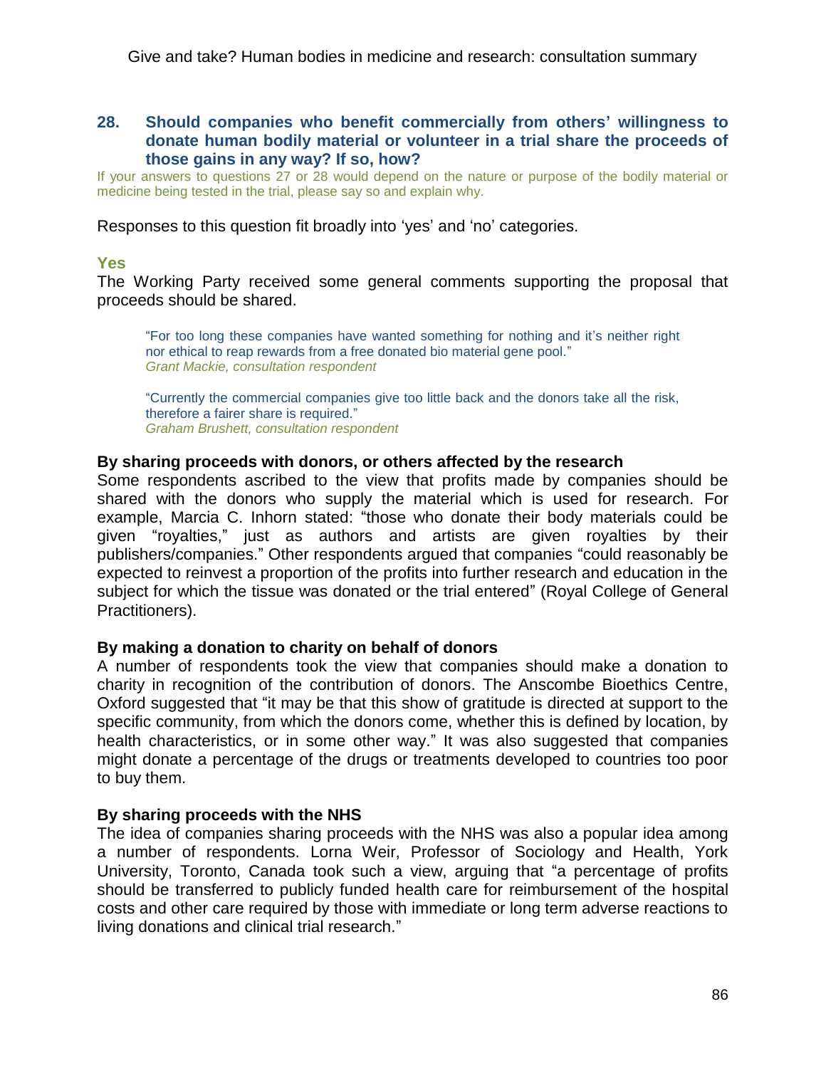### 28. Should companies who benefit commercially from others' willingness to donate human bodily material or volunteer in a trial share the proceeds of those gains in any way? If so, how?

If your answers to questions 27 or 28 would depend on the nature or purpose of the bodily material or medicine being tested in the trial, please say so and explain why.

Responses to this question fit broadly into 'yes' and 'no' categories.

#### Yes

The Working Party received some general comments supporting the proposal that proceeds should be shared.

> "For too long these companies have wanted something for nothing and it's neither right nor ethical to reap rewards from a free donated bio material gene pool."
> *Grant Mackie, consultation respondent*

> "Currently the commercial companies give too little back and the donors take all the risk, therefore a fairer share is required."
> *Graham Brushett, consultation respondent*

**By sharing proceeds with donors, or others affected by the research**

Some respondents ascribed to the view that profits made by companies should be shared with the donors who supply the material which is used for research. For example, Marcia C. Inhorn stated: "those who donate their body materials could be given "royalties," just as authors and artists are given royalties by their publishers/companies." Other respondents argued that companies "could reasonably be expected to reinvest a proportion of the profits into further research and education in the subject for which the tissue was donated or the trial entered" (Royal College of General Practitioners).

**By making a donation to charity on behalf of donors**

A number of respondents took the view that companies should make a donation to charity in recognition of the contribution of donors. The Anscombe Bioethics Centre, Oxford suggested that "it may be that this show of gratitude is directed at support to the specific community, from which the donors come, whether this is defined by location, by health characteristics, or in some other way." It was also suggested that companies might donate a percentage of the drugs or treatments developed to countries too poor to buy them.

**By sharing proceeds with the NHS**

The idea of companies sharing proceeds with the NHS was also a popular idea among a number of respondents. Lorna Weir, Professor of Sociology and Health, York University, Toronto, Canada took such a view, arguing that "a percentage of profits should be transferred to publicly funded health care for reimbursement of the hospital costs and other care required by those with immediate or long term adverse reactions to living donations and clinical trial research."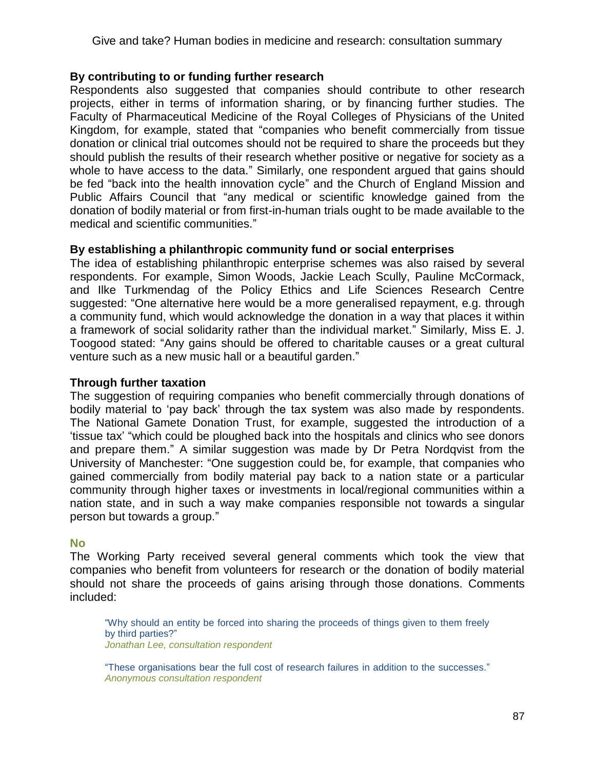**By contributing to or funding further research**

Respondents also suggested that companies should contribute to other research projects, either in terms of information sharing, or by financing further studies. The Faculty of Pharmaceutical Medicine of the Royal Colleges of Physicians of the United Kingdom, for example, stated that "companies who benefit commercially from tissue donation or clinical trial outcomes should not be required to share the proceeds but they should publish the results of their research whether positive or negative for society as a whole to have access to the data." Similarly, one respondent argued that gains should be fed "back into the health innovation cycle" and the Church of England Mission and Public Affairs Council that "any medical or scientific knowledge gained from the donation of bodily material or from first-in-human trials ought to be made available to the medical and scientific communities."

**By establishing a philanthropic community fund or social enterprises**

The idea of establishing philanthropic enterprise schemes was also raised by several respondents. For example, Simon Woods, Jackie Leach Scully, Pauline McCormack, and Ilke Turkmendag of the Policy Ethics and Life Sciences Research Centre suggested: "One alternative here would be a more generalised repayment, e.g. through a community fund, which would acknowledge the donation in a way that places it within a framework of social solidarity rather than the individual market." Similarly, Miss E. J. Toogood stated: "Any gains should be offered to charitable causes or a great cultural venture such as a new music hall or a beautiful garden."

**Through further taxation**

The suggestion of requiring companies who benefit commercially through donations of bodily material to 'pay back' through the tax system was also made by respondents. The National Gamete Donation Trust, for example, suggested the introduction of a 'tissue tax' "which could be ploughed back into the hospitals and clinics who see donors and prepare them." A similar suggestion was made by Dr Petra Nordqvist from the University of Manchester: "One suggestion could be, for example, that companies who gained commercially from bodily material pay back to a nation state or a particular community through higher taxes or investments in local/regional communities within a nation state, and in such a way make companies responsible not towards a singular person but towards a group."

### No

The Working Party received several general comments which took the view that companies who benefit from volunteers for research or the donation of bodily material should not share the proceeds of gains arising through those donations. Comments included:

> "Why should an entity be forced into sharing the proceeds of things given to them freely by third parties?"
> *Jonathan Lee, consultation respondent*

> "These organisations bear the full cost of research failures in addition to the successes."
> *Anonymous consultation respondent*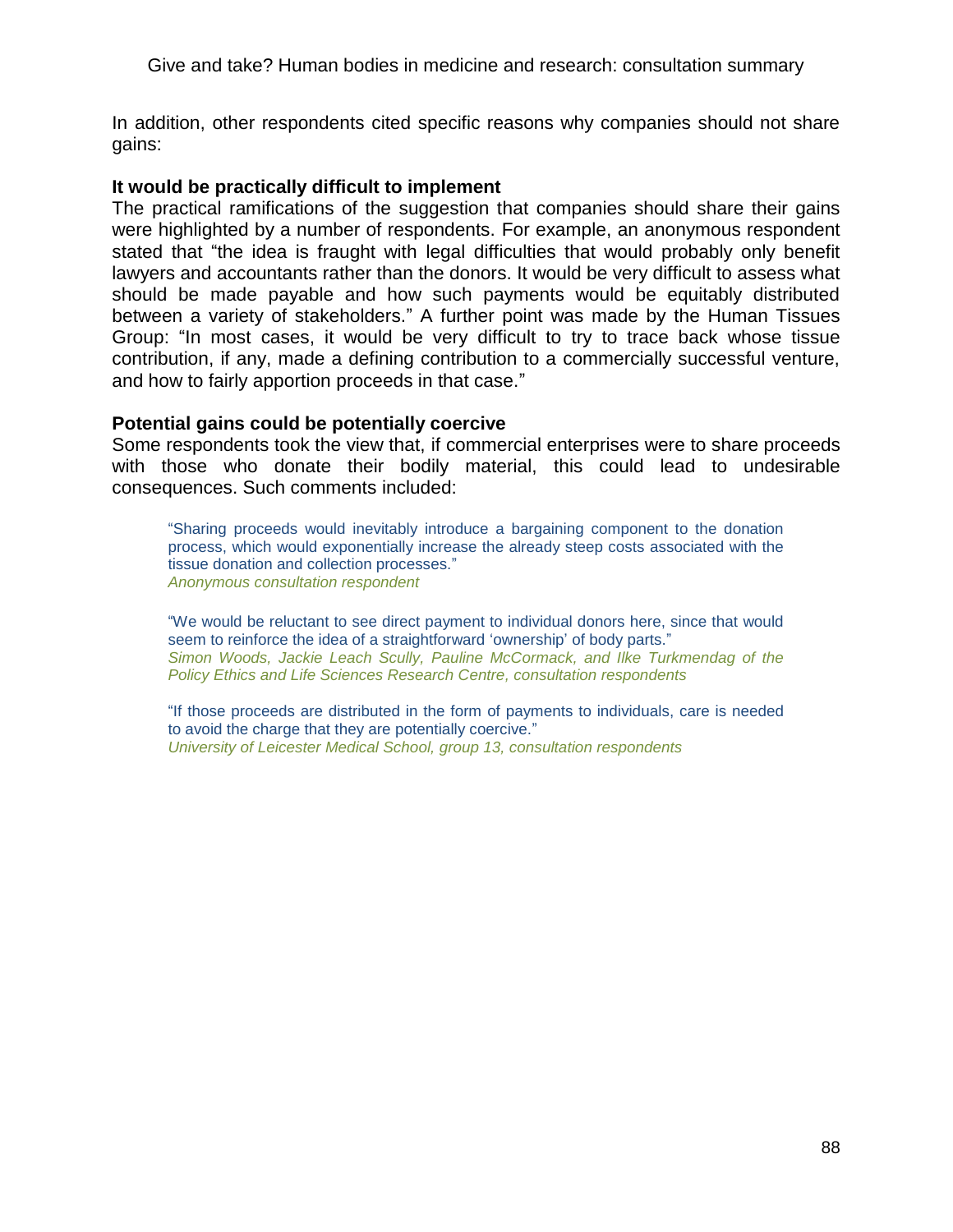In addition, other respondents cited specific reasons why companies should not share gains:

**It would be practically difficult to implement**

The practical ramifications of the suggestion that companies should share their gains were highlighted by a number of respondents. For example, an anonymous respondent stated that "the idea is fraught with legal difficulties that would probably only benefit lawyers and accountants rather than the donors. It would be very difficult to assess what should be made payable and how such payments would be equitably distributed between a variety of stakeholders." A further point was made by the Human Tissues Group: "In most cases, it would be very difficult to try to trace back whose tissue contribution, if any, made a defining contribution to a commercially successful venture, and how to fairly apportion proceeds in that case."

**Potential gains could be potentially coercive**

Some respondents took the view that, if commercial enterprises were to share proceeds with those who donate their bodily material, this could lead to undesirable consequences. Such comments included:

> "Sharing proceeds would inevitably introduce a bargaining component to the donation process, which would exponentially increase the already steep costs associated with the tissue donation and collection processes."
> *Anonymous consultation respondent*

> "We would be reluctant to see direct payment to individual donors here, since that would seem to reinforce the idea of a straightforward 'ownership' of body parts."
> *Simon Woods, Jackie Leach Scully, Pauline McCormack, and Ilke Turkmendag of the Policy Ethics and Life Sciences Research Centre, consultation respondents*

> "If those proceeds are distributed in the form of payments to individuals, care is needed to avoid the charge that they are potentially coercive."
> *University of Leicester Medical School, group 13, consultation respondents*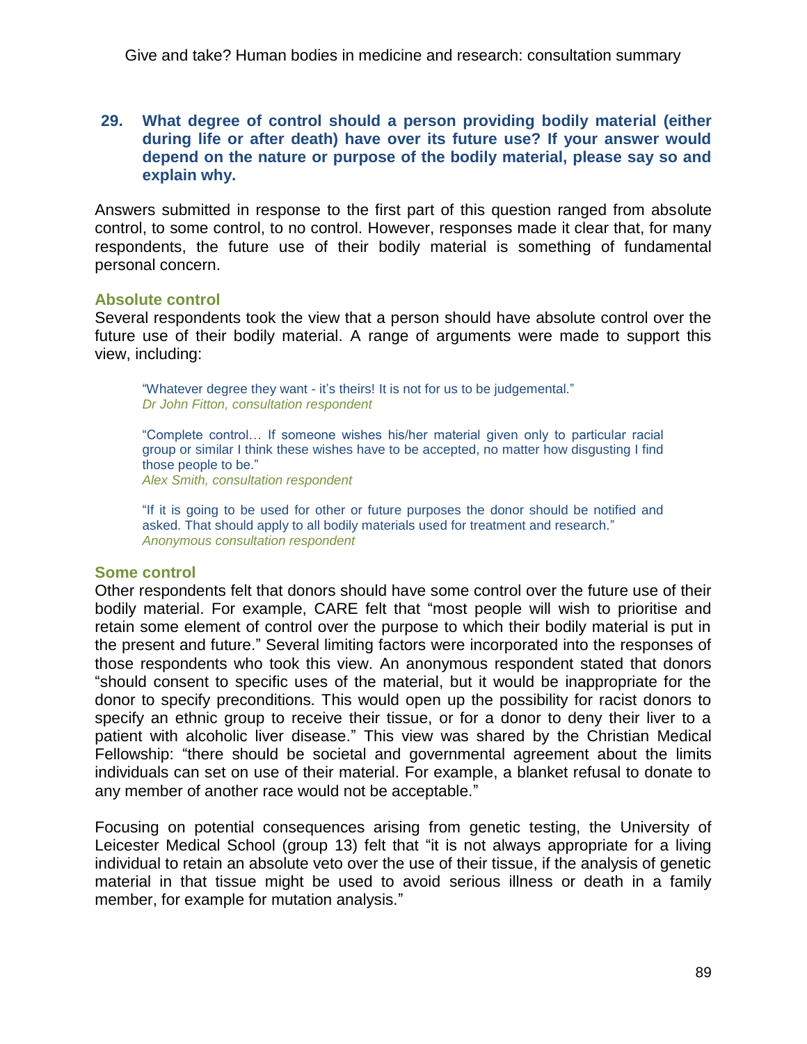**29. What degree of control should a person providing bodily material (either during life or after death) have over its future use? If your answer would depend on the nature or purpose of the bodily material, please say so and explain why.**

Answers submitted in response to the first part of this question ranged from absolute control, to some control, to no control. However, responses made it clear that, for many respondents, the future use of their bodily material is something of fundamental personal concern.

### Absolute control

Several respondents took the view that a person should have absolute control over the future use of their bodily material. A range of arguments were made to support this view, including:

> "Whatever degree they want - it's theirs! It is not for us to be judgemental."
> *Dr John Fitton, consultation respondent*

> "Complete control… If someone wishes his/her material given only to particular racial group or similar I think these wishes have to be accepted, no matter how disgusting I find those people to be."
> *Alex Smith, consultation respondent*

> "If it is going to be used for other or future purposes the donor should be notified and asked. That should apply to all bodily materials used for treatment and research."
> *Anonymous consultation respondent*

### Some control

Other respondents felt that donors should have some control over the future use of their bodily material. For example, CARE felt that "most people will wish to prioritise and retain some element of control over the purpose to which their bodily material is put in the present and future." Several limiting factors were incorporated into the responses of those respondents who took this view. An anonymous respondent stated that donors "should consent to specific uses of the material, but it would be inappropriate for the donor to specify preconditions. This would open up the possibility for racist donors to specify an ethnic group to receive their tissue, or for a donor to deny their liver to a patient with alcoholic liver disease." This view was shared by the Christian Medical Fellowship: "there should be societal and governmental agreement about the limits individuals can set on use of their material. For example, a blanket refusal to donate to any member of another race would not be acceptable."

Focusing on potential consequences arising from genetic testing, the University of Leicester Medical School (group 13) felt that "it is not always appropriate for a living individual to retain an absolute veto over the use of their tissue, if the analysis of genetic material in that tissue might be used to avoid serious illness or death in a family member, for example for mutation analysis."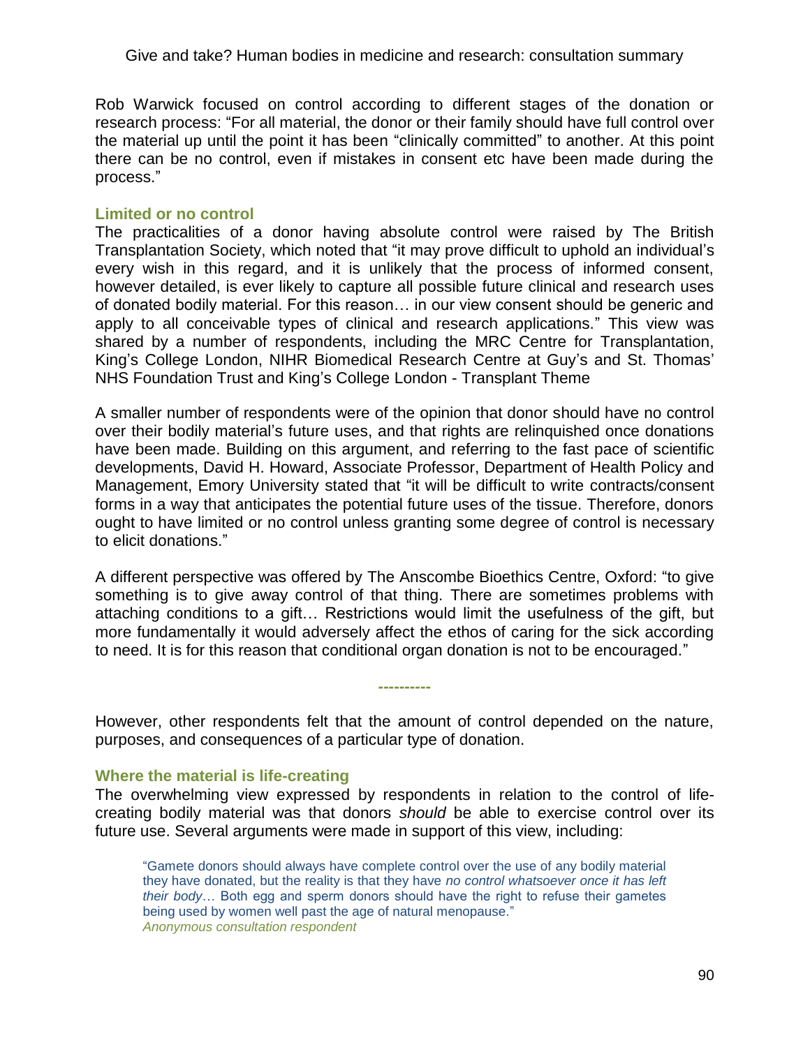Rob Warwick focused on control according to different stages of the donation or research process: "For all material, the donor or their family should have full control over the material up until the point it has been "clinically committed" to another. At this point there can be no control, even if mistakes in consent etc have been made during the process."

### Limited or no control

The practicalities of a donor having absolute control were raised by The British Transplantation Society, which noted that "it may prove difficult to uphold an individual's every wish in this regard, and it is unlikely that the process of informed consent, however detailed, is ever likely to capture all possible future clinical and research uses of donated bodily material. For this reason… in our view consent should be generic and apply to all conceivable types of clinical and research applications." This view was shared by a number of respondents, including the MRC Centre for Transplantation, King's College London, NIHR Biomedical Research Centre at Guy's and St. Thomas' NHS Foundation Trust and King's College London - Transplant Theme

A smaller number of respondents were of the opinion that donor should have no control over their bodily material's future uses, and that rights are relinquished once donations have been made. Building on this argument, and referring to the fast pace of scientific developments, David H. Howard, Associate Professor, Department of Health Policy and Management, Emory University stated that "it will be difficult to write contracts/consent forms in a way that anticipates the potential future uses of the tissue. Therefore, donors ought to have limited or no control unless granting some degree of control is necessary to elicit donations."

A different perspective was offered by The Anscombe Bioethics Centre, Oxford: "to give something is to give away control of that thing. There are sometimes problems with attaching conditions to a gift… Restrictions would limit the usefulness of the gift, but more fundamentally it would adversely affect the ethos of caring for the sick according to need. It is for this reason that conditional organ donation is not to be encouraged."

----------

However, other respondents felt that the amount of control depended on the nature, purposes, and consequences of a particular type of donation.

### Where the material is life-creating

The overwhelming view expressed by respondents in relation to the control of life-creating bodily material was that donors *should* be able to exercise control over its future use. Several arguments were made in support of this view, including:

> "Gamete donors should always have complete control over the use of any bodily material they have donated, but the reality is that they have *no control whatsoever once it has left their body*… Both egg and sperm donors should have the right to refuse their gametes being used by women well past the age of natural menopause."
> *Anonymous consultation respondent*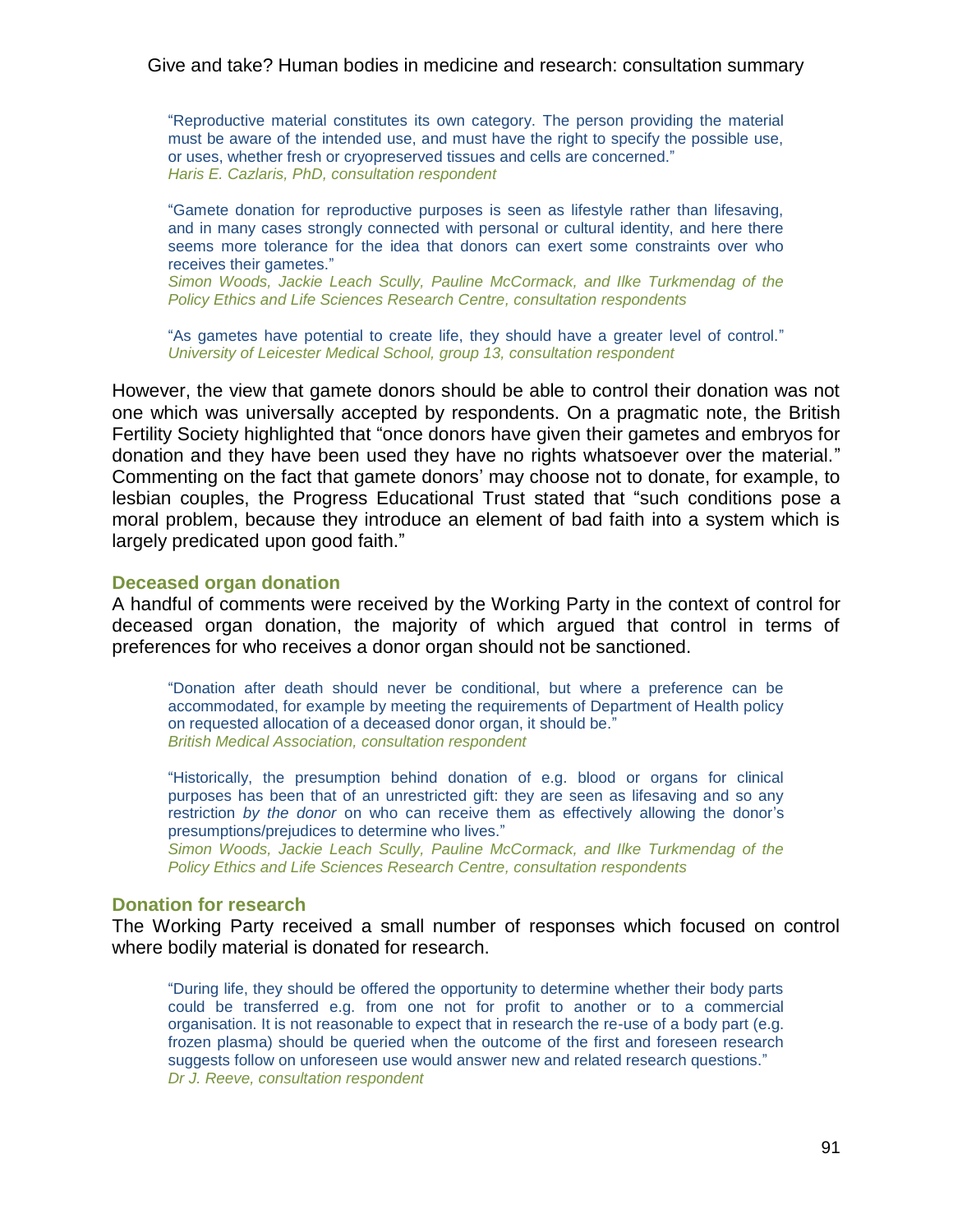> "Reproductive material constitutes its own category. The person providing the material must be aware of the intended use, and must have the right to specify the possible use, or uses, whether fresh or cryopreserved tissues and cells are concerned."
> *Haris E. Cazlaris, PhD, consultation respondent*

> "Gamete donation for reproductive purposes is seen as lifestyle rather than lifesaving, and in many cases strongly connected with personal or cultural identity, and here there seems more tolerance for the idea that donors can exert some constraints over who receives their gametes."
> *Simon Woods, Jackie Leach Scully, Pauline McCormack, and Ilke Turkmendag of the Policy Ethics and Life Sciences Research Centre, consultation respondents*

> "As gametes have potential to create life, they should have a greater level of control."
> *University of Leicester Medical School, group 13, consultation respondent*

However, the view that gamete donors should be able to control their donation was not one which was universally accepted by respondents. On a pragmatic note, the British Fertility Society highlighted that "once donors have given their gametes and embryos for donation and they have been used they have no rights whatsoever over the material." Commenting on the fact that gamete donors' may choose not to donate, for example, to lesbian couples, the Progress Educational Trust stated that "such conditions pose a moral problem, because they introduce an element of bad faith into a system which is largely predicated upon good faith."

### Deceased organ donation

A handful of comments were received by the Working Party in the context of control for deceased organ donation, the majority of which argued that control in terms of preferences for who receives a donor organ should not be sanctioned.

> "Donation after death should never be conditional, but where a preference can be accommodated, for example by meeting the requirements of Department of Health policy on requested allocation of a deceased donor organ, it should be."
> *British Medical Association, consultation respondent*

> "Historically, the presumption behind donation of e.g. blood or organs for clinical purposes has been that of an unrestricted gift: they are seen as lifesaving and so any restriction *by the donor* on who can receive them as effectively allowing the donor's presumptions/prejudices to determine who lives."
> *Simon Woods, Jackie Leach Scully, Pauline McCormack, and Ilke Turkmendag of the Policy Ethics and Life Sciences Research Centre, consultation respondents*

### Donation for research

The Working Party received a small number of responses which focused on control where bodily material is donated for research.

> "During life, they should be offered the opportunity to determine whether their body parts could be transferred e.g. from one not for profit to another or to a commercial organisation. It is not reasonable to expect that in research the re-use of a body part (e.g. frozen plasma) should be queried when the outcome of the first and foreseen research suggests follow on unforeseen use would answer new and related research questions."
> *Dr J. Reeve, consultation respondent*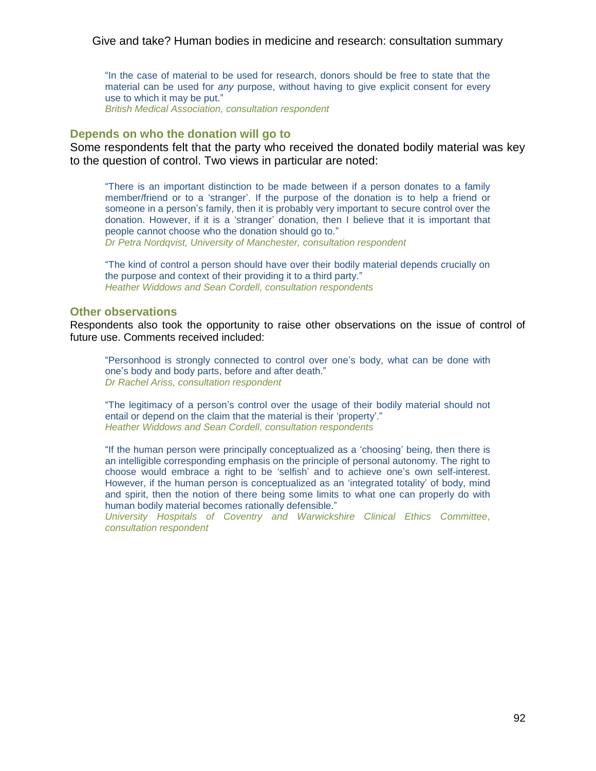> "In the case of material to be used for research, donors should be free to state that the material can be used for *any* purpose, without having to give explicit consent for every use to which it may be put."
> *British Medical Association, consultation respondent*

### Depends on who the donation will go to

Some respondents felt that the party who received the donated bodily material was key to the question of control. Two views in particular are noted:

> "There is an important distinction to be made between if a person donates to a family member/friend or to a 'stranger'. If the purpose of the donation is to help a friend or someone in a person's family, then it is probably very important to secure control over the donation. However, if it is a 'stranger' donation, then I believe that it is important that people cannot choose who the donation should go to."
> *Dr Petra Nordqvist, University of Manchester, consultation respondent*

> "The kind of control a person should have over their bodily material depends crucially on the purpose and context of their providing it to a third party."
> *Heather Widdows and Sean Cordell, consultation respondents*

### Other observations

Respondents also took the opportunity to raise other observations on the issue of control of future use. Comments received included:

> "Personhood is strongly connected to control over one's body, what can be done with one's body and body parts, before and after death."
> *Dr Rachel Ariss, consultation respondent*

> "The legitimacy of a person's control over the usage of their bodily material should not entail or depend on the claim that the material is their 'property'."
> *Heather Widdows and Sean Cordell, consultation respondents*

> "If the human person were principally conceptualized as a 'choosing' being, then there is an intelligible corresponding emphasis on the principle of personal autonomy. The right to choose would embrace a right to be 'selfish' and to achieve one's own self-interest. However, if the human person is conceptualized as an 'integrated totality' of body, mind and spirit, then the notion of there being some limits to what one can properly do with human bodily material becomes rationally defensible."
> *University Hospitals of Coventry and Warwickshire Clinical Ethics Committee, consultation respondent*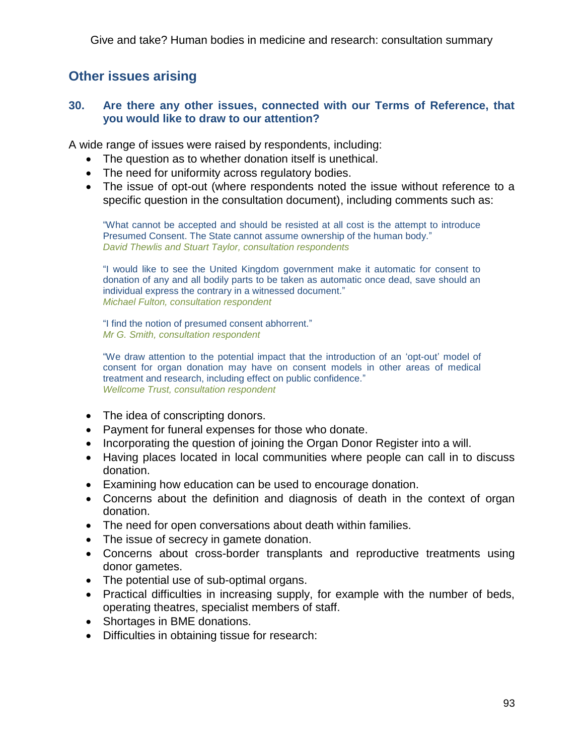## Other issues arising

### 30. Are there any other issues, connected with our Terms of Reference, that you would like to draw to our attention?

A wide range of issues were raised by respondents, including:

- The question as to whether donation itself is unethical.
- The need for uniformity across regulatory bodies.
- The issue of opt-out (where respondents noted the issue without reference to a specific question in the consultation document), including comments such as:

> "What cannot be accepted and should be resisted at all cost is the attempt to introduce Presumed Consent. The State cannot assume ownership of the human body."
> *David Thewlis and Stuart Taylor, consultation respondents*

> "I would like to see the United Kingdom government make it automatic for consent to donation of any and all bodily parts to be taken as automatic once dead, save should an individual express the contrary in a witnessed document."
> *Michael Fulton, consultation respondent*

> "I find the notion of presumed consent abhorrent."
> *Mr G. Smith, consultation respondent*

> "We draw attention to the potential impact that the introduction of an 'opt-out' model of consent for organ donation may have on consent models in other areas of medical treatment and research, including effect on public confidence."
> *Wellcome Trust, consultation respondent*

- The idea of conscripting donors.
- Payment for funeral expenses for those who donate.
- Incorporating the question of joining the Organ Donor Register into a will.
- Having places located in local communities where people can call in to discuss donation.
- Examining how education can be used to encourage donation.
- Concerns about the definition and diagnosis of death in the context of organ donation.
- The need for open conversations about death within families.
- The issue of secrecy in gamete donation.
- Concerns about cross-border transplants and reproductive treatments using donor gametes.
- The potential use of sub-optimal organs.
- Practical difficulties in increasing supply, for example with the number of beds, operating theatres, specialist members of staff.
- Shortages in BME donations.
- Difficulties in obtaining tissue for research: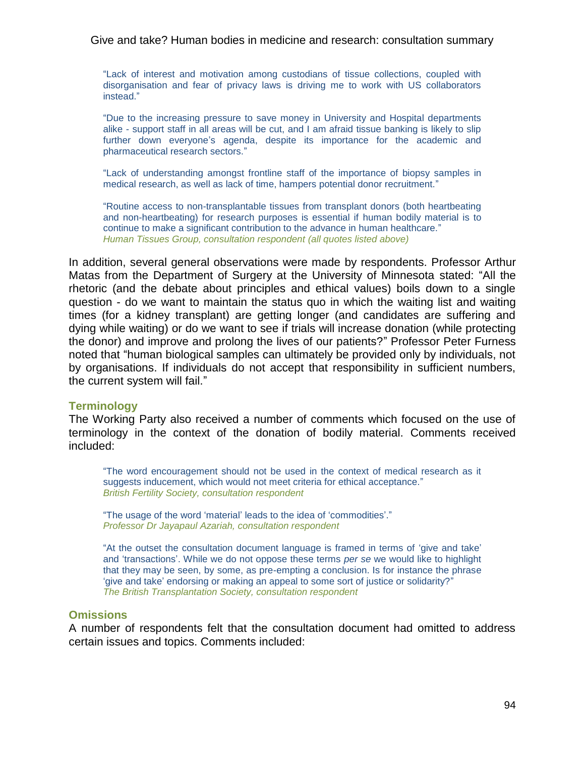> "Lack of interest and motivation among custodians of tissue collections, coupled with disorganisation and fear of privacy laws is driving me to work with US collaborators instead."
>
> "Due to the increasing pressure to save money in University and Hospital departments alike - support staff in all areas will be cut, and I am afraid tissue banking is likely to slip further down everyone's agenda, despite its importance for the academic and pharmaceutical research sectors."
>
> "Lack of understanding amongst frontline staff of the importance of biopsy samples in medical research, as well as lack of time, hampers potential donor recruitment."
>
> "Routine access to non-transplantable tissues from transplant donors (both heartbeating and non-heartbeating) for research purposes is essential if human bodily material is to continue to make a significant contribution to the advance in human healthcare."
> *Human Tissues Group, consultation respondent (all quotes listed above)*

In addition, several general observations were made by respondents. Professor Arthur Matas from the Department of Surgery at the University of Minnesota stated: "All the rhetoric (and the debate about principles and ethical values) boils down to a single question - do we want to maintain the status quo in which the waiting list and waiting times (for a kidney transplant) are getting longer (and candidates are suffering and dying while waiting) or do we want to see if trials will increase donation (while protecting the donor) and improve and prolong the lives of our patients?" Professor Peter Furness noted that "human biological samples can ultimately be provided only by individuals, not by organisations. If individuals do not accept that responsibility in sufficient numbers, the current system will fail."

### Terminology

The Working Party also received a number of comments which focused on the use of terminology in the context of the donation of bodily material. Comments received included:

> "The word encouragement should not be used in the context of medical research as it suggests inducement, which would not meet criteria for ethical acceptance."
> *British Fertility Society, consultation respondent*
>
> "The usage of the word 'material' leads to the idea of 'commodities'."
> *Professor Dr Jayapaul Azariah, consultation respondent*
>
> "At the outset the consultation document language is framed in terms of 'give and take' and 'transactions'. While we do not oppose these terms *per se* we would like to highlight that they may be seen, by some, as pre-empting a conclusion. Is for instance the phrase 'give and take' endorsing or making an appeal to some sort of justice or solidarity?"
> *The British Transplantation Society, consultation respondent*

### Omissions

A number of respondents felt that the consultation document had omitted to address certain issues and topics. Comments included: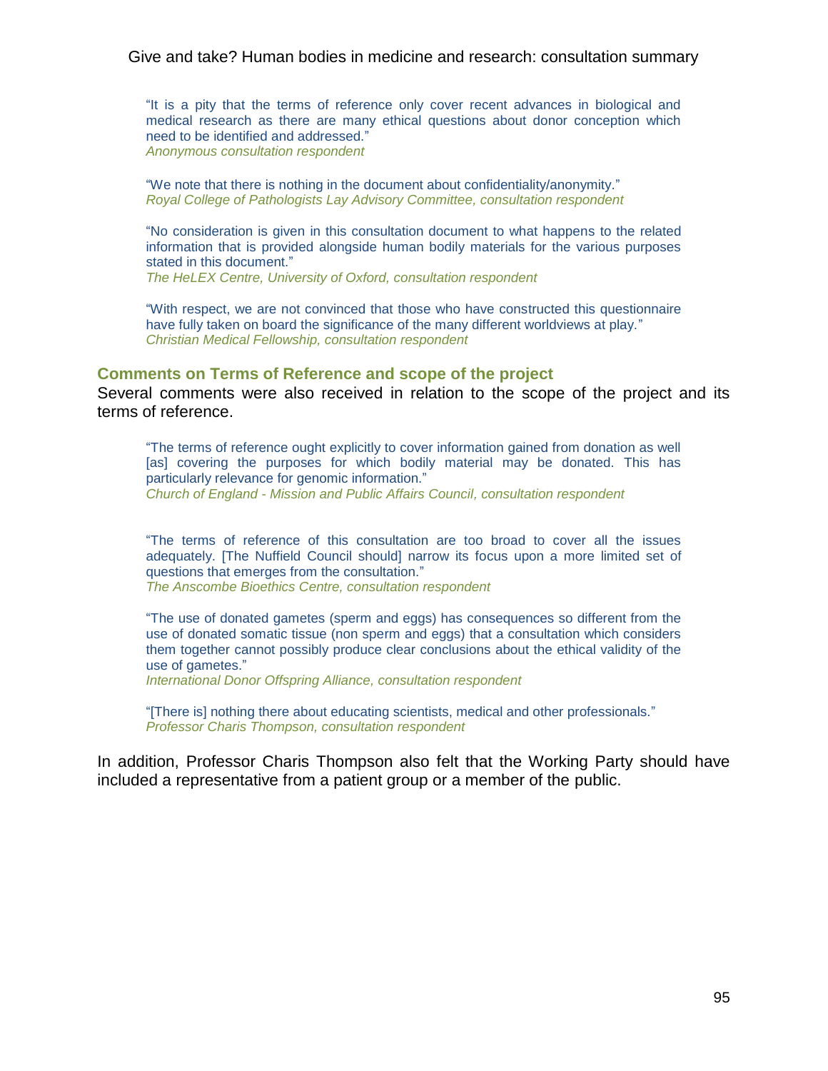"It is a pity that the terms of reference only cover recent advances in biological and medical research as there are many ethical questions about donor conception which need to be identified and addressed."
*Anonymous consultation respondent*

"We note that there is nothing in the document about confidentiality/anonymity."
*Royal College of Pathologists Lay Advisory Committee, consultation respondent*

"No consideration is given in this consultation document to what happens to the related information that is provided alongside human bodily materials for the various purposes stated in this document."
*The HeLEX Centre, University of Oxford, consultation respondent*

"With respect, we are not convinced that those who have constructed this questionnaire have fully taken on board the significance of the many different worldviews at play."
*Christian Medical Fellowship, consultation respondent*

### Comments on Terms of Reference and scope of the project

Several comments were also received in relation to the scope of the project and its terms of reference.

"The terms of reference ought explicitly to cover information gained from donation as well [as] covering the purposes for which bodily material may be donated. This has particularly relevance for genomic information."
*Church of England - Mission and Public Affairs Council, consultation respondent*

"The terms of reference of this consultation are too broad to cover all the issues adequately. [The Nuffield Council should] narrow its focus upon a more limited set of questions that emerges from the consultation."
*The Anscombe Bioethics Centre, consultation respondent*

"The use of donated gametes (sperm and eggs) has consequences so different from the use of donated somatic tissue (non sperm and eggs) that a consultation which considers them together cannot possibly produce clear conclusions about the ethical validity of the use of gametes."
*International Donor Offspring Alliance, consultation respondent*

"[There is] nothing there about educating scientists, medical and other professionals."
*Professor Charis Thompson, consultation respondent*

In addition, Professor Charis Thompson also felt that the Working Party should have included a representative from a patient group or a member of the public.